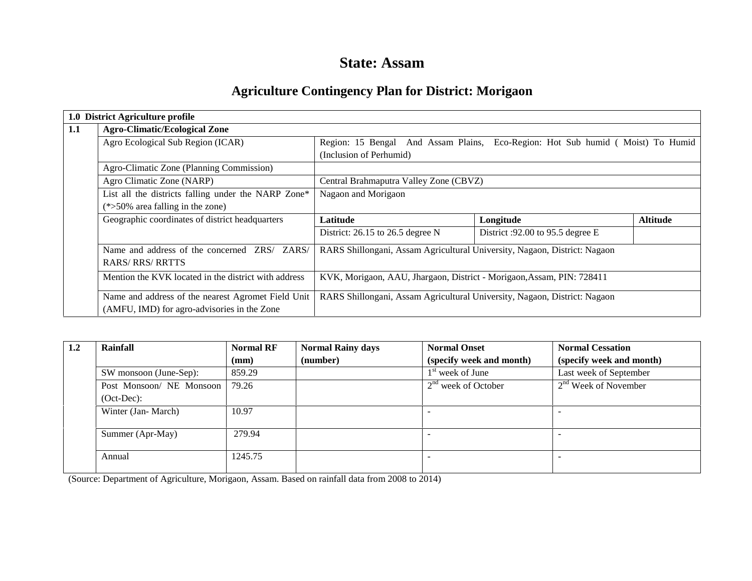# State: Assam

## Agriculture Contingency Plan for District: Morigaon

| **1.0 District Agriculture profile** | | | | |
|---|---|---|---|---|
| **1.1** | **Agro-Climatic/Ecological Zone** | | | |
| | Agro Ecological Sub Region (ICAR) | Region: 15 Bengal And Assam Plains, Eco-Region: Hot Sub humid ( Moist) To Humid (Inclusion of Perhumid) | | |
| | Agro-Climatic Zone (Planning Commission) | | | |
| | Agro Climatic Zone (NARP) | Central Brahmaputra Valley Zone (CBVZ) | | |
| | List all the districts falling under the NARP Zone* (*>50% area falling in the zone) | Nagaon and Morigaon | | |
| | Geographic coordinates of district headquarters | **Latitude** | **Longitude** | **Altitude** |
| | | District: 26.15 to 26.5 degree N | District :92.00 to 95.5 degree E | |
| | Name and address of the concerned ZRS/ ZARS/ RARS/ RRS/ RRTTS | RARS Shillongani, Assam Agricultural University, Nagaon, District: Nagaon | | |
| | Mention the KVK located in the district with address | KVK, Morigaon, AAU, Jhargaon, District - Morigaon,Assam, PIN: 728411 | | |
| | Name and address of the nearest Agromet Field Unit (AMFU, IMD) for agro-advisories in the Zone | RARS Shillongani, Assam Agricultural University, Nagaon, District: Nagaon | | |

| **1.2** | **Rainfall** | **Normal RF (mm)** | **Normal Rainy days (number)** | **Normal Onset (specify week and month)** | **Normal Cessation (specify week and month)** |
|---|---|---|---|---|---|
| | SW monsoon (June-Sep): | 859.29 | | 1st week of June | Last week of September |
| | Post Monsoon/ NE Monsoon (Oct-Dec): | 79.26 | | 2nd week of October | 2nd Week of November |
| | Winter (Jan- March) | 10.97 | | - | - |
| | Summer (Apr-May) | 279.94 | | - | - |
| | Annual | 1245.75 | | - | - |

(Source: Department of Agriculture, Morigaon, Assam. Based on rainfall data from 2008 to 2014)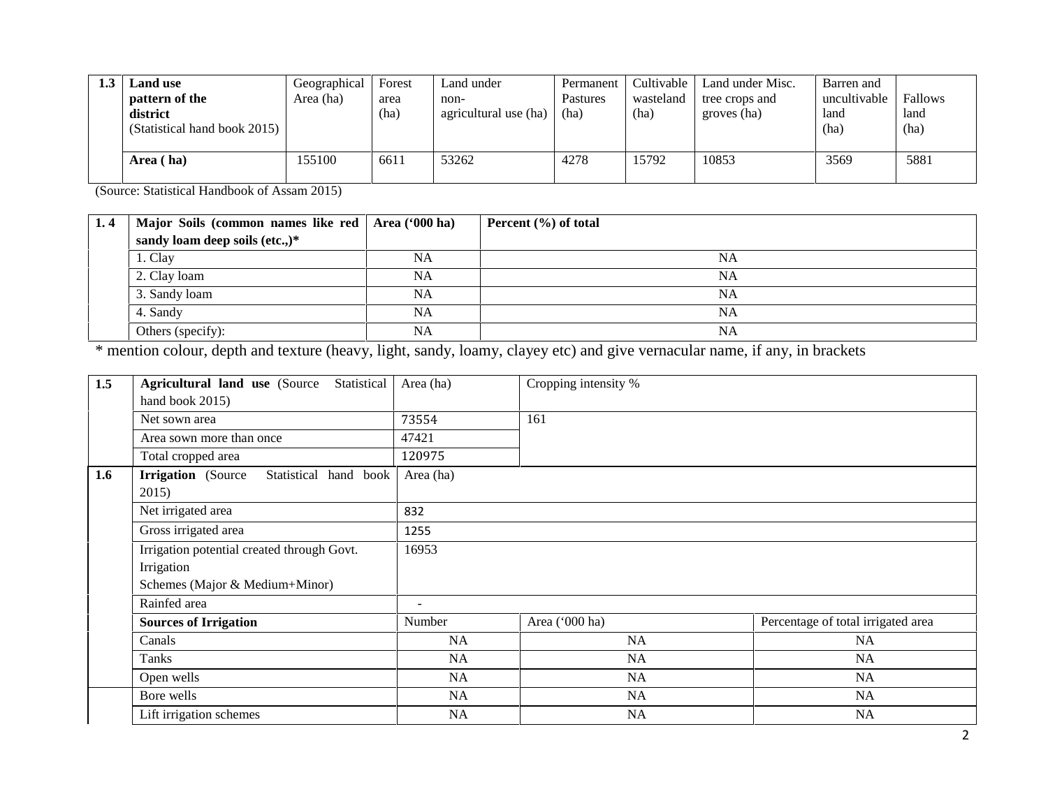| 1.3 | **Land use pattern of the district** (Statistical hand book 2015) | Geographical Area (ha) | Forest area (ha) | Land under non-agricultural use (ha) | Permanent Pastures (ha) | Cultivable wasteland (ha) | Land under Misc. tree crops and groves (ha) | Barren and uncultivable land (ha) | Fallows land (ha) |
|---|---|---|---|---|---|---|---|---|---|
| | **Area ( ha)** | 155100 | 6611 | 53262 | 4278 | 15792 | 10853 | 3569 | 5881 |

(Source: Statistical Handbook of Assam 2015)

| 1. 4 | **Major Soils (common names like red sandy loam deep soils (etc.,)*** | **Area ('000 ha)** | **Percent (%) of total** |
|---|---|---|---|
| | 1. Clay | NA | NA |
| | 2. Clay loam | NA | NA |
| | 3. Sandy loam | NA | NA |
| | 4. Sandy | NA | NA |
| | Others (specify): | NA | NA |

* mention colour, depth and texture (heavy, light, sandy, loamy, clayey etc) and give vernacular name, if any, in brackets

| 1.5 | **Agricultural land use** (Source Statistical hand book 2015) | Area (ha) | Cropping intensity % | |
|---|---|---|---|---|
| | Net sown area | 73554 | 161 | |
| | Area sown more than once | 47421 | | |
| | Total cropped area | 120975 | | |
| **1.6** | **Irrigation** (Source Statistical hand book 2015) | Area (ha) | | |
| | Net irrigated area | 832 | | |
| | Gross irrigated area | 1255 | | |
| | Irrigation potential created through Govt. Irrigation Schemes (Major & Medium+Minor) | 16953 | | |
| | Rainfed area | - | | |
| | **Sources of Irrigation** | Number | Area ('000 ha) | Percentage of total irrigated area |
| | Canals | NA | NA | NA |
| | Tanks | NA | NA | NA |
| | Open wells | NA | NA | NA |
| | Bore wells | NA | NA | NA |
| | Lift irrigation schemes | NA | NA | NA |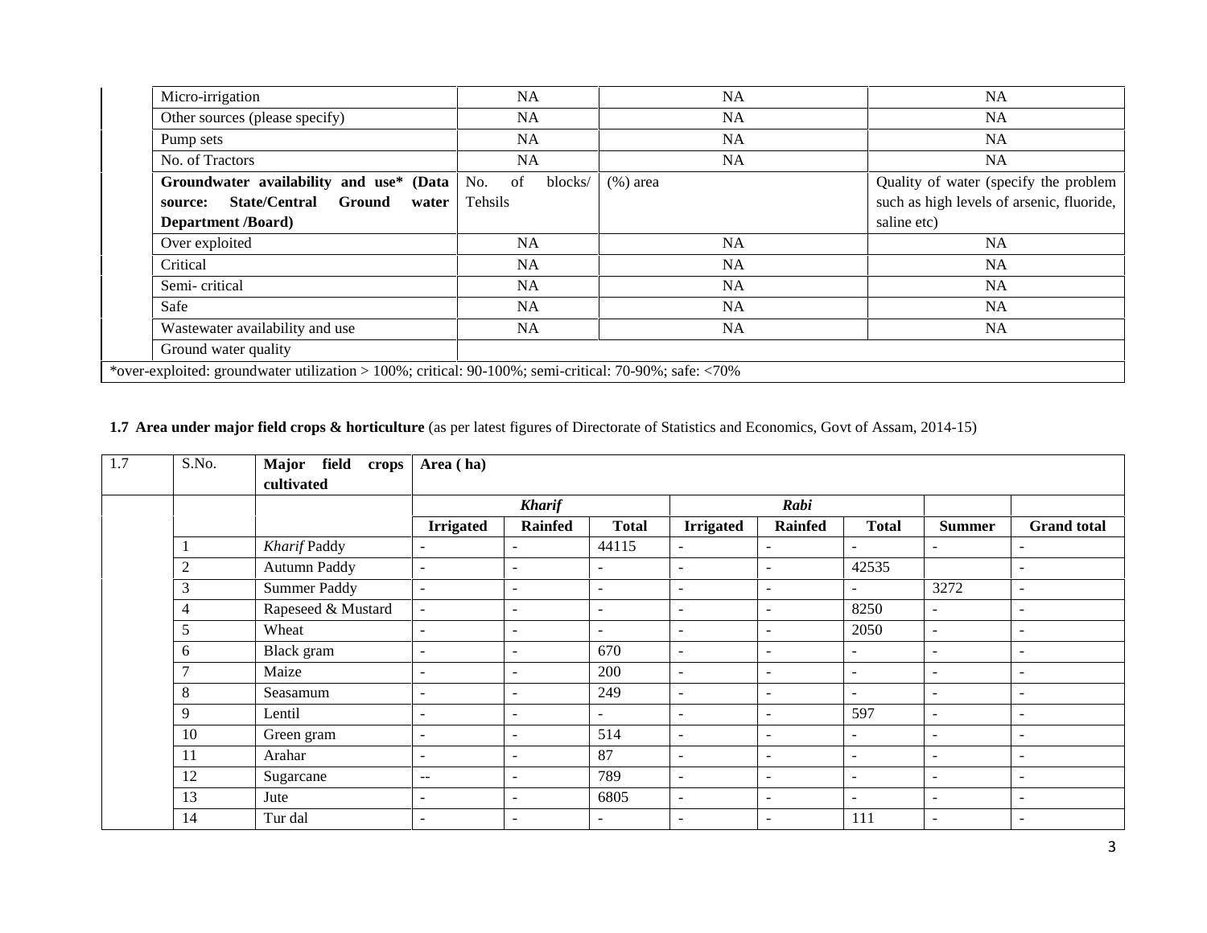| | | | |
|---|---|---|---|
| Micro-irrigation | NA | NA | NA |
| Other sources (please specify) | NA | NA | NA |
| Pump sets | NA | NA | NA |
| No. of Tractors | NA | NA | NA |
| **Groundwater availability and use\* (Data source: State/Central Ground water Department /Board)** | No. of blocks/ Tehsils | (%) area | Quality of water (specify the problem such as high levels of arsenic, fluoride, saline etc) |
| Over exploited | NA | NA | NA |
| Critical | NA | NA | NA |
| Semi- critical | NA | NA | NA |
| Safe | NA | NA | NA |
| Wastewater availability and use | NA | NA | NA |
| Ground water quality | | | |
| *over-exploited: groundwater utilization > 100%; critical: 90-100%; semi-critical: 70-90%; safe: <70% | | | |

**1.7 Area under major field crops & horticulture** (as per latest figures of Directorate of Statistics and Economics, Govt of Assam, 2014-15)

| 1.7 | S.No. | **Major field crops cultivated** | **Area ( ha)** | | | | | | | |
|---|---|---|---|---|---|---|---|---|---|---|
| | | | ***Kharif*** | | | ***Rabi*** | | | | |
| | | | **Irrigated** | **Rainfed** | **Total** | **Irrigated** | **Rainfed** | **Total** | **Summer** | **Grand total** |
| | 1 | *Kharif* Paddy | - | - | 44115 | - | - | - | - | - |
| | 2 | Autumn Paddy | - | - | - | - | - | 42535 | | - |
| | 3 | Summer Paddy | - | - | - | - | - | - | 3272 | - |
| | 4 | Rapeseed & Mustard | - | - | - | - | - | 8250 | - | - |
| | 5 | Wheat | - | - | - | - | - | 2050 | - | - |
| | 6 | Black gram | - | - | 670 | - | - | - | - | - |
| | 7 | Maize | - | - | 200 | - | - | - | - | - |
| | 8 | Seasamum | - | - | 249 | - | - | - | - | - |
| | 9 | Lentil | - | - | - | - | - | 597 | - | - |
| | 10 | Green gram | - | - | 514 | - | - | - | - | - |
| | 11 | Arahar | - | - | 87 | - | - | - | - | - |
| | 12 | Sugarcane | -- | - | 789 | - | - | - | - | - |
| | 13 | Jute | - | - | 6805 | - | - | - | - | - |
| | 14 | Tur dal | - | - | - | - | - | 111 | - | - |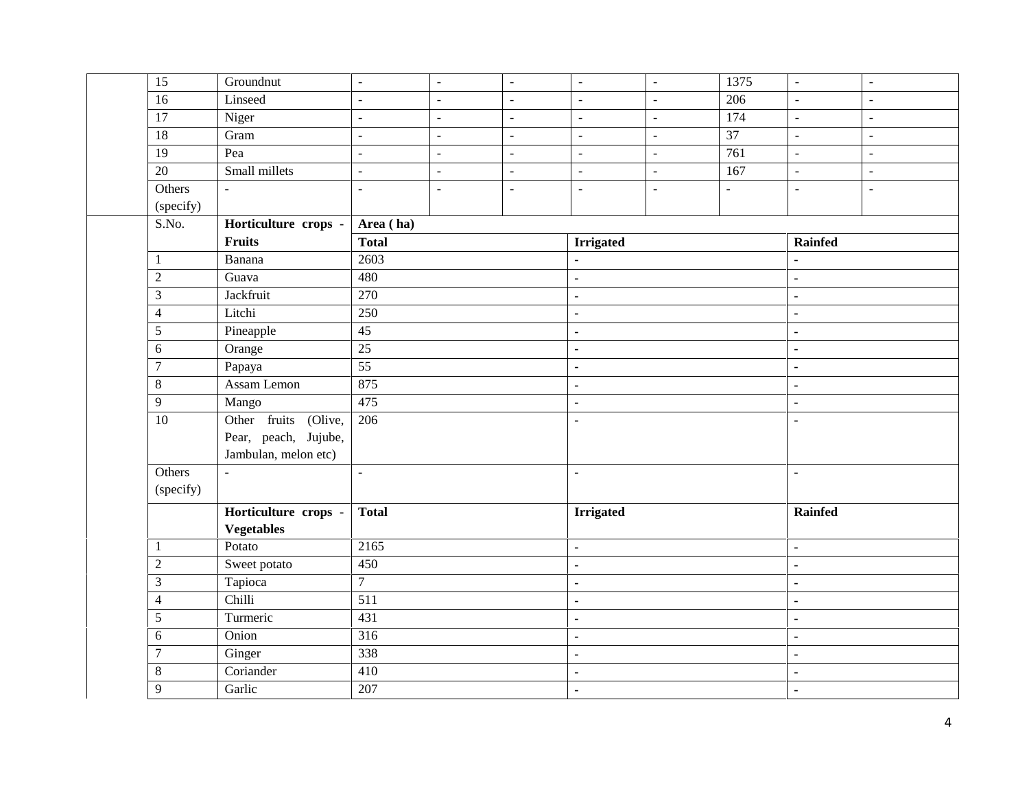| | | | | | | | | | |
|---|---|---|---|---|---|---|---|---|---|
| 15 | Groundnut | - | - | - | - | - | 1375 | - | - |
| 16 | Linseed | - | - | - | - | - | 206 | - | - |
| 17 | Niger | - | - | - | - | - | 174 | - | - |
| 18 | Gram | - | - | - | - | - | 37 | - | - |
| 19 | Pea | - | - | - | - | - | 761 | - | - |
| 20 | Small millets | - | - | - | - | - | 167 | - | - |
| Others (specify) | - | - | - | - | - | - | - | - | - |

| S.No. | Horticulture crops - Fruits | Area ( ha) | | |
|---|---|---|---|---|
| | | **Total** | **Irrigated** | **Rainfed** |
| 1 | Banana | 2603 | - | - |
| 2 | Guava | 480 | - | - |
| 3 | Jackfruit | 270 | - | - |
| 4 | Litchi | 250 | - | - |
| 5 | Pineapple | 45 | - | - |
| 6 | Orange | 25 | - | - |
| 7 | Papaya | 55 | - | - |
| 8 | Assam Lemon | 875 | - | - |
| 9 | Mango | 475 | - | - |
| 10 | Other fruits (Olive, Pear, peach, Jujube, Jambulan, melon etc) | 206 | - | - |
| Others (specify) | - | - | - | - |
| | **Horticulture crops - Vegetables** | **Total** | **Irrigated** | **Rainfed** |
| 1 | Potato | 2165 | - | - |
| 2 | Sweet potato | 450 | - | - |
| 3 | Tapioca | 7 | - | - |
| 4 | Chilli | 511 | - | - |
| 5 | Turmeric | 431 | - | - |
| 6 | Onion | 316 | - | - |
| 7 | Ginger | 338 | - | - |
| 8 | Coriander | 410 | - | - |
| 9 | Garlic | 207 | - | - |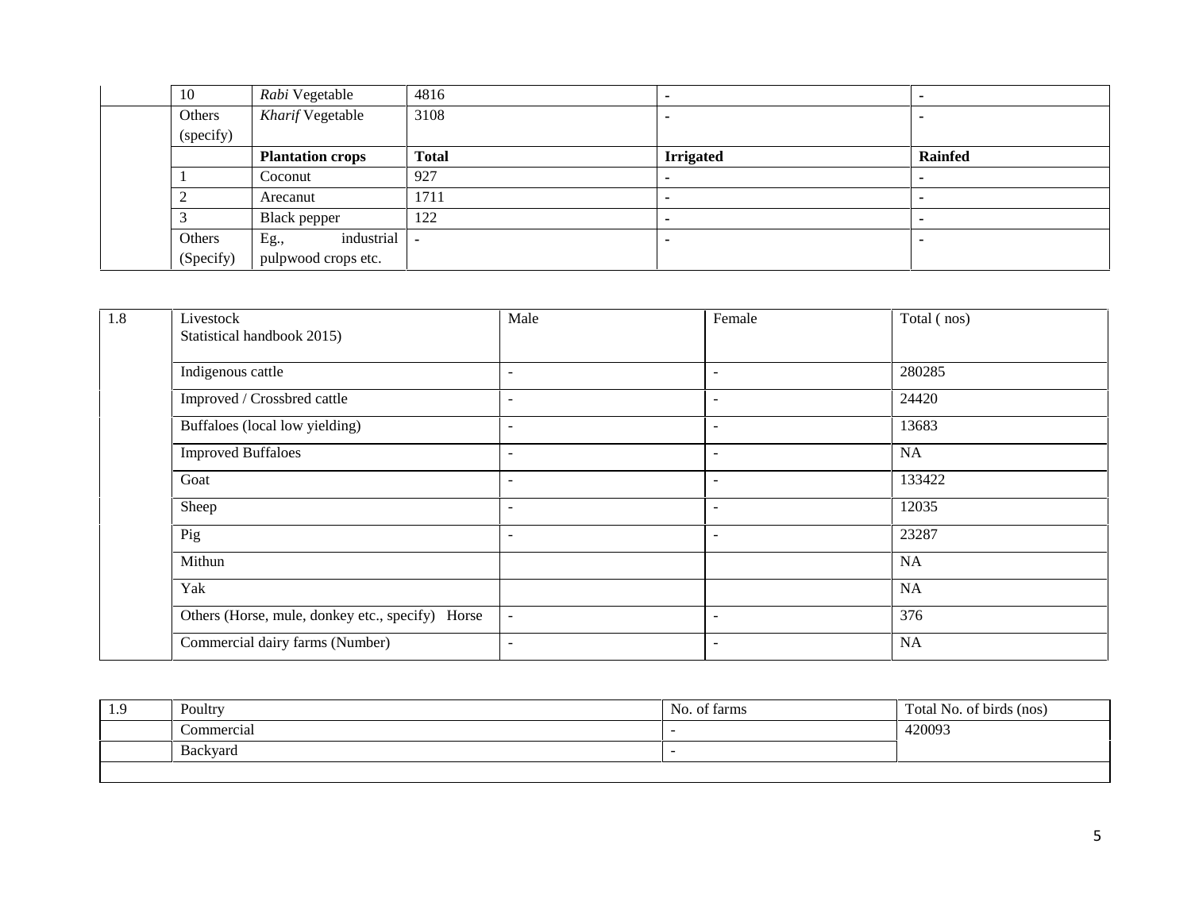| | | | | | |
|---|---|---|---|---|---|
| | 10 | *Rabi* Vegetable | 4816 | - | - |
| | Others (specify) | *Kharif* Vegetable | 3108 | - | - |
| | | **Plantation crops** | **Total** | **Irrigated** | **Rainfed** |
| | 1 | Coconut | 927 | - | - |
| | 2 | Arecanut | 1711 | - | - |
| | 3 | Black pepper | 122 | - | - |
| | Others (Specify) | Eg., industrial pulpwood crops etc. | - | - | - |

| 1.8 | Livestock Statistical handbook 2015) | Male | Female | Total ( nos) |
|---|---|---|---|---|
| | Indigenous cattle | - | - | 280285 |
| | Improved / Crossbred cattle | - | - | 24420 |
| | Buffaloes (local low yielding) | - | - | 13683 |
| | Improved Buffaloes | - | - | NA |
| | Goat | - | - | 133422 |
| | Sheep | - | - | 12035 |
| | Pig | - | - | 23287 |
| | Mithun | | | NA |
| | Yak | | | NA |
| | Others (Horse, mule, donkey etc., specify) Horse | - | - | 376 |
| | Commercial dairy farms (Number) | - | - | NA |

| 1.9 | Poultry | No. of farms | Total No. of birds (nos) |
|---|---|---|---|
| | Commercial | - | 420093 |
| | Backyard | - | |
| | | | |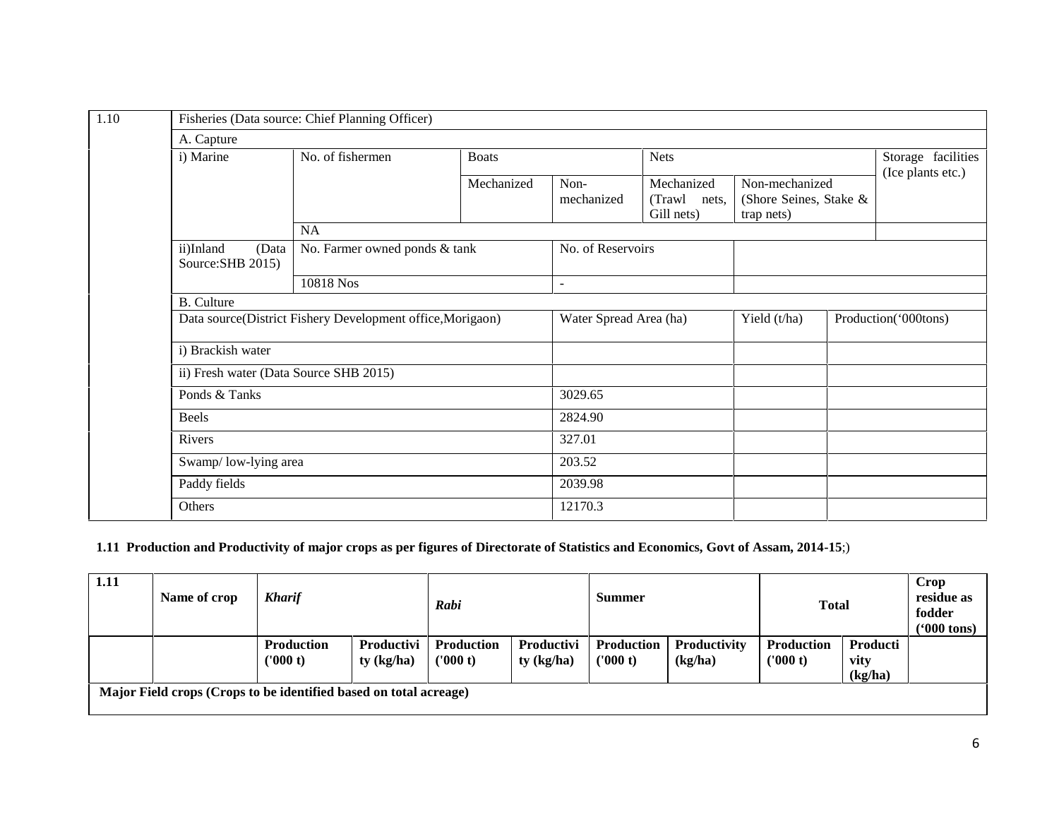| 1.10 | Fisheries (Data source: Chief Planning Officer) | | | | | | |
|---|---|---|---|---|---|---|---|
| | A. Capture | | | | | | |
| | i) Marine | No. of fishermen | Boats | | Nets | | Storage facilities (Ice plants etc.) |
| | | | Mechanized | Non-mechanized | Mechanized (Trawl nets, Gill nets) | Non-mechanized (Shore Seines, Stake & trap nets) | |
| | | NA | | | | | |
| | ii)Inland (Data Source:SHB 2015) | No. Farmer owned ponds & tank | | No. of Reservoirs | | | |
| | | 10818 Nos | | - | | | |
| | B. Culture | | | | | | |
| | Data source(District Fishery Development office,Morigaon) | | | Water Spread Area (ha) | | Yield (t/ha) | Production('000tons) |
| | i) Brackish water | | | | | | |
| | ii) Fresh water (Data Source SHB 2015) | | | | | | |
| | Ponds & Tanks | | | 3029.65 | | | |
| | Beels | | | 2824.90 | | | |
| | Rivers | | | 327.01 | | | |
| | Swamp/ low-lying area | | | 203.52 | | | |
| | Paddy fields | | | 2039.98 | | | |
| | Others | | | 12170.3 | | | |

**1.11 Production and Productivity of major crops as per figures of Directorate of Statistics and Economics, Govt of Assam, 2014-15;)**

| 1.11 | Name of crop | *Kharif* | | *Rabi* | | Summer | | Total | | Crop residue as fodder ('000 tons) |
|---|---|---|---|---|---|---|---|---|---|---|
| | | Production ('000 t) | Productivity (kg/ha) | Production ('000 t) | Productivity (kg/ha) | Production ('000 t) | Productivity (kg/ha) | Production ('000 t) | Productivity (kg/ha) | |
| **Major Field crops (Crops to be identified based on total acreage)** | | | | | | | | | | |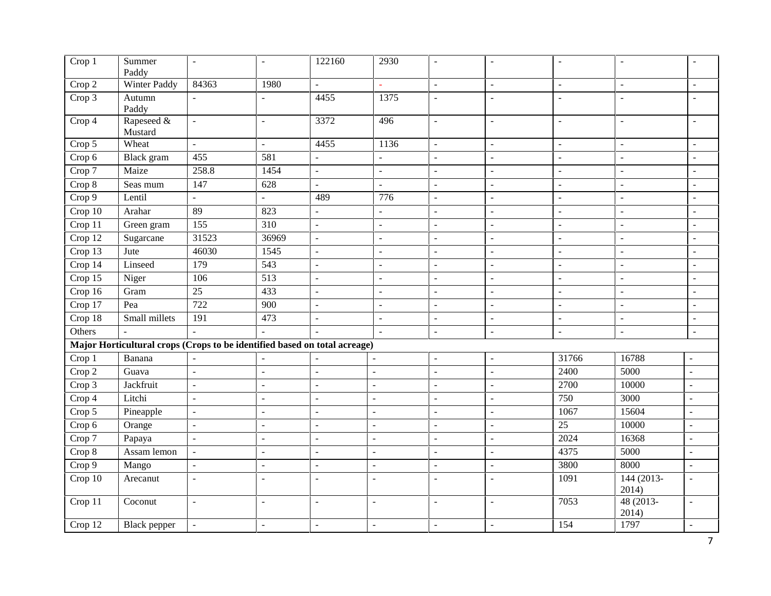| | | | | | | | | | | |
|---|---|---|---|---|---|---|---|---|---|---|
| Crop 1 | Summer Paddy | - | - | 122160 | 2930 | - | - | - | - | - |
| Crop 2 | Winter Paddy | 84363 | 1980 | - | - | - | - | - | - | - |
| Crop 3 | Autumn Paddy | - | - | 4455 | 1375 | - | - | - | - | - |
| Crop 4 | Rapeseed & Mustard | - | - | 3372 | 496 | - | - | - | - | - |
| Crop 5 | Wheat | - | - | 4455 | 1136 | - | - | - | - | - |
| Crop 6 | Black gram | 455 | 581 | - | - | - | - | - | - | - |
| Crop 7 | Maize | 258.8 | 1454 | - | - | - | - | - | - | - |
| Crop 8 | Seas mum | 147 | 628 | - | - | - | - | - | - | - |
| Crop 9 | Lentil | - | - | 489 | 776 | - | - | - | - | - |
| Crop 10 | Arahar | 89 | 823 | - | - | - | - | - | - | - |
| Crop 11 | Green gram | 155 | 310 | - | - | - | - | - | - | - |
| Crop 12 | Sugarcane | 31523 | 36969 | - | - | - | - | - | - | - |
| Crop 13 | Jute | 46030 | 1545 | - | - | - | - | - | - | - |
| Crop 14 | Linseed | 179 | 543 | - | - | - | - | - | - | - |
| Crop 15 | Niger | 106 | 513 | - | - | - | - | - | - | - |
| Crop 16 | Gram | 25 | 433 | - | - | - | - | - | - | - |
| Crop 17 | Pea | 722 | 900 | - | - | - | - | - | - | - |
| Crop 18 | Small millets | 191 | 473 | - | - | - | - | - | - | - |
| Others | - | - | - | - | - | - | - | - | - | - |
| **Major Horticultural crops (Crops to be identified based on total acreage)** | | | | | | | | | | |
| Crop 1 | Banana | - | - | - | - | - | - | 31766 | 16788 | - |
| Crop 2 | Guava | - | - | - | - | - | - | 2400 | 5000 | - |
| Crop 3 | Jackfruit | - | - | - | - | - | - | 2700 | 10000 | - |
| Crop 4 | Litchi | - | - | - | - | - | - | 750 | 3000 | - |
| Crop 5 | Pineapple | - | - | - | - | - | - | 1067 | 15604 | - |
| Crop 6 | Orange | - | - | - | - | - | - | 25 | 10000 | - |
| Crop 7 | Papaya | - | - | - | - | - | - | 2024 | 16368 | - |
| Crop 8 | Assam lemon | - | - | - | - | - | - | 4375 | 5000 | - |
| Crop 9 | Mango | - | - | - | - | - | - | 3800 | 8000 | - |
| Crop 10 | Arecanut | - | - | - | - | - | - | 1091 | 144 (2013-2014) | - |
| Crop 11 | Coconut | - | - | - | - | - | - | 7053 | 48 (2013-2014) | - |
| Crop 12 | Black pepper | - | - | - | - | - | - | 154 | 1797 | - |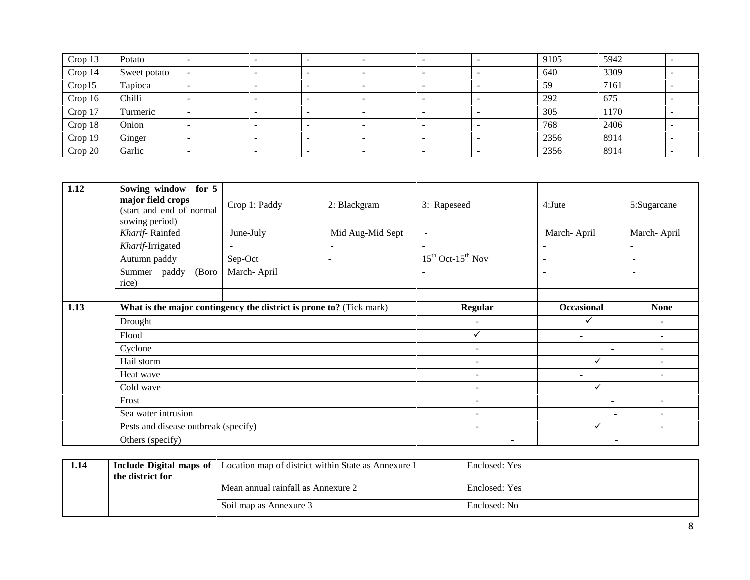| Crop 13 | Potato | - | - | - | - | - | - | 9105 | 5942 | - |
|---|---|---|---|---|---|---|---|---|---|---|
| Crop 14 | Sweet potato | - | - | - | - | - | - | 640 | 3309 | - |
| Crop15 | Tapioca | - | - | - | - | - | - | 59 | 7161 | - |
| Crop 16 | Chilli | - | - | - | - | - | - | 292 | 675 | - |
| Crop 17 | Turmeric | - | - | - | - | - | - | 305 | 1170 | - |
| Crop 18 | Onion | - | - | - | - | - | - | 768 | 2406 | - |
| Crop 19 | Ginger | - | - | - | - | - | - | 2356 | 8914 | - |
| Crop 20 | Garlic | - | - | - | - | - | - | 2356 | 8914 | - |

| 1.12 | **Sowing window for 5 major field crops** (start and end of normal sowing period) | Crop 1: Paddy | 2: Blackgram | 3: Rapeseed | 4:Jute | 5:Sugarcane |
|---|---|---|---|---|---|---|
| | *Kharif*- Rainfed | June-July | Mid Aug-Mid Sept | - | March- April | March- April |
| | *Kharif*-Irrigated | - | - | - | - | - |
| | Autumn paddy | Sep-Oct | - | 15th Oct-15th Nov | - | - |
| | Summer paddy (Boro rice) | March- April | | - | - | - |
| | | | | | | |

| 1.13 | **What is the major contingency the district is prone to?** (Tick mark) | **Regular** | **Occasional** | **None** |
|---|---|---|---|---|
| | Drought | - | ✓ | - |
| | Flood | ✓ | - | - |
| | Cyclone | - | - | - |
| | Hail storm | - | ✓ | - |
| | Heat wave | - | - | - |
| | Cold wave | - | ✓ | |
| | Frost | - | - | - |
| | Sea water intrusion | - | - | - |
| | Pests and disease outbreak (specify) | - | ✓ | - |
| | Others (specify) | - | - | |

| 1.14 | **Include Digital maps of the district for** | Location map of district within State as Annexure I | Enclosed: Yes |
|---|---|---|---|
| | | Mean annual rainfall as Annexure 2 | Enclosed: Yes |
| | | Soil map as Annexure 3 | Enclosed: No |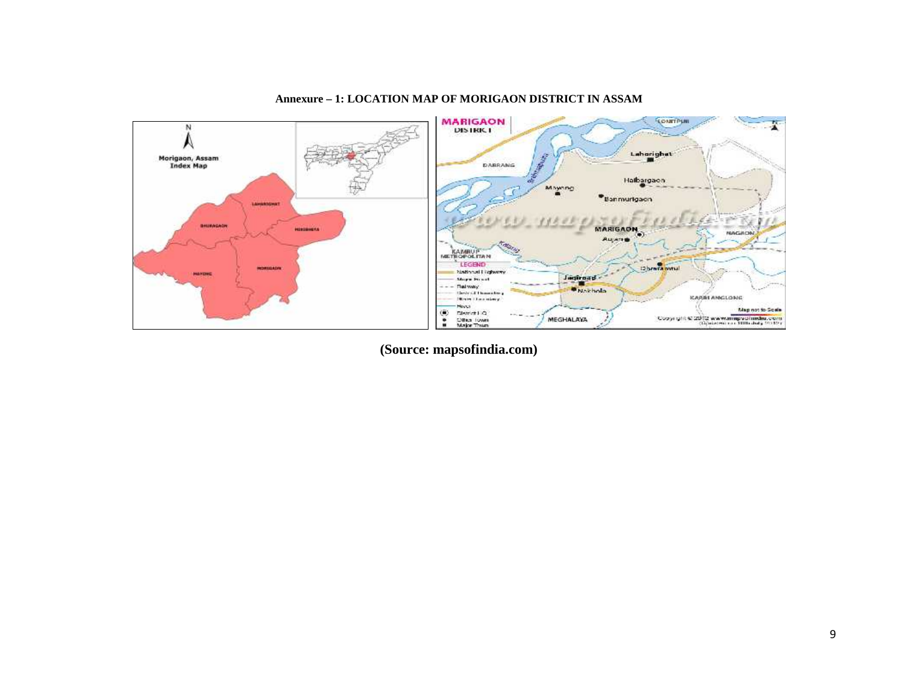**Annexure – 1: LOCATION MAP OF MORIGAON DISTRICT IN ASSAM**

**(Source: mapsofindia.com)**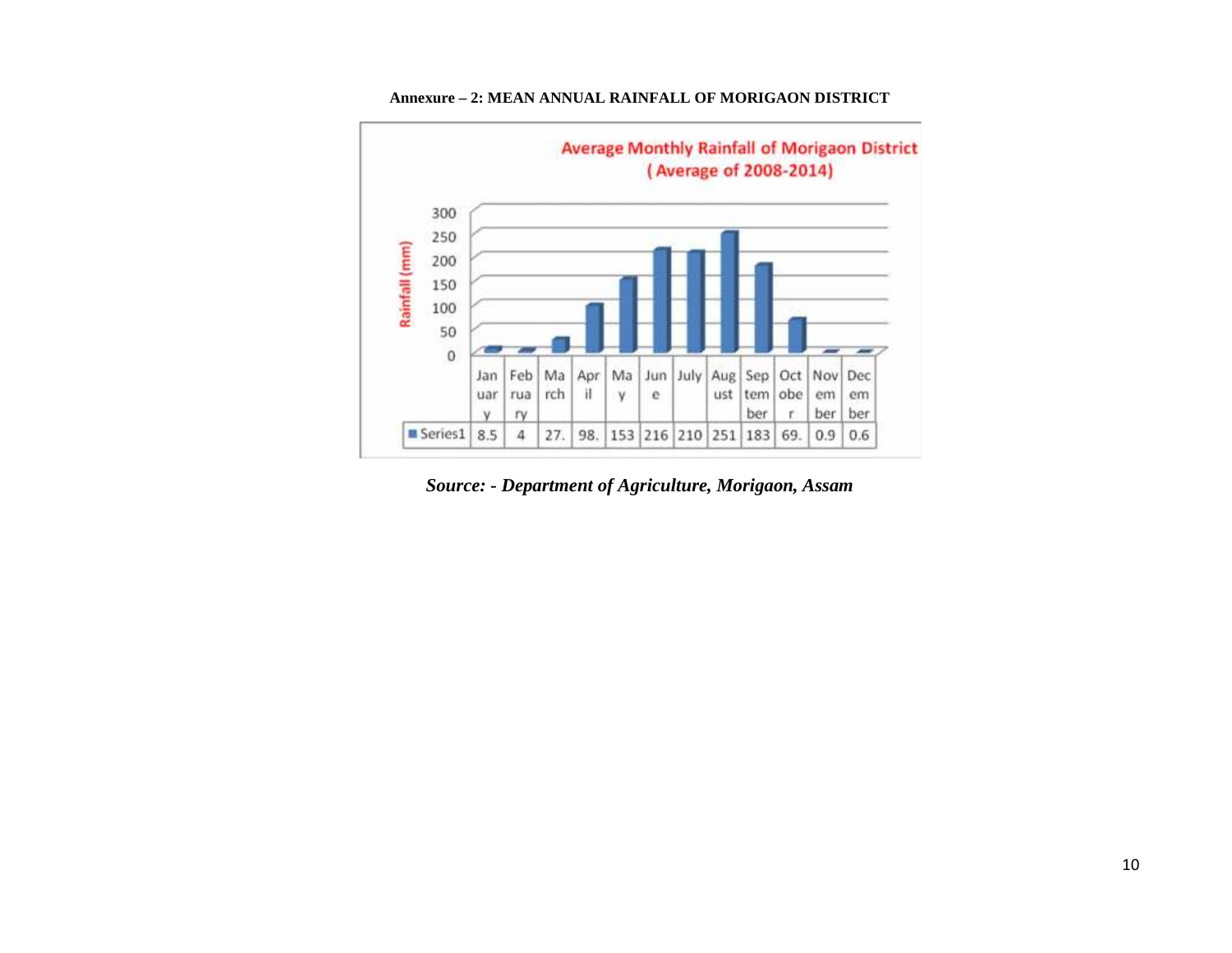**Annexure – 2: MEAN ANNUAL RAINFALL OF MORIGAON DISTRICT**

**Average Monthly Rainfall of Morigaon District (Average of 2008-2014)**

| | January | February | March | April | May | June | July | August | September | October | November | December |
|---|---|---|---|---|---|---|---|---|---|---|---|---|
| Series1 | 8.5 | 4 | 27. | 98. | 153 | 216 | 210 | 251 | 183 | 69. | 0.9 | 0.6 |

Rainfall (mm)

*Source: - Department of Agriculture, Morigaon, Assam*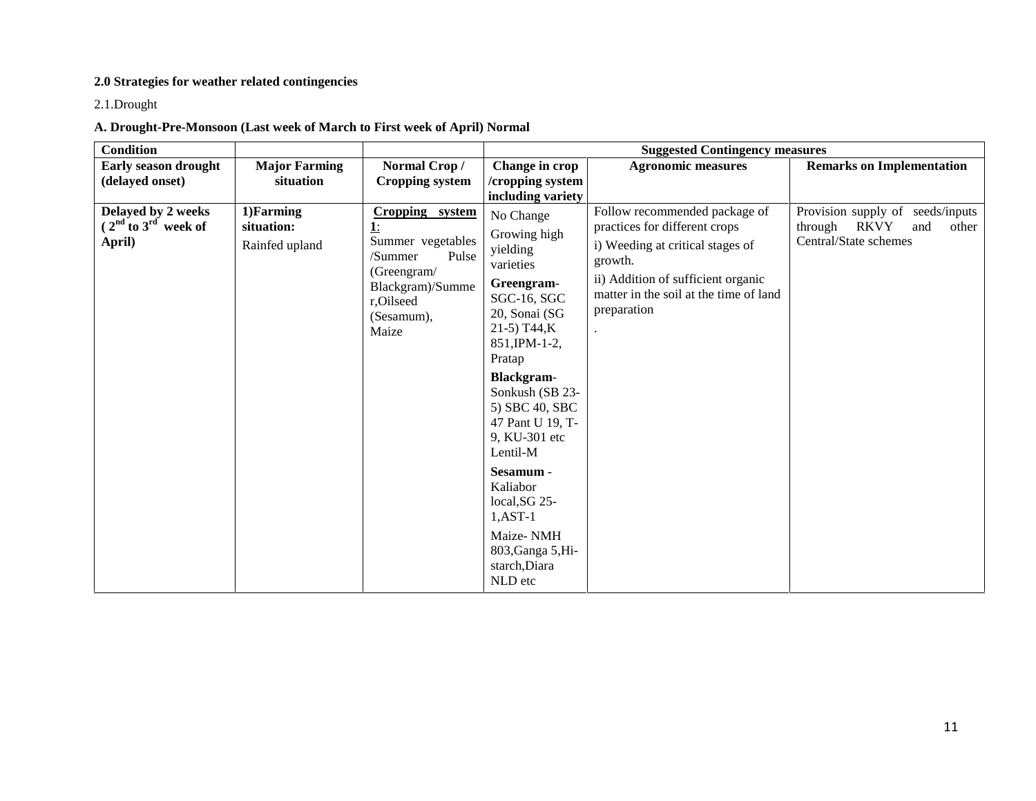**2.0 Strategies for weather related contingencies**

2.1.Drought

**A. Drought-Pre-Monsoon (Last week of March to First week of April) Normal**

| **Condition** | | | **Suggested Contingency measures** | | |
|---|---|---|---|---|---|
| **Early season drought (delayed onset)** | **Major Farming situation** | **Normal Crop / Cropping system** | **Change in crop /cropping system including variety** | **Agronomic measures** | **Remarks on Implementation** |
| **Delayed by 2 weeks ( $2^{nd}$ to $3^{rd}$ week of April)** | **1)Farming situation:** Rainfed upland | **Cropping system 1**: Summer vegetables /Summer Pulse (Greengram/ Blackgram)/Summer,Oilseed (Sesamum), Maize | No Change<br>Growing high yielding varieties<br>**Greengram**- SGC-16, SGC 20, Sonai (SG 21-5) T44,K 851,IPM-1-2, Pratap<br>**Blackgram**- Sonkush (SB 23-5) SBC 40, SBC 47 Pant U 19, T-9, KU-301 etc Lentil-M<br>**Sesamum** - Kaliabor local,SG 25-1,AST-1<br>Maize- NMH 803,Ganga 5,Hi-starch,Diara NLD etc | Follow recommended package of practices for different crops<br>i) Weeding at critical stages of growth.<br>ii) Addition of sufficient organic matter in the soil at the time of land preparation<br>. | Provision supply of seeds/inputs through RKVY and other Central/State schemes |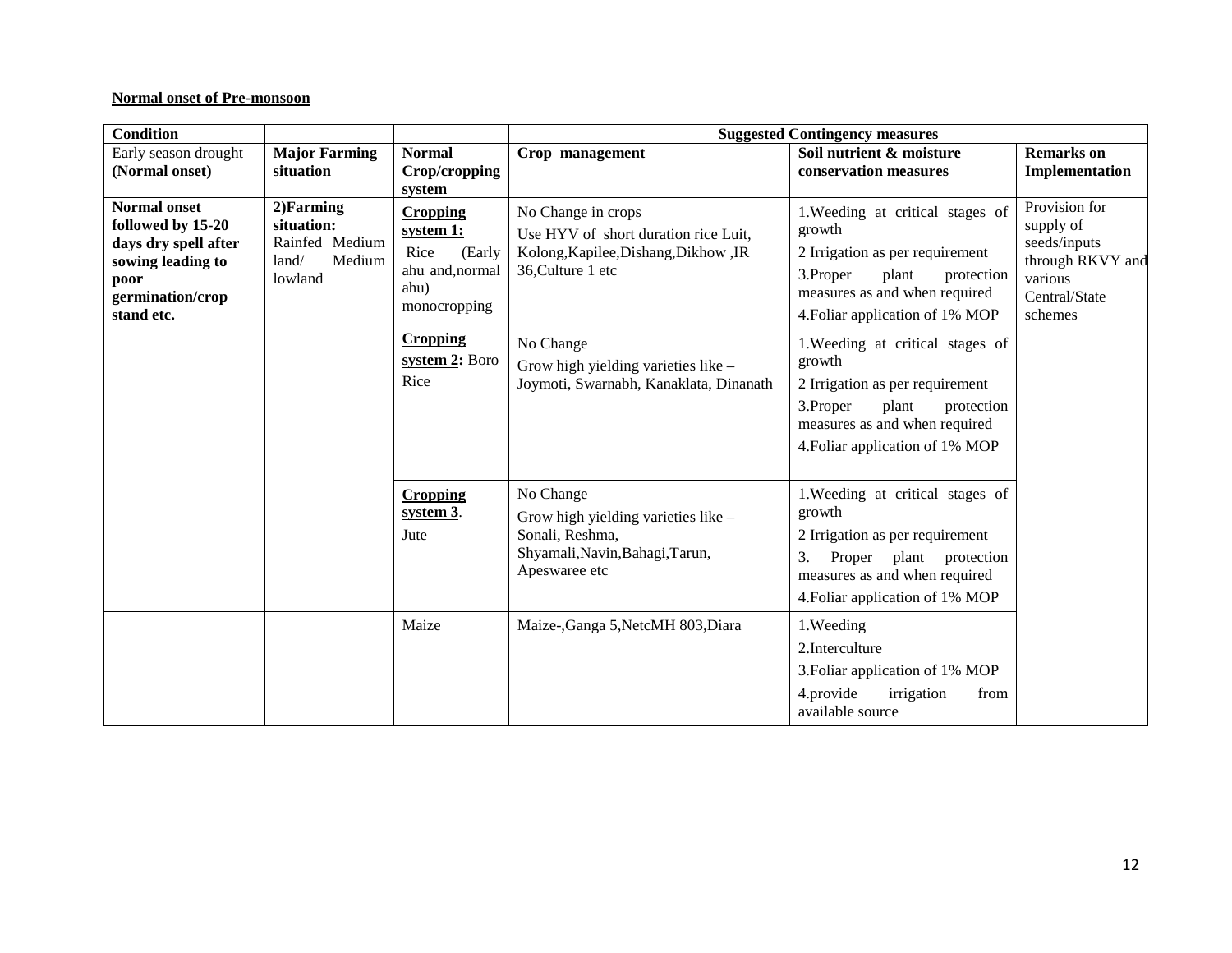**Normal onset of Pre-monsoon**

| **Condition** | | | **Suggested Contingency measures** | | |
|---|---|---|---|---|---|
| Early season drought **(Normal onset)** | **Major Farming situation** | **Normal Crop/cropping system** | **Crop management** | **Soil nutrient & moisture conservation measures** | **Remarks on Implementation** |
| **Normal onset followed by 15-20 days dry spell after sowing leading to poor germination/crop stand etc.** | **2)Farming situation:** Rainfed Medium land/ Medium lowland | **Cropping system 1:** Rice (Early ahu and,normal ahu) monocropping | No Change in crops<br>Use HYV of short duration rice Luit, Kolong,Kapilee,Dishang,Dikhow ,IR 36,Culture 1 etc | 1.Weeding at critical stages of growth<br>2 Irrigation as per requirement<br>3.Proper plant protection measures as and when required<br>4.Foliar application of 1% MOP | Provision for supply of seeds/inputs through RKVY and various Central/State schemes |
| | | **Cropping system 2:** Boro Rice | No Change<br>Grow high yielding varieties like – Joymoti, Swarnabh, Kanaklata, Dinanath | 1.Weeding at critical stages of growth<br>2 Irrigation as per requirement<br>3.Proper plant protection measures as and when required<br>4.Foliar application of 1% MOP | |
| | | **Cropping system 3**. Jute | No Change<br>Grow high yielding varieties like – Sonali, Reshma, Shyamali,Navin,Bahagi,Tarun, Apeswaree etc | 1.Weeding at critical stages of growth<br>2 Irrigation as per requirement<br>3. Proper plant protection measures as and when required<br>4.Foliar application of 1% MOP | |
| | | Maize | Maize-,Ganga 5,NetcMH 803,Diara | 1.Weeding<br>2.Interculture<br>3.Foliar application of 1% MOP<br>4.provide irrigation from available source | |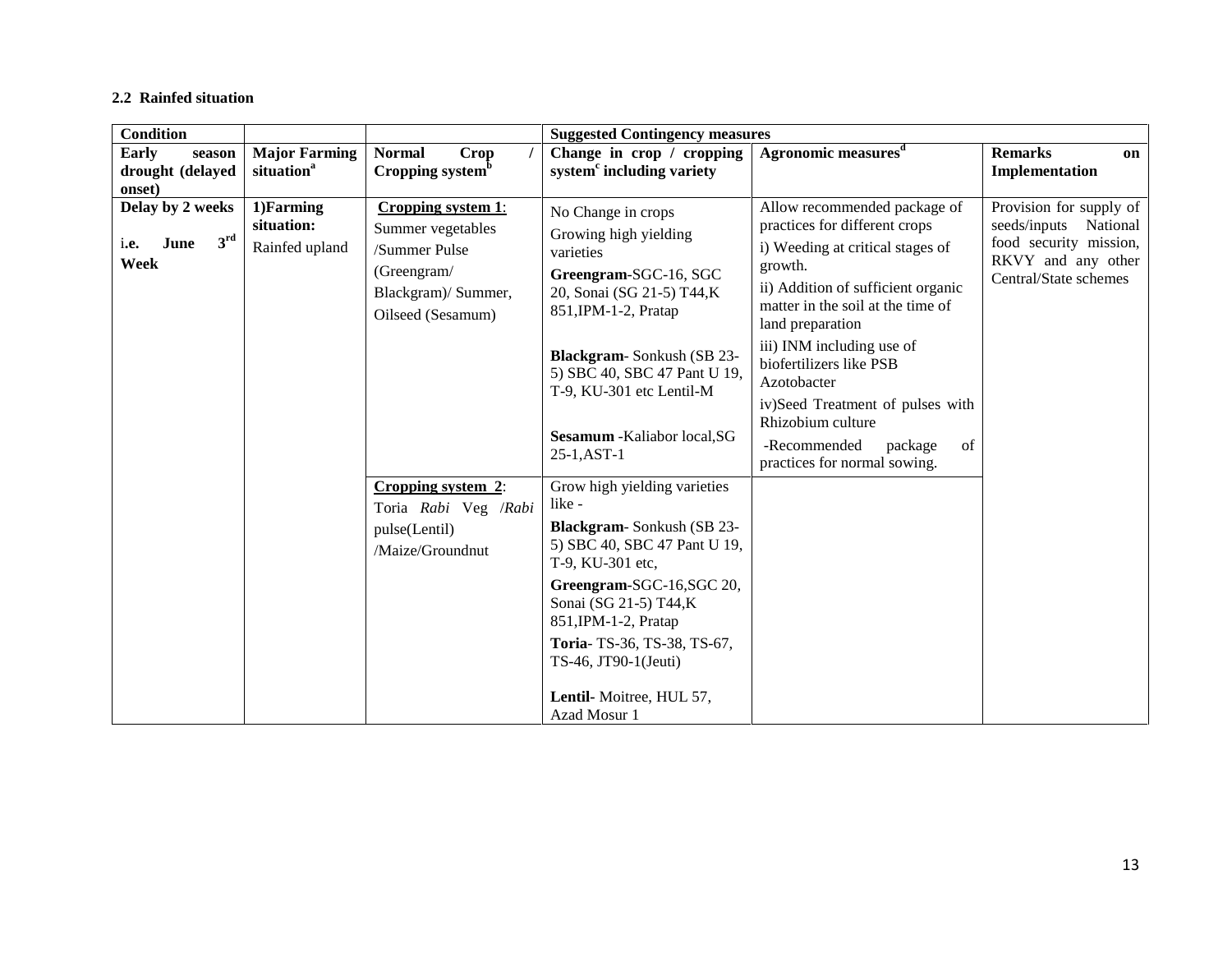### 2.2 Rainfed situation

| Condition | | | Suggested Contingency measures | | |
|---|---|---|---|---|---|
| **Early season drought (delayed onset)** | **Major Farming situation[a]** | **Normal Crop / Cropping system[b]** | **Change in crop / cropping system[c] including variety** | **Agronomic measures[d]** | **Remarks on Implementation** |
| **Delay by 2 weeks** i.e. **June 3[rd] Week** | **1)Farming situation:** Rainfed upland | **Cropping system 1**: Summer vegetables /Summer Pulse (Greengram/ Blackgram)/ Summer, Oilseed (Sesamum) | No Change in crops<br>Growing high yielding varieties<br>**Greengram**-SGC-16, SGC 20, Sonai (SG 21-5) T44,K 851,IPM-1-2, Pratap<br>**Blackgram**- Sonkush (SB 23-5) SBC 40, SBC 47 Pant U 19, T-9, KU-301 etc Lentil-M<br>**Sesamum** -Kaliabor local,SG 25-1,AST-1 | Allow recommended package of practices for different crops<br>i) Weeding at critical stages of growth.<br>ii) Addition of sufficient organic matter in the soil at the time of land preparation<br>iii) INM including use of biofertilizers like PSB Azotobacter<br>iv)Seed Treatment of pulses with Rhizobium culture<br>-Recommended package of practices for normal sowing. | Provision for supply of seeds/inputs National food security mission, RKVY and any other Central/State schemes |
| | | **Cropping system 2**: Toria *Rabi* Veg /*Rabi* pulse(Lentil) /Maize/Groundnut | Grow high yielding varieties like -<br>**Blackgram**- Sonkush (SB 23-5) SBC 40, SBC 47 Pant U 19, T-9, KU-301 etc,<br>**Greengram**-SGC-16,SGC 20, Sonai (SG 21-5) T44,K 851,IPM-1-2, Pratap<br>**Toria**- TS-36, TS-38, TS-67, TS-46, JT90-1(Jeuti)<br>**Lentil**- Moitree, HUL 57, Azad Mosur 1 | | |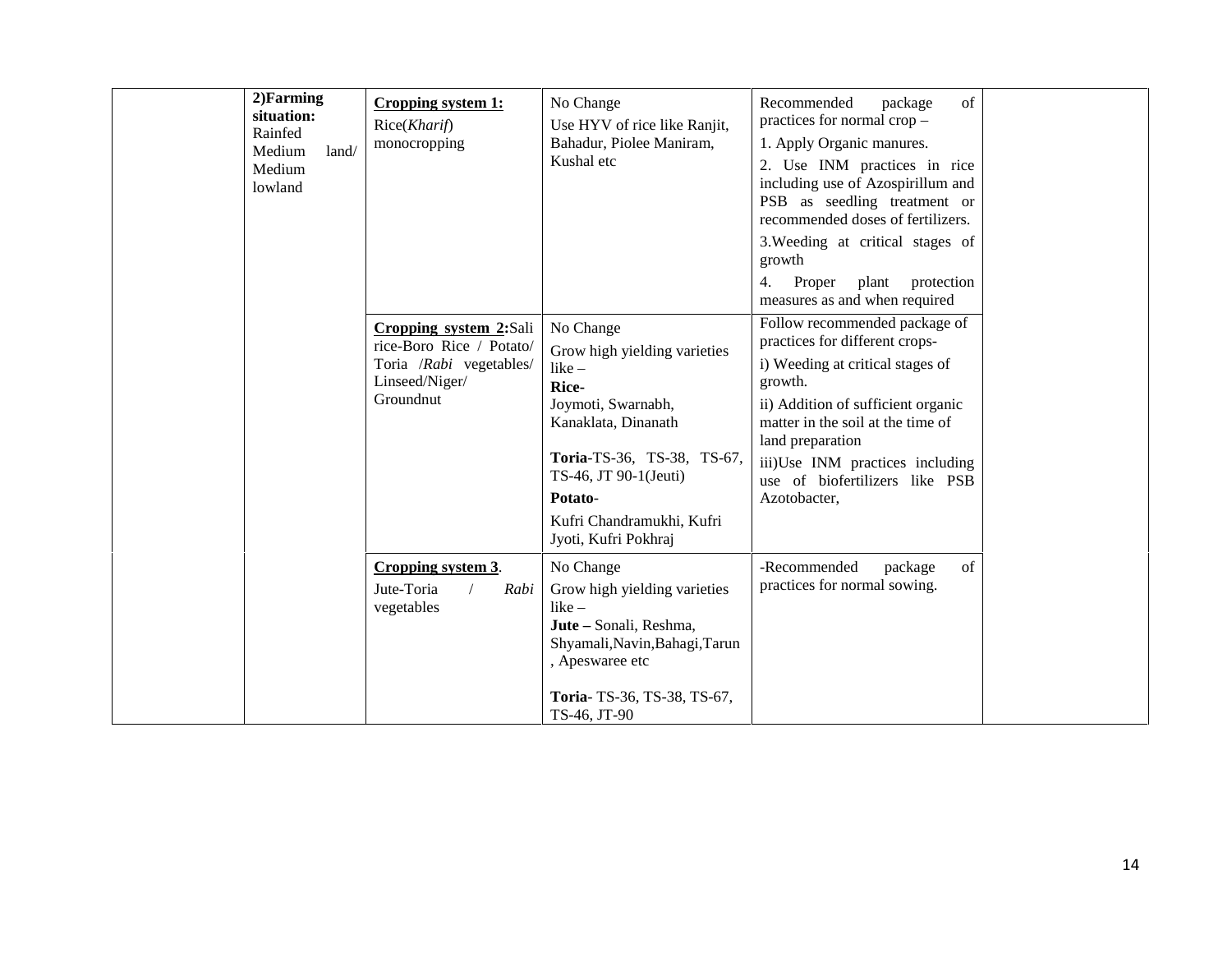| | | | | | |
|---|---|---|---|---|---|
| | **2)Farming situation:** Rainfed Medium land/ Medium lowland | **Cropping system 1:** Rice(*Kharif*) monocropping | No Change<br>Use HYV of rice like Ranjit, Bahadur, Piolee Maniram, Kushal etc | Recommended package of practices for normal crop –<br>1. Apply Organic manures.<br>2. Use INM practices in rice including use of Azospirillum and PSB as seedling treatment or recommended doses of fertilizers.<br>3.Weeding at critical stages of growth<br>4. Proper plant protection measures as and when required | |
| | | **Cropping system 2:**Sali rice-Boro Rice / Potato/ Toria /*Rabi* vegetables/ Linseed/Niger/ Groundnut | No Change<br>Grow high yielding varieties like –<br>**Rice**-<br>Joymoti, Swarnabh, Kanaklata, Dinanath<br>**Toria**-TS-36, TS-38, TS-67, TS-46, JT 90-1(Jeuti)<br>**Potato**-<br>Kufri Chandramukhi, Kufri Jyoti, Kufri Pokhraj | Follow recommended package of practices for different crops-<br>i) Weeding at critical stages of growth.<br>ii) Addition of sufficient organic matter in the soil at the time of land preparation<br>iii)Use INM practices including use of biofertilizers like PSB Azotobacter, | |
| | | **Cropping system 3**.<br>Jute-Toria / *Rabi* vegetables | No Change<br>Grow high yielding varieties like –<br>**Jute –** Sonali, Reshma, Shyamali,Navin,Bahagi,Tarun , Apeswaree etc<br>**Toria**- TS-36, TS-38, TS-67, TS-46, JT-90 | -Recommended package of practices for normal sowing. | |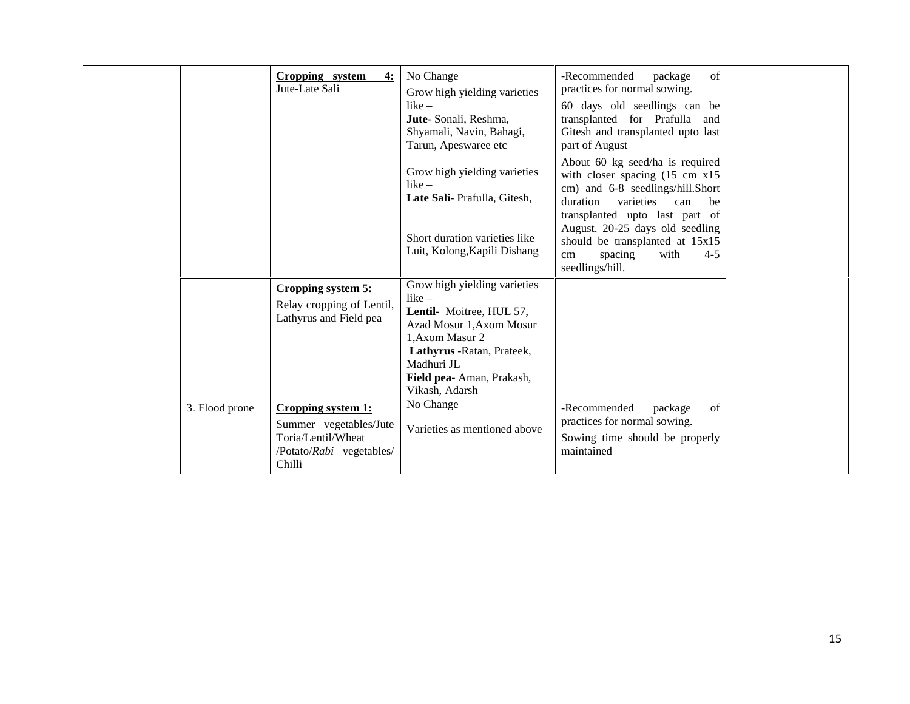| | | | | | |
|---|---|---|---|---|---|
| | | **Cropping system 4:** Jute-Late Sali | No Change<br>Grow high yielding varieties like –<br>**Jute-** Sonali, Reshma, Shyamali, Navin, Bahagi, Tarun, Apeswaree etc<br><br>Grow high yielding varieties like –<br>**Late Sali-** Prafulla, Gitesh,<br><br>Short duration varieties like Luit, Kolong,Kapili Dishang | -Recommended package of practices for normal sowing.<br>60 days old seedlings can be transplanted for Prafulla and Gitesh and transplanted upto last part of August<br>About 60 kg seed/ha is required with closer spacing (15 cm x15 cm) and 6-8 seedlings/hill.Short duration varieties can be transplanted upto last part of August. 20-25 days old seedling should be transplanted at 15x15 cm spacing with 4-5 seedlings/hill. | |
| | | **Cropping system 5:**<br>Relay cropping of Lentil, Lathyrus and Field pea | Grow high yielding varieties like –<br>**Lentil-** Moitree, HUL 57, Azad Mosur 1,Axom Mosur 1,Axom Masur 2<br>**Lathyrus** -Ratan, Prateek, Madhuri JL<br>**Field pea-** Aman, Prakash, Vikash, Adarsh | | |
| | 3. Flood prone | **Cropping system 1:**<br>Summer vegetables/Jute Toria/Lentil/Wheat /Potato/*Rabi* vegetables/ Chilli | No Change<br><br>Varieties as mentioned above | -Recommended package of practices for normal sowing.<br>Sowing time should be properly maintained | |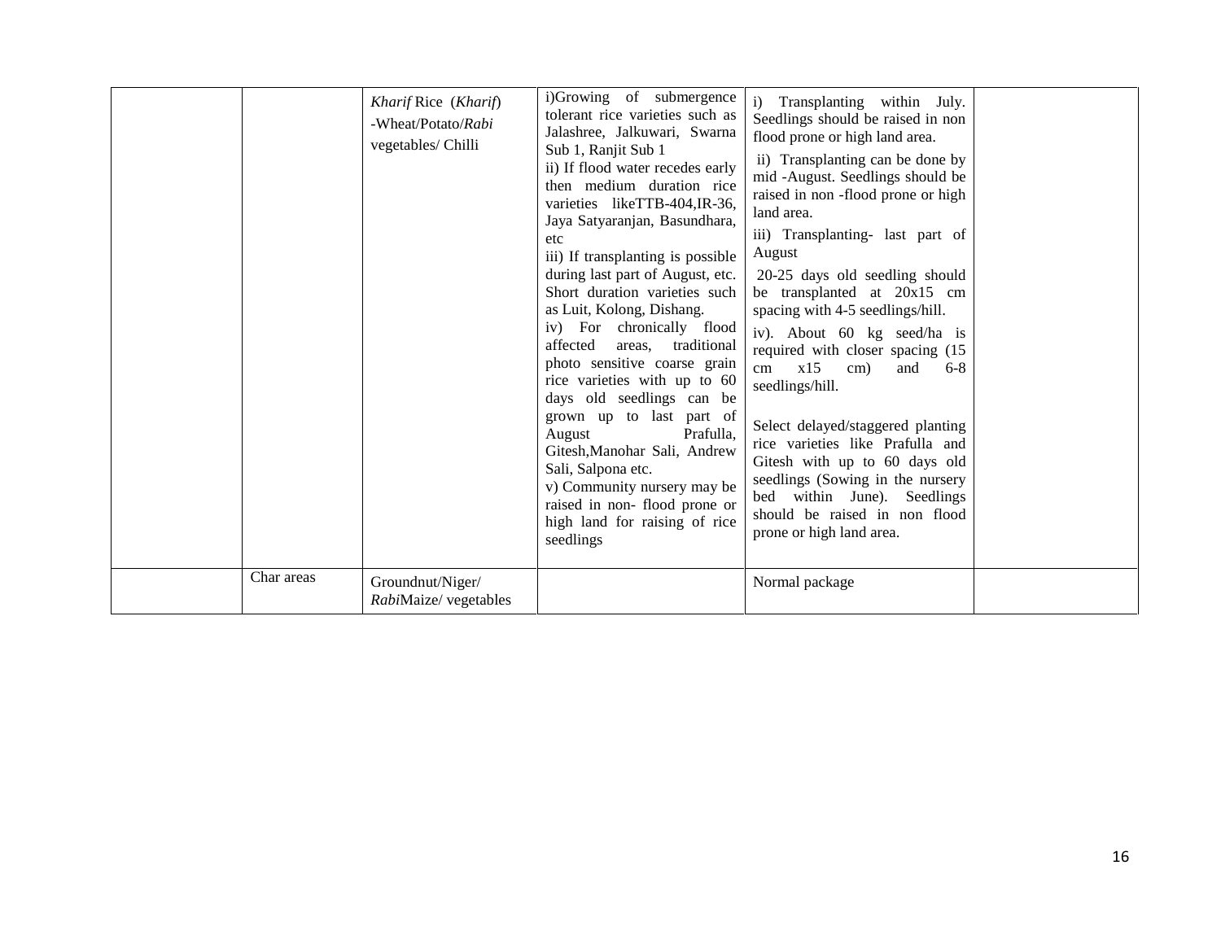| | | | | | |
|---|---|---|---|---|---|
| | | *Kharif* Rice (*Kharif*) -Wheat/Potato/*Rabi* vegetables/ Chilli | i)Growing of submergence tolerant rice varieties such as Jalashree, Jalkuwari, Swarna Sub 1, Ranjit Sub 1<br>ii) If flood water recedes early then medium duration rice varieties likeTTB-404,IR-36, Jaya Satyaranjan, Basundhara, etc<br>iii) If transplanting is possible during last part of August, etc. Short duration varieties such as Luit, Kolong, Dishang.<br>iv) For chronically flood affected areas, traditional photo sensitive coarse grain rice varieties with up to 60 days old seedlings can be grown up to last part of August Prafulla, Gitesh,Manohar Sali, Andrew Sali, Salpona etc.<br>v) Community nursery may be raised in non- flood prone or high land for raising of rice seedlings | i) Transplanting within July. Seedlings should be raised in non flood prone or high land area.<br>ii) Transplanting can be done by mid -August. Seedlings should be raised in non -flood prone or high land area.<br>iii) Transplanting- last part of August<br>20-25 days old seedling should be transplanted at 20x15 cm spacing with 4-5 seedlings/hill.<br>iv). About 60 kg seed/ha is required with closer spacing (15 cm x15 cm) and 6-8 seedlings/hill.<br><br>Select delayed/staggered planting rice varieties like Prafulla and Gitesh with up to 60 days old seedlings (Sowing in the nursery bed within June). Seedlings should be raised in non flood prone or high land area. | |
| | Char areas | Groundnut/Niger/ *Rabi*Maize/ vegetables | | Normal package | |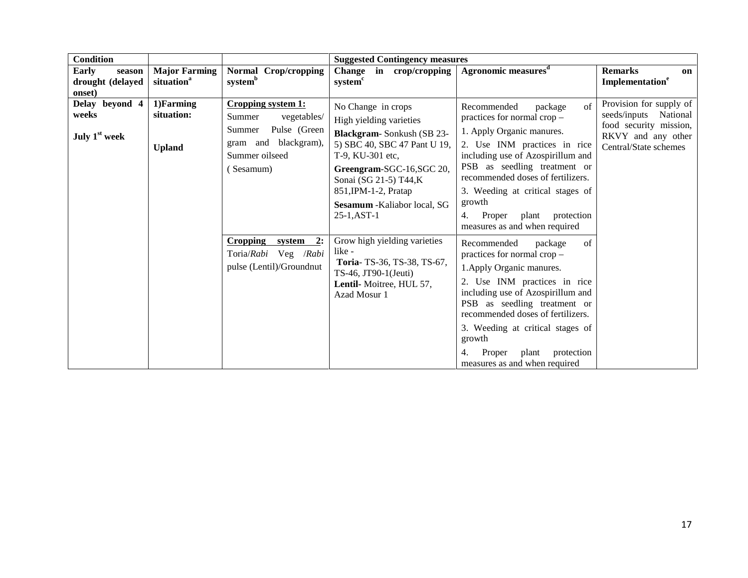| Condition | | | Suggested Contingency measures | | |
|---|---|---|---|---|---|
| **Early season drought (delayed onset)** | **Major Farming situation[a]** | **Normal Crop/cropping system[b]** | **Change in crop/cropping system[c]** | **Agronomic measures[d]** | **Remarks on Implementation[e]** |
| **Delay beyond 4 weeks**<br><br>**July 1[st] week** | **1)Farming situation:**<br><br>**Upland** | **Cropping system 1:**<br>Summer vegetables/ Summer Pulse (Green gram and blackgram), Summer oilseed<br>( Sesamum) | No Change in crops<br>High yielding varieties<br>**Blackgram**- Sonkush (SB 23-5) SBC 40, SBC 47 Pant U 19, T-9, KU-301 etc,<br>**Greengram**-SGC-16,SGC 20, Sonai (SG 21-5) T44,K 851,IPM-1-2, Pratap<br>**Sesamum** -Kaliabor local, SG 25-1,AST-1 | Recommended package of practices for normal crop –<br>1. Apply Organic manures.<br>2. Use INM practices in rice including use of Azospirillum and PSB as seedling treatment or recommended doses of fertilizers.<br>3. Weeding at critical stages of growth<br>4. Proper plant protection measures as and when required | Provision for supply of seeds/inputs National food security mission, RKVY and any other Central/State schemes |
| | | **Cropping system 2:**<br>Toria/*Rabi* Veg /*Rabi* pulse (Lentil)/Groundnut | Grow high yielding varieties like -<br>**Toria**- TS-36, TS-38, TS-67, TS-46, JT90-1(Jeuti)<br>**Lentil**- Moitree, HUL 57, Azad Mosur 1 | Recommended package of practices for normal crop –<br>1.Apply Organic manures.<br>2. Use INM practices in rice including use of Azospirillum and PSB as seedling treatment or recommended doses of fertilizers.<br>3. Weeding at critical stages of growth<br>4. Proper plant protection measures as and when required | |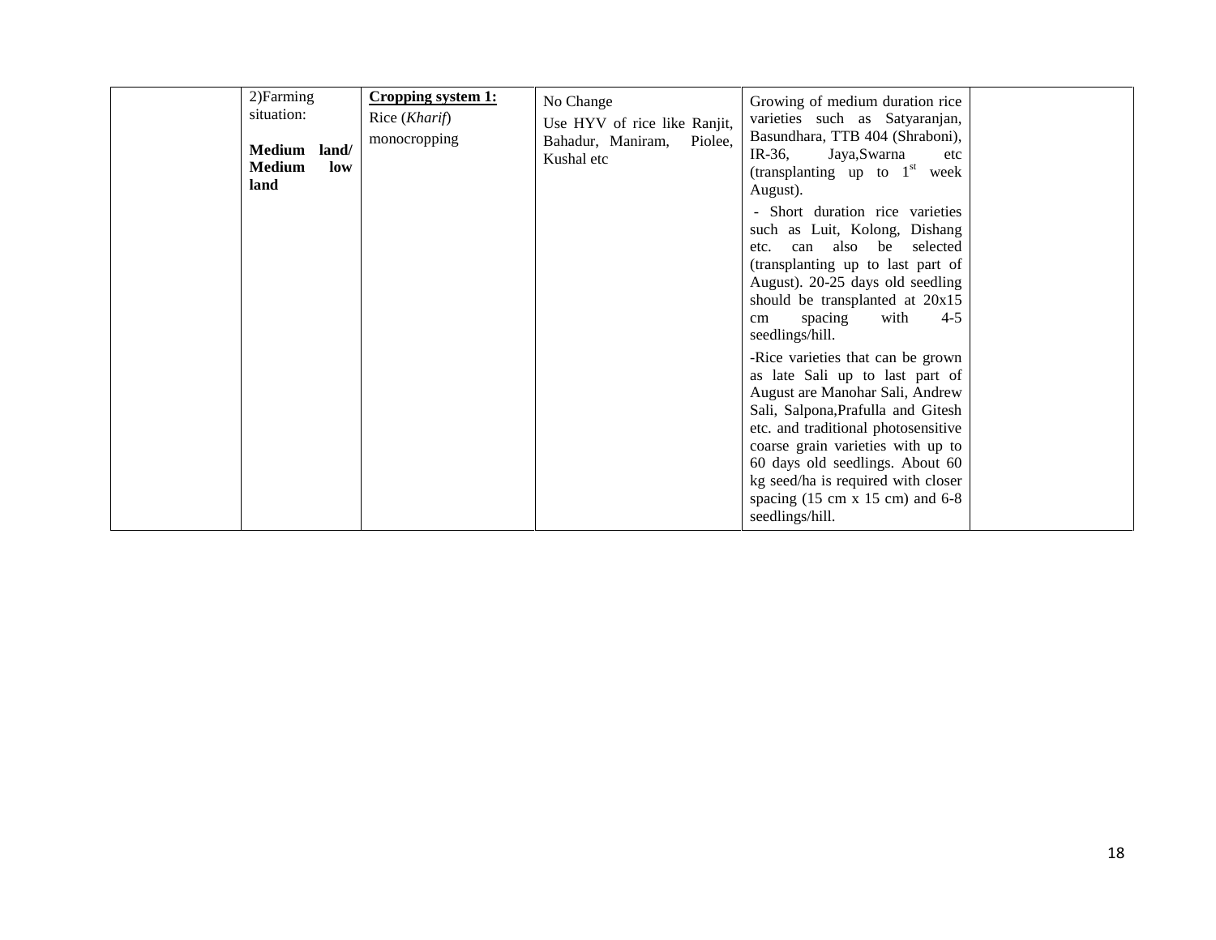| | | | | | |
|---|---|---|---|---|---|
| | 2)Farming situation:<br><br>**Medium land/ Medium low land** | **Cropping system 1:**<br>Rice (*Kharif*) monocropping | No Change<br>Use HYV of rice like Ranjit, Bahadur, Maniram, Piolee, Kushal etc | Growing of medium duration rice varieties such as Satyaranjan, Basundhara, TTB 404 (Shraboni), IR-36, Jaya,Swarna etc (transplanting up to 1st week August).<br>- Short duration rice varieties such as Luit, Kolong, Dishang etc. can also be selected (transplanting up to last part of August). 20-25 days old seedling should be transplanted at 20x15 cm spacing with 4-5 seedlings/hill.<br>-Rice varieties that can be grown as late Sali up to last part of August are Manohar Sali, Andrew Sali, Salpona,Prafulla and Gitesh etc. and traditional photosensitive coarse grain varieties with up to 60 days old seedlings. About 60 kg seed/ha is required with closer spacing (15 cm x 15 cm) and 6-8 seedlings/hill. | |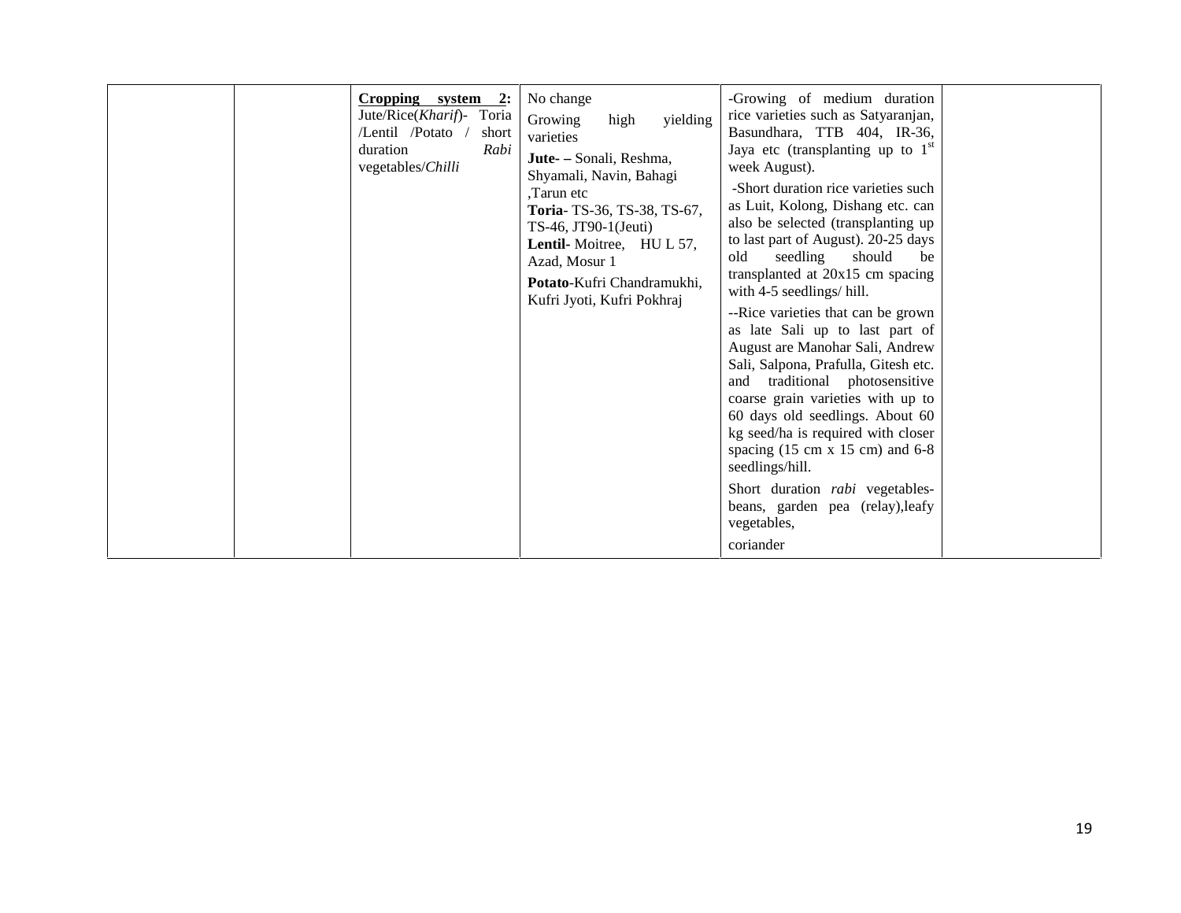|  |  |  |  |  |  |
|---|---|---|---|---|---|
|  |  | **Cropping system 2:** Jute/Rice(*Kharif*)- Toria /Lentil /Potato / short duration *Rabi* vegetables/*Chilli* | No change<br>Growing high yielding varieties<br>**Jute- –** Sonali, Reshma, Shyamali, Navin, Bahagi ,Tarun etc<br>**Toria**- TS-36, TS-38, TS-67, TS-46, JT90-1(Jeuti)<br>**Lentil**- Moitree, HU L 57, Azad, Mosur 1<br>**Potato**-Kufri Chandramukhi, Kufri Jyoti, Kufri Pokhraj | -Growing of medium duration rice varieties such as Satyaranjan, Basundhara, TTB 404, IR-36, Jaya etc (transplanting up to 1st week August).<br>-Short duration rice varieties such as Luit, Kolong, Dishang etc. can also be selected (transplanting up to last part of August). 20-25 days old seedling should be transplanted at 20x15 cm spacing with 4-5 seedlings/ hill.<br>--Rice varieties that can be grown as late Sali up to last part of August are Manohar Sali, Andrew Sali, Salpona, Prafulla, Gitesh etc. and traditional photosensitive coarse grain varieties with up to 60 days old seedlings. About 60 kg seed/ha is required with closer spacing (15 cm x 15 cm) and 6-8 seedlings/hill.<br>Short duration *rabi* vegetables- beans, garden pea (relay),leafy vegetables,<br>coriander |  |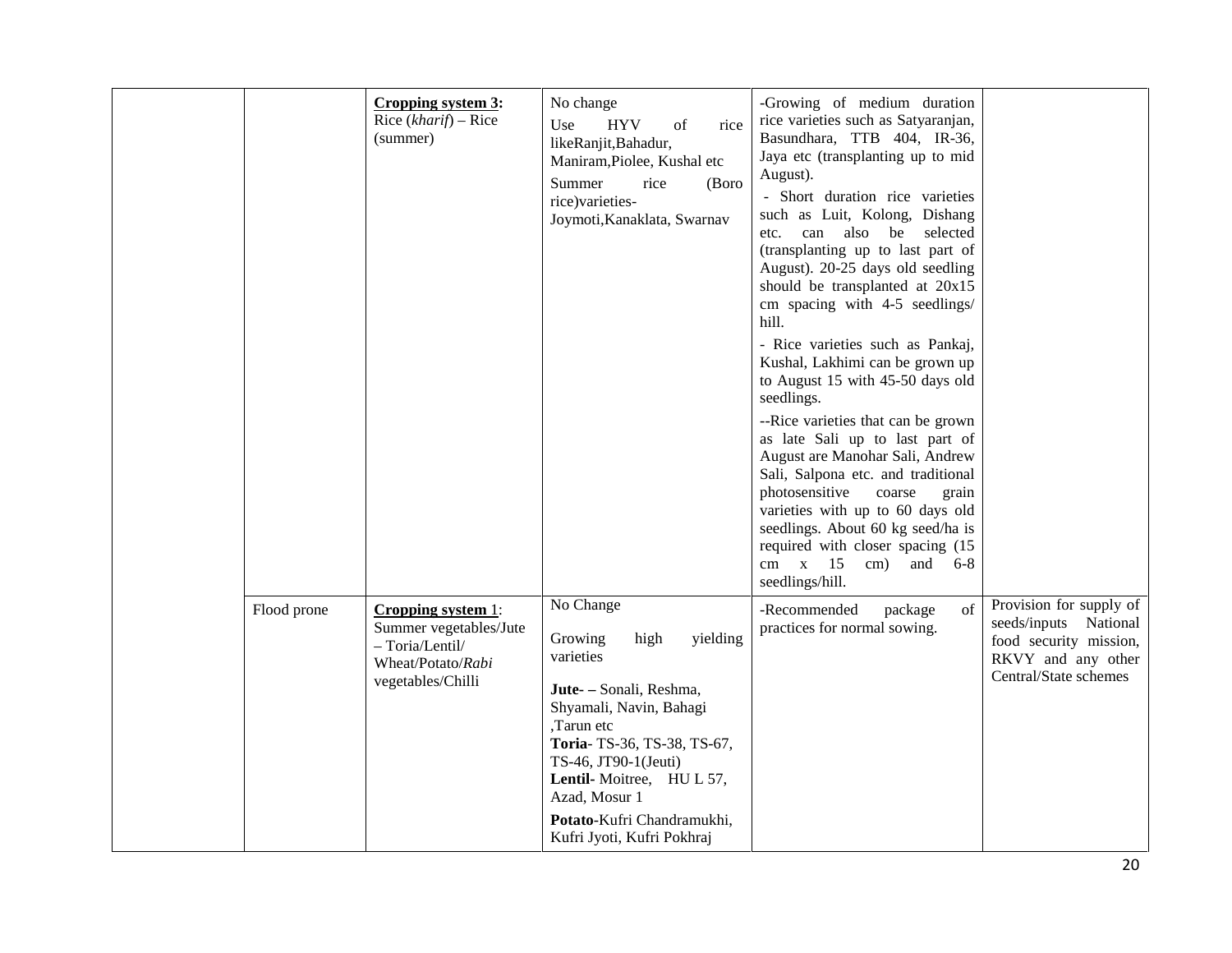| | | | | | |
|---|---|---|---|---|---|
| | | **Cropping system 3:** Rice (*kharif*) – Rice (summer) | No change<br>Use HYV of rice likeRanjit,Bahadur, Maniram,Piolee, Kushal etc<br>Summer rice (Boro rice)varieties- Joymoti,Kanaklata, Swarnav | -Growing of medium duration rice varieties such as Satyaranjan, Basundhara, TTB 404, IR-36, Jaya etc (transplanting up to mid August).<br>- Short duration rice varieties such as Luit, Kolong, Dishang etc. can also be selected (transplanting up to last part of August). 20-25 days old seedling should be transplanted at 20x15 cm spacing with 4-5 seedlings/ hill.<br>- Rice varieties such as Pankaj, Kushal, Lakhimi can be grown up to August 15 with 45-50 days old seedlings.<br>--Rice varieties that can be grown as late Sali up to last part of August are Manohar Sali, Andrew Sali, Salpona etc. and traditional photosensitive coarse grain varieties with up to 60 days old seedlings. About 60 kg seed/ha is required with closer spacing (15 cm x 15 cm) and 6-8 seedlings/hill. | |
| | Flood prone | **Cropping system 1**: Summer vegetables/Jute – Toria/Lentil/ Wheat/Potato/*Rabi* vegetables/Chilli | No Change<br>Growing high yielding varieties<br>**Jute- –** Sonali, Reshma, Shyamali, Navin, Bahagi ,Tarun etc<br>**Toria**- TS-36, TS-38, TS-67, TS-46, JT90-1(Jeuti)<br>**Lentil-** Moitree, HU L 57, Azad, Mosur 1<br>**Potato**-Kufri Chandramukhi, Kufri Jyoti, Kufri Pokhraj | -Recommended package of practices for normal sowing. | Provision for supply of seeds/inputs National food security mission, RKVY and any other Central/State schemes |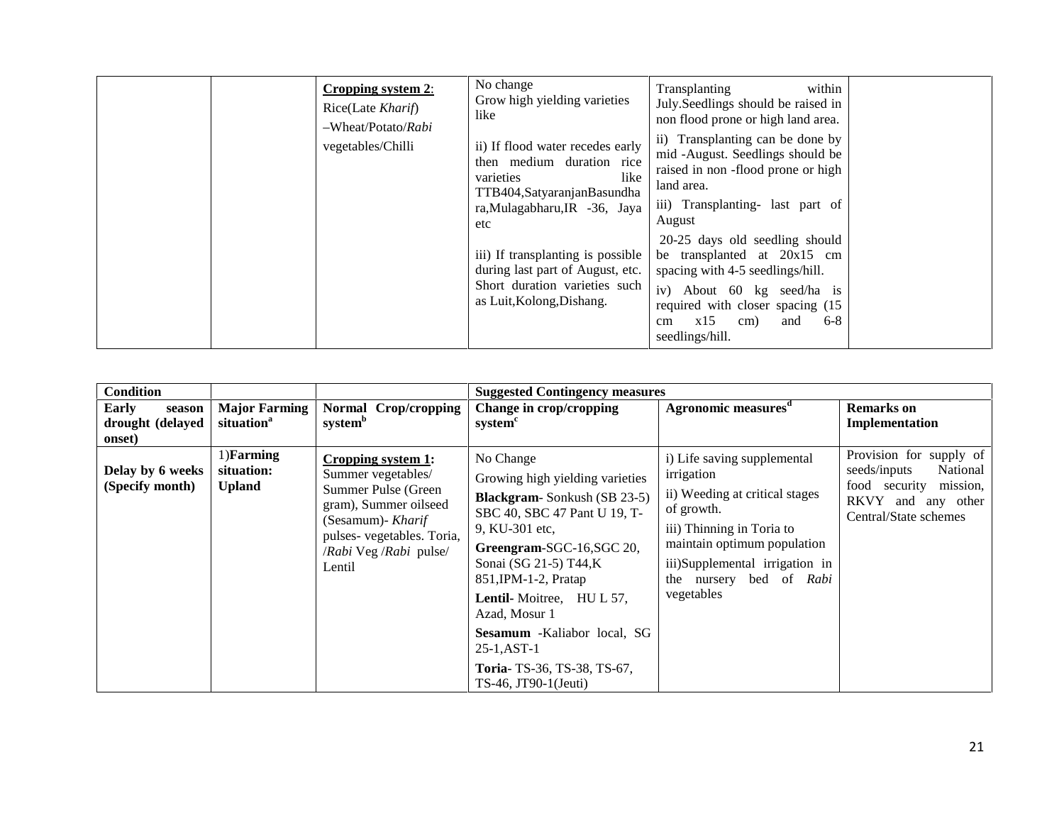| | | | | | |
|---|---|---|---|---|---|
| | | **Cropping system 2**: Rice(Late *Kharif*) –Wheat/Potato/*Rabi* vegetables/Chilli | No change<br>Grow high yielding varieties like<br><br>ii) If flood water recedes early then medium duration rice varieties like TTB404,SatyaranjanBasundhara,Mulagabharu,IR -36, Jaya etc<br><br>iii) If transplanting is possible during last part of August, etc. Short duration varieties such as Luit,Kolong,Dishang. | Transplanting within July.Seedlings should be raised in non flood prone or high land area.<br>ii) Transplanting can be done by mid -August. Seedlings should be raised in non -flood prone or high land area.<br>iii) Transplanting- last part of August<br>20-25 days old seedling should be transplanted at 20x15 cm spacing with 4-5 seedlings/hill.<br>iv) About 60 kg seed/ha is required with closer spacing (15 cm x15 cm) and 6-8 seedlings/hill. | |

| **Condition** | | | **Suggested Contingency measures** | | |
|---|---|---|---|---|---|
| **Early season drought (delayed onset)** | **Major Farming situation**[a] | **Normal Crop/cropping system**[b] | **Change in crop/cropping system**[c] | **Agronomic measures**[d] | **Remarks on Implementation** |
| **Delay by 6 weeks (Specify month)** | 1)**Farming situation: Upland** | **Cropping system 1:** Summer vegetables/ Summer Pulse (Green gram), Summer oilseed (Sesamum)- *Kharif* pulses- vegetables. Toria, /*Rabi* Veg /*Rabi* pulse/ Lentil | No Change<br>Growing high yielding varieties<br>**Blackgram**- Sonkush (SB 23-5) SBC 40, SBC 47 Pant U 19, T-9, KU-301 etc,<br>**Greengram**-SGC-16,SGC 20, Sonai (SG 21-5) T44,K 851,IPM-1-2, Pratap<br>**Lentil**- Moitree, HU L 57, Azad, Mosur 1<br>**Sesamum** -Kaliabor local, SG 25-1,AST-1<br>**Toria**- TS-36, TS-38, TS-67, TS-46, JT90-1(Jeuti) | i) Life saving supplemental irrigation<br>ii) Weeding at critical stages of growth.<br>iii) Thinning in Toria to maintain optimum population<br>iii)Supplemental irrigation in the nursery bed of *Rabi* vegetables | Provision for supply of seeds/inputs National food security mission, RKVY and any other Central/State schemes |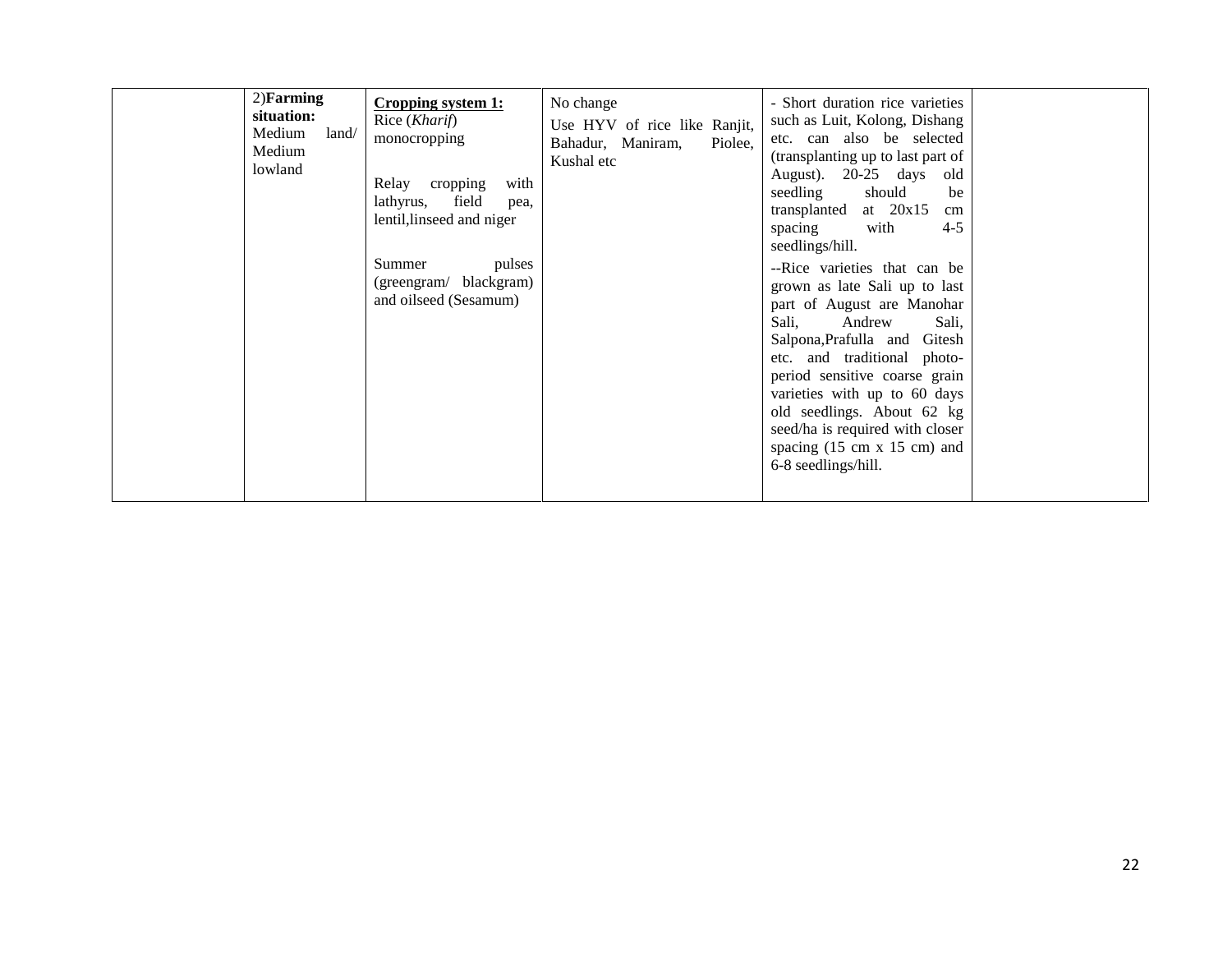|  | 2)**Farming situation:** Medium land/ Medium lowland | **Cropping system 1:** Rice (*Kharif*) monocropping<br><br>Relay cropping with lathyrus, field pea, lentil,linseed and niger<br><br>Summer pulses (greengram/ blackgram) and oilseed (Sesamum) | No change<br>Use HYV of rice like Ranjit, Bahadur, Maniram, Piolee, Kushal etc | - Short duration rice varieties such as Luit, Kolong, Dishang etc. can also be selected (transplanting up to last part of August). 20-25 days old seedling should be transplanted at 20x15 cm spacing with 4-5 seedlings/hill.<br>--Rice varieties that can be grown as late Sali up to last part of August are Manohar Sali, Andrew Sali, Salpona,Prafulla and Gitesh etc. and traditional photo-period sensitive coarse grain varieties with up to 60 days old seedlings. About 62 kg seed/ha is required with closer spacing (15 cm x 15 cm) and 6-8 seedlings/hill. |  |
|---|---|---|---|---|---|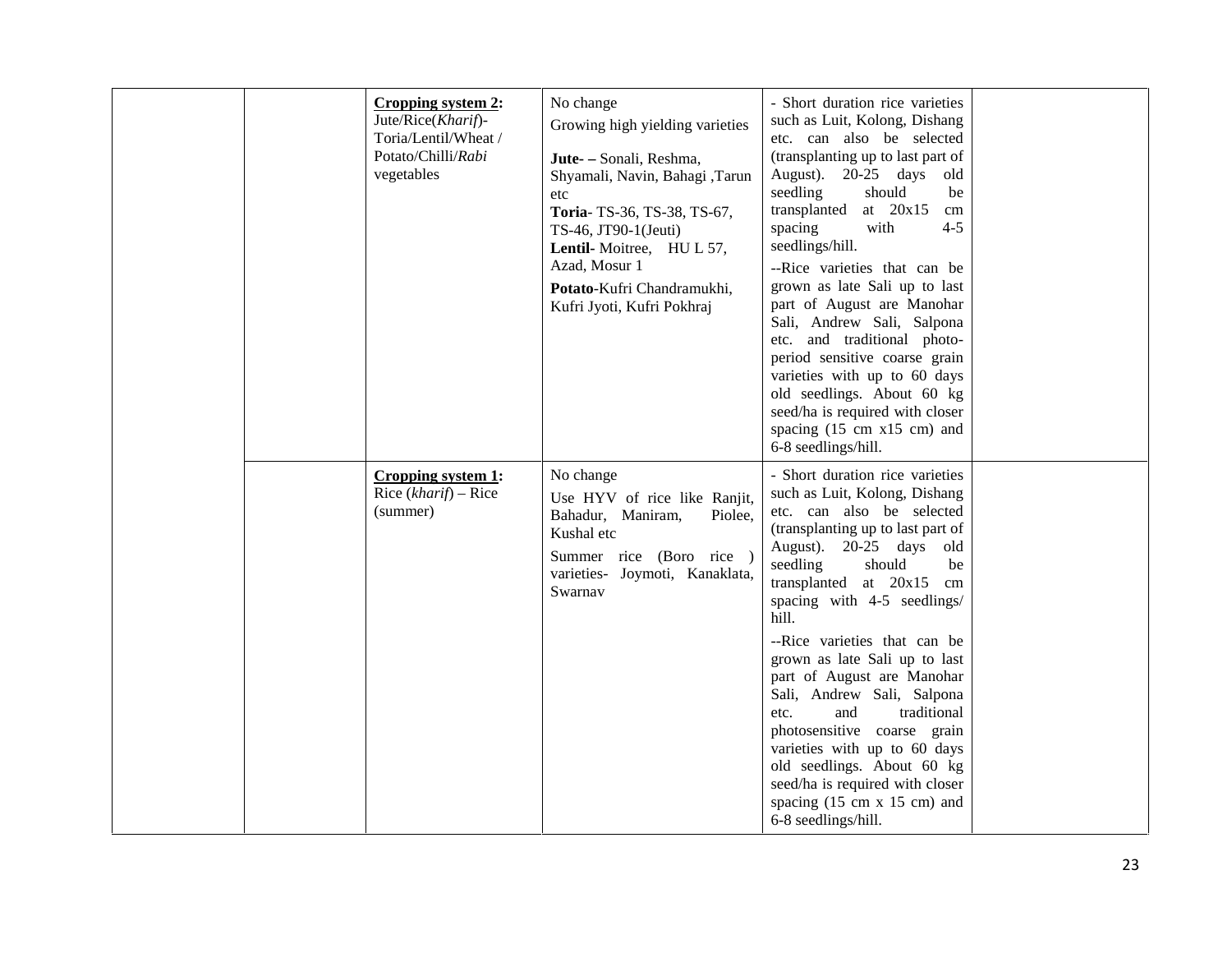| | | | | | |
|---|---|---|---|---|---|
| | | **Cropping system 2:** Jute/Rice(*Kharif*)-Toria/Lentil/Wheat / Potato/Chilli/*Rabi* vegetables | No change<br>Growing high yielding varieties<br>**Jute**- – Sonali, Reshma, Shyamali, Navin, Bahagi ,Tarun etc<br>**Toria**- TS-36, TS-38, TS-67, TS-46, JT90-1(Jeuti)<br>**Lentil**- Moitree, HU L 57, Azad, Mosur 1<br>**Potato**-Kufri Chandramukhi, Kufri Jyoti, Kufri Pokhraj | - Short duration rice varieties such as Luit, Kolong, Dishang etc. can also be selected (transplanting up to last part of August). 20-25 days old seedling should be transplanted at 20x15 cm spacing with 4-5 seedlings/hill.<br>--Rice varieties that can be grown as late Sali up to last part of August are Manohar Sali, Andrew Sali, Salpona etc. and traditional photo-period sensitive coarse grain varieties with up to 60 days old seedlings. About 60 kg seed/ha is required with closer spacing (15 cm x15 cm) and 6-8 seedlings/hill. | |
| | | **Cropping system 1:** Rice (*kharif*) – Rice (summer) | No change<br>Use HYV of rice like Ranjit, Bahadur, Maniram, Piolee, Kushal etc<br>Summer rice (Boro rice ) varieties- Joymoti, Kanaklata, Swarnav | - Short duration rice varieties such as Luit, Kolong, Dishang etc. can also be selected (transplanting up to last part of August). 20-25 days old seedling should be transplanted at 20x15 cm spacing with 4-5 seedlings/ hill.<br>--Rice varieties that can be grown as late Sali up to last part of August are Manohar Sali, Andrew Sali, Salpona etc. and traditional photosensitive coarse grain varieties with up to 60 days old seedlings. About 60 kg seed/ha is required with closer spacing (15 cm x 15 cm) and 6-8 seedlings/hill. | |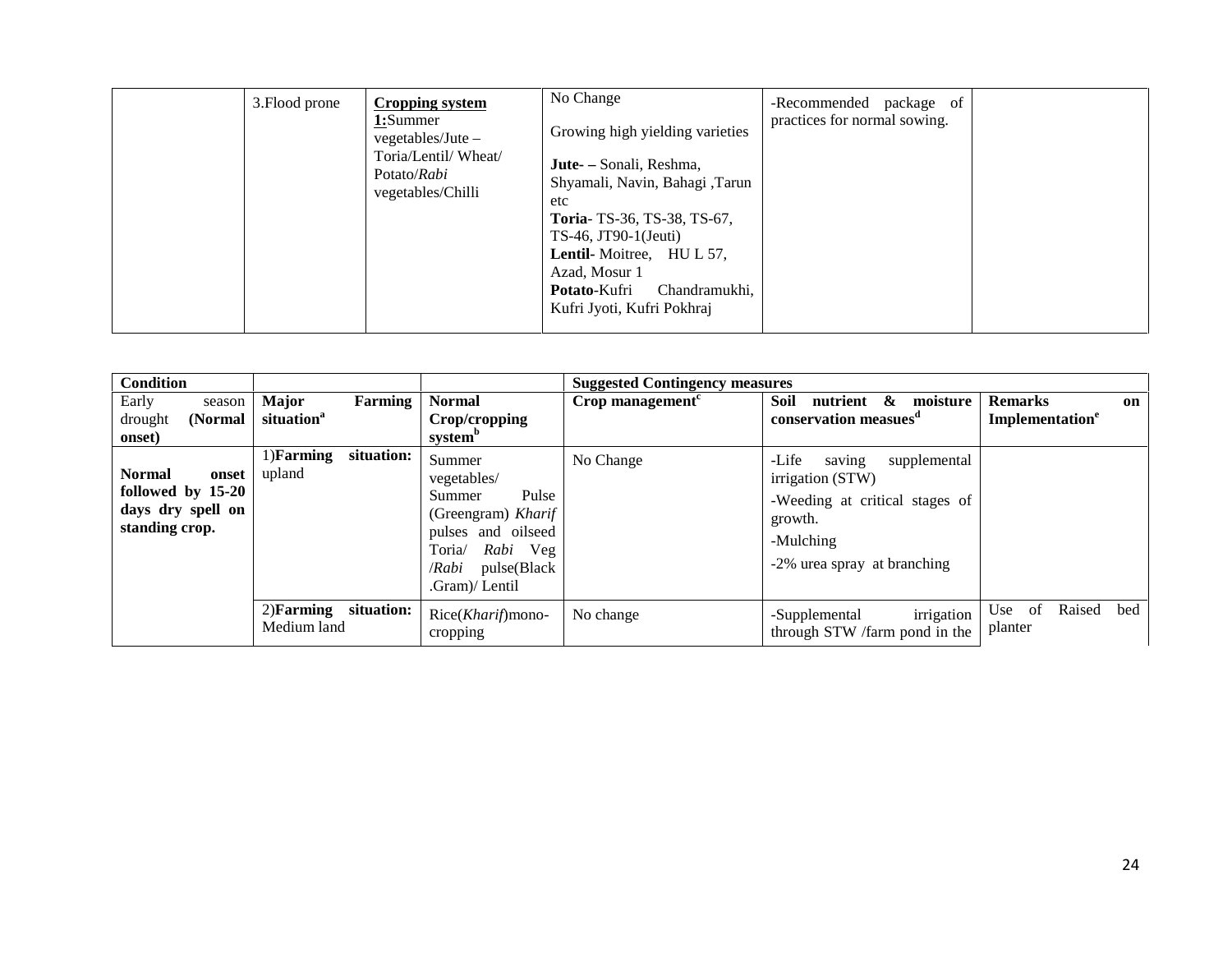|  | 3.Flood prone | **Cropping system 1:** Summer vegetables/Jute – Toria/Lentil/ Wheat/ Potato/*Rabi* vegetables/Chilli | No Change<br><br>Growing high yielding varieties<br><br>**Jute-** – Sonali, Reshma, Shyamali, Navin, Bahagi ,Tarun etc<br>**Toria**- TS-36, TS-38, TS-67, TS-46, JT90-1(Jeuti)<br>**Lentil**- Moitree, HU L 57, Azad, Mosur 1<br>**Potato**-Kufri Chandramukhi, Kufri Jyoti, Kufri Pokhraj | -Recommended package of practices for normal sowing. |  |
|---|---|---|---|---|---|

| **Condition** |  |  | **Suggested Contingency measures** |  |  |
|---|---|---|---|---|---|
| Early season drought **(Normal onset)** | **Major Farming situation[a]** | **Normal Crop/cropping system[b]** | **Crop management[c]** | **Soil nutrient & moisture conservation measues[d]** | **Remarks on Implementation[e]** |
| **Normal onset followed by 15-20 days dry spell on standing crop.** | 1)**Farming situation:** upland | Summer vegetables/ Summer Pulse (Greengram) *Kharif* pulses and oilseed Toria/ *Rabi* Veg /*Rabi* pulse(Black .Gram)/ Lentil | No Change | -Life saving supplemental irrigation (STW)<br>-Weeding at critical stages of growth.<br>-Mulching<br>-2% urea spray at branching |  |
|  | 2)**Farming situation:** Medium land | Rice(*Kharif*)mono-cropping | No change | -Supplemental irrigation through STW /farm pond in the | Use of Raised bed planter |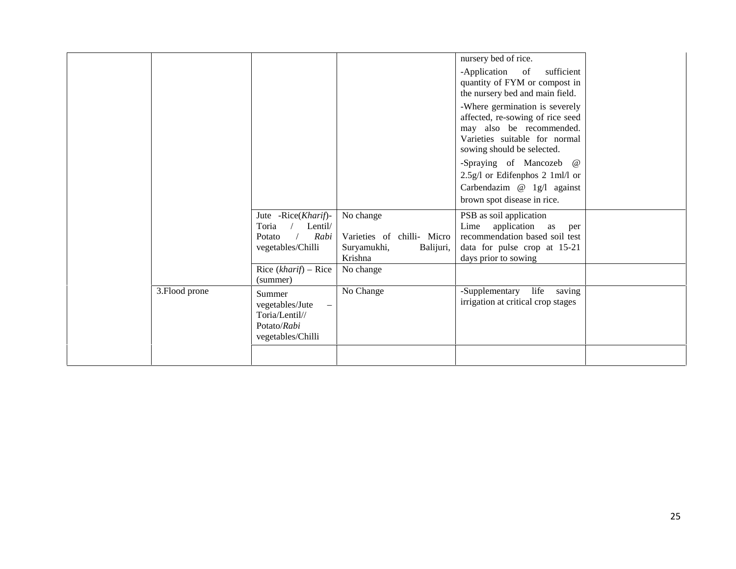| | | | | | |
|---|---|---|---|---|---|
| | | | | nursery bed of rice.<br>-Application of sufficient quantity of FYM or compost in the nursery bed and main field.<br>-Where germination is severely affected, re-sowing of rice seed may also be recommended. Varieties suitable for normal sowing should be selected.<br>-Spraying of Mancozeb @ 2.5g/l or Edifenphos 2 1ml/l or Carbendazim @ 1g/l against brown spot disease in rice. | |
| | | Jute -Rice(*Kharif*)-Toria / Lentil/ Potato / *Rabi* vegetables/Chilli | No change<br><br>Varieties of chilli- Micro Suryamukhi, Balijuri, Krishna | PSB as soil application<br>Lime application as per recommendation based soil test data for pulse crop at 15-21 days prior to sowing | |
| | | Rice (*kharif*) – Rice (summer) | No change | | |
| | 3.Flood prone | Summer vegetables/Jute – Toria/Lentil// Potato/*Rabi* vegetables/Chilli | No Change | -Supplementary life saving irrigation at critical crop stages | |
| | | | | | |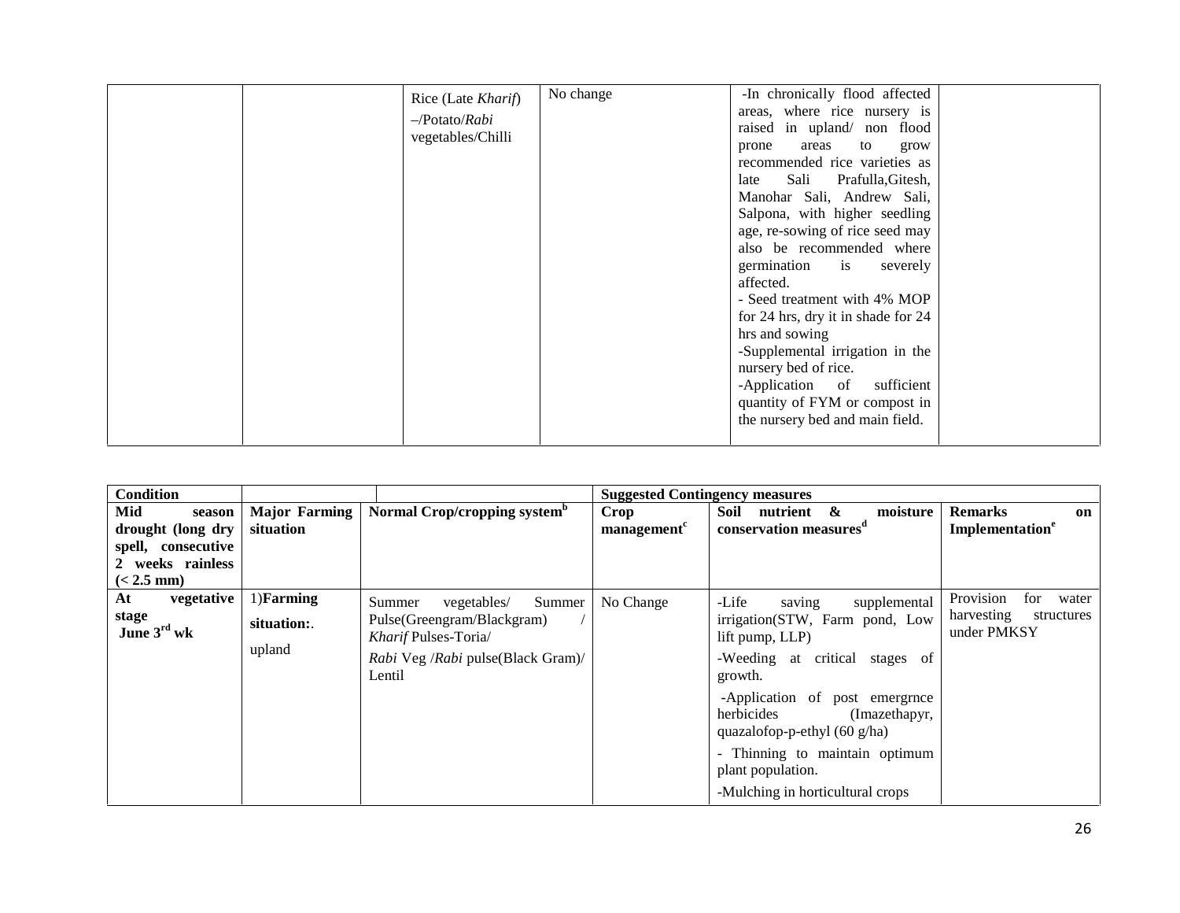| | | | | | |
|---|---|---|---|---|---|
| | | Rice (Late *Kharif*) –/Potato/*Rabi* vegetables/Chilli | No change | -In chronically flood affected areas, where rice nursery is raised in upland/ non flood prone areas to grow recommended rice varieties as late Sali Prafulla,Gitesh, Manohar Sali, Andrew Sali, Salpona, with higher seedling age, re-sowing of rice seed may also be recommended where germination is severely affected.<br>- Seed treatment with 4% MOP for 24 hrs, dry it in shade for 24 hrs and sowing<br>-Supplemental irrigation in the nursery bed of rice.<br>-Application of sufficient quantity of FYM or compost in the nursery bed and main field. | |

| **Condition** | | | **Suggested Contingency measures** | | |
|---|---|---|---|---|---|
| **Mid season drought (long dry spell, consecutive 2 weeks rainless (< 2.5 mm)** | **Major Farming situation** | **Normal Crop/cropping system[b]** | **Crop management[c]** | **Soil nutrient & moisture conservation measures[d]** | **Remarks on Implementation[e]** |
| **At vegetative stage June 3[rd] wk** | 1)**Farming situation:**. upland | Summer vegetables/ Summer Pulse(Greengram/Blackgram) / *Kharif* Pulses-Toria/ *Rabi* Veg /*Rabi* pulse(Black Gram)/ Lentil | No Change | -Life saving supplemental irrigation(STW, Farm pond, Low lift pump, LLP)<br>-Weeding at critical stages of growth.<br>-Application of post emergrnce herbicides (Imazethapyr, quazalofop-p-ethyl (60 g/ha)<br>- Thinning to maintain optimum plant population.<br>-Mulching in horticultural crops | Provision for water harvesting structures under PMKSY |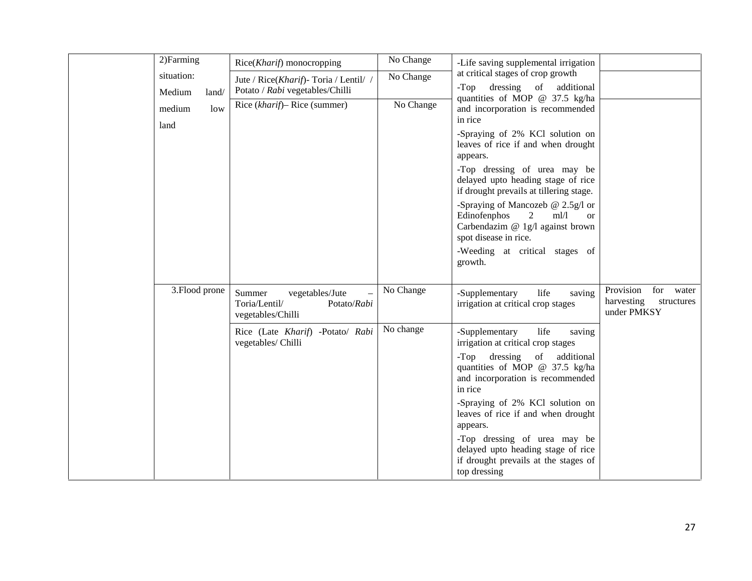| | | | | | |
|---|---|---|---|---|---|
| | 2)Farming situation: Medium land/ medium low land | Rice(*Kharif*) monocropping | No Change | -Life saving supplemental irrigation at critical stages of crop growth<br>-Top dressing of additional quantities of MOP @ 37.5 kg/ha and incorporation is recommended in rice<br>-Spraying of 2% KCl solution on leaves of rice if and when drought appears.<br>-Top dressing of urea may be delayed upto heading stage of rice if drought prevails at tillering stage.<br>-Spraying of Mancozeb @ 2.5g/l or Edinofenphos 2 ml/l or Carbendazim @ 1g/l against brown spot disease in rice.<br>-Weeding at critical stages of growth. | |
| | | Jute / Rice(*Kharif*)- Toria / Lentil/ / Potato / *Rabi* vegetables/Chilli | No Change | | |
| | | Rice (*kharif*)– Rice (summer) | No Change | | |
| | 3.Flood prone | Summer vegetables/Jute – Toria/Lentil/ Potato/*Rabi* vegetables/Chilli | No Change | -Supplementary life saving irrigation at critical crop stages | Provision for water harvesting structures under PMKSY |
| | | Rice (Late *Kharif*) -Potato/ *Rabi* vegetables/ Chilli | No change | -Supplementary life saving irrigation at critical crop stages<br>-Top dressing of additional quantities of MOP @ 37.5 kg/ha and incorporation is recommended in rice<br>-Spraying of 2% KCl solution on leaves of rice if and when drought appears.<br>-Top dressing of urea may be delayed upto heading stage of rice if drought prevails at the stages of top dressing | |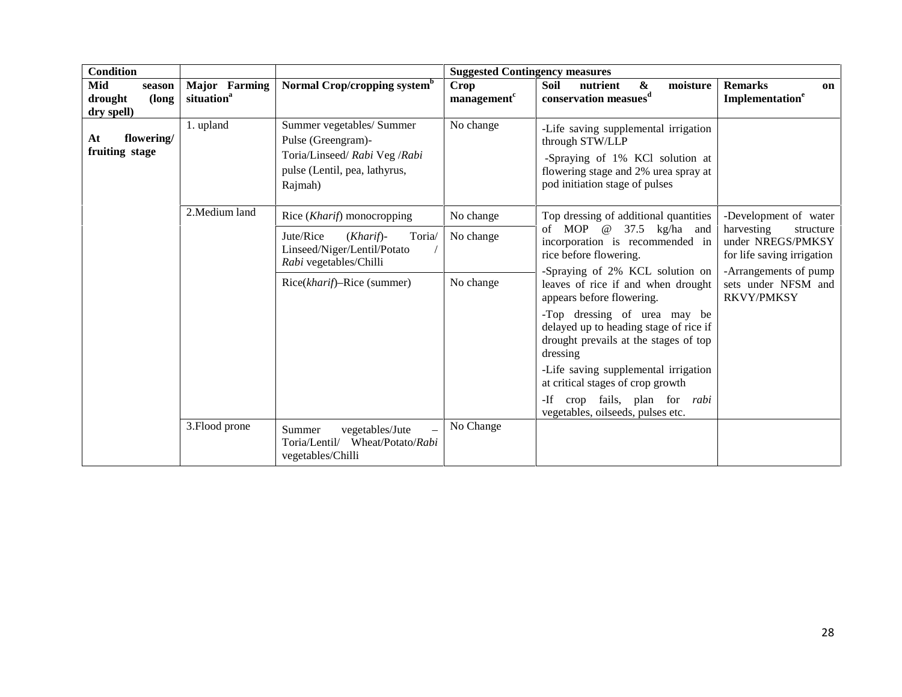| Condition | | | Suggested Contingency measures | | |
|---|---|---|---|---|---|
| **Mid season drought (long dry spell)** | **Major Farming situation[a]** | **Normal Crop/cropping system[b]** | **Crop management[c]** | **Soil nutrient & moisture conservation measues[d]** | **Remarks on Implementation[e]** |
| **At flowering/ fruiting stage** | 1. upland | Summer vegetables/ Summer Pulse (Greengram)- Toria/Linseed/ *Rabi* Veg /*Rabi* pulse (Lentil, pea, lathyrus, Rajmah) | No change | -Life saving supplemental irrigation through STW/LLP<br>-Spraying of 1% KCl solution at flowering stage and 2% urea spray at pod initiation stage of pulses | |
| | 2.Medium land | Rice (*Kharif*) monocropping | No change | Top dressing of additional quantities of MOP @ 37.5 kg/ha and incorporation is recommended in rice before flowering.<br>-Spraying of 2% KCL solution on leaves of rice if and when drought appears before flowering.<br>-Top dressing of urea may be delayed up to heading stage of rice if drought prevails at the stages of top dressing<br>-Life saving supplemental irrigation at critical stages of crop growth<br>-If crop fails, plan for *rabi* vegetables, oilseeds, pulses etc. | -Development of water harvesting structure under NREGS/PMKSY for life saving irrigation<br>-Arrangements of pump sets under NFSM and RKVY/PMKSY |
| | | Jute/Rice (*Kharif*)- Toria/ Linseed/Niger/Lentil/Potato / *Rabi* vegetables/Chilli | No change | | |
| | | Rice(*kharif*)–Rice (summer) | No change | | |
| | 3.Flood prone | Summer vegetables/Jute – Toria/Lentil/ Wheat/Potato/*Rabi* vegetables/Chilli | No Change | | |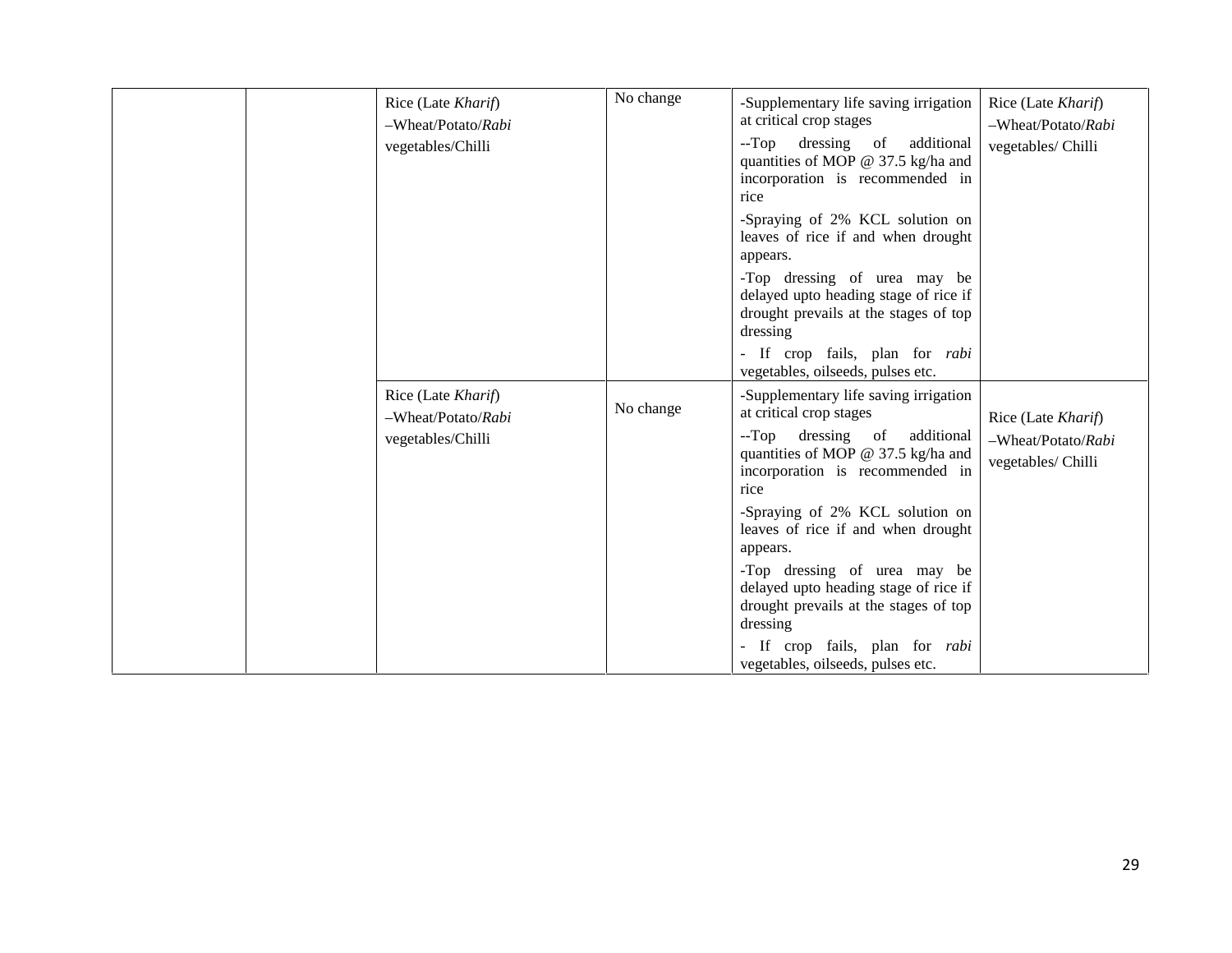| | | | | | |
|---|---|---|---|---|---|
| | | Rice (Late *Kharif*) –Wheat/Potato/*Rabi* vegetables/Chilli | No change | -Supplementary life saving irrigation at critical crop stages<br>--Top dressing of additional quantities of MOP @ 37.5 kg/ha and incorporation is recommended in rice<br>-Spraying of 2% KCL solution on leaves of rice if and when drought appears.<br>-Top dressing of urea may be delayed upto heading stage of rice if drought prevails at the stages of top dressing<br>- If crop fails, plan for *rabi* vegetables, oilseeds, pulses etc. | Rice (Late *Kharif*) –Wheat/Potato/*Rabi* vegetables/ Chilli |
| | | Rice (Late *Kharif*) –Wheat/Potato/*Rabi* vegetables/Chilli | No change | -Supplementary life saving irrigation at critical crop stages<br>--Top dressing of additional quantities of MOP @ 37.5 kg/ha and incorporation is recommended in rice<br>-Spraying of 2% KCL solution on leaves of rice if and when drought appears.<br>-Top dressing of urea may be delayed upto heading stage of rice if drought prevails at the stages of top dressing<br>- If crop fails, plan for *rabi* vegetables, oilseeds, pulses etc. | Rice (Late *Kharif*) –Wheat/Potato/*Rabi* vegetables/ Chilli |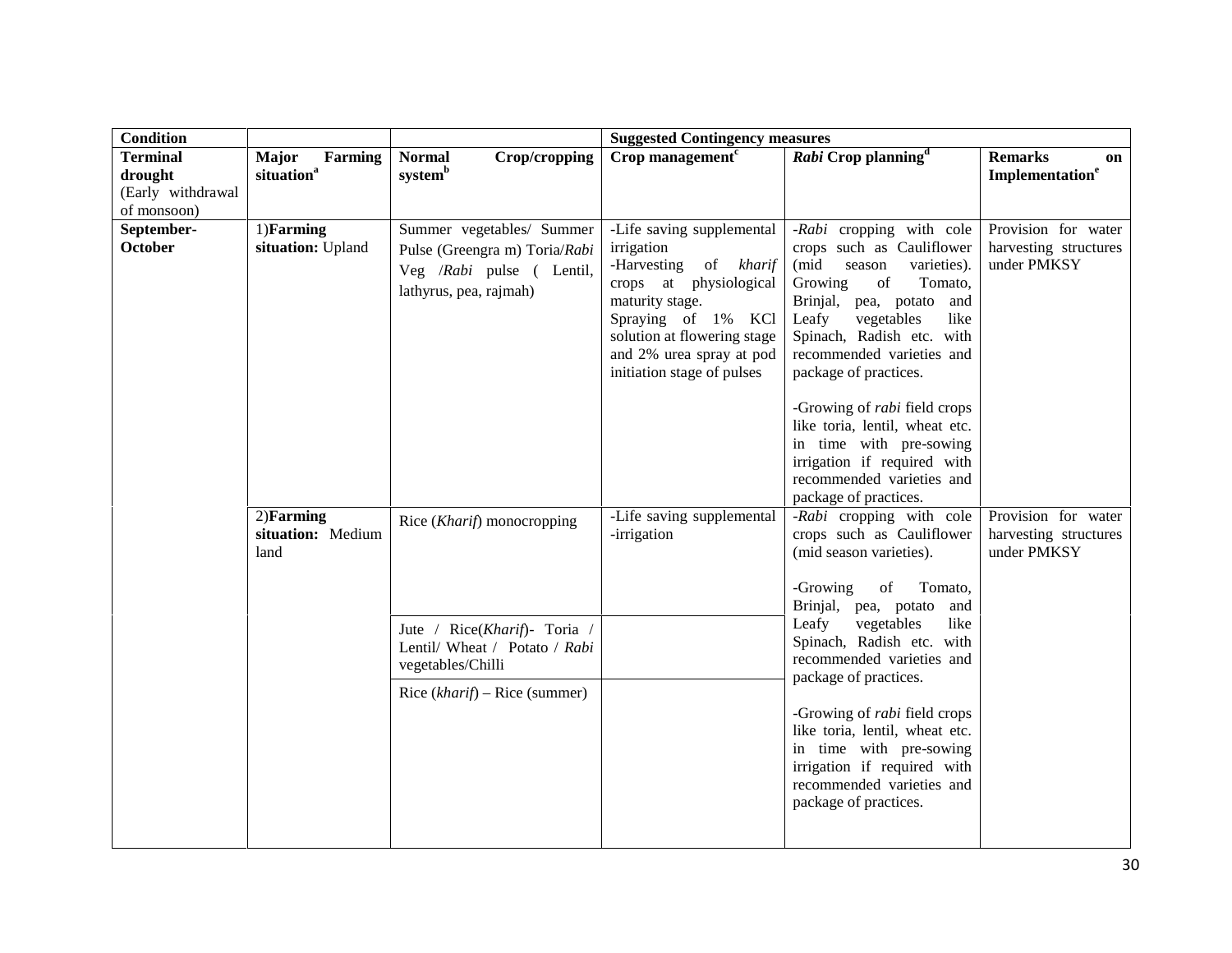| Condition | | | Suggested Contingency measures | | |
|---|---|---|---|---|---|
| **Terminal drought** (Early withdrawal of monsoon) | **Major Farming situation[a]** | **Normal Crop/cropping system[b]** | **Crop management[c]** | ***Rabi* Crop planning[d]** | **Remarks on Implementation[e]** |
| **September-October** | 1)**Farming situation:** Upland | Summer vegetables/ Summer Pulse (Greengra m) Toria/*Rabi* Veg /*Rabi* pulse ( Lentil, lathyrus, pea, rajmah) | -Life saving supplemental irrigation<br>-Harvesting of *kharif* crops at physiological maturity stage.<br>Spraying of 1% KCl solution at flowering stage and 2% urea spray at pod initiation stage of pulses | -*Rabi* cropping with cole crops such as Cauliflower (mid season varieties). Growing of Tomato, Brinjal, pea, potato and Leafy vegetables like Spinach, Radish etc. with recommended varieties and package of practices.<br><br>-Growing of *rabi* field crops like toria, lentil, wheat etc. in time with pre-sowing irrigation if required with recommended varieties and package of practices. | Provision for water harvesting structures under PMKSY |
| | 2)**Farming situation:** Medium land | Rice (*Kharif*) monocropping | -Life saving supplemental -irrigation | -*Rabi* cropping with cole crops such as Cauliflower (mid season varieties).<br><br>-Growing of Tomato, Brinjal, pea, potato and Leafy vegetables like Spinach, Radish etc. with recommended varieties and package of practices.<br><br>-Growing of *rabi* field crops like toria, lentil, wheat etc. in time with pre-sowing irrigation if required with recommended varieties and package of practices. | Provision for water harvesting structures under PMKSY |
| | | Jute / Rice(*Kharif*)- Toria / Lentil/ Wheat / Potato / *Rabi* vegetables/Chilli | | | |
| | | Rice (*kharif*) – Rice (summer) | | | |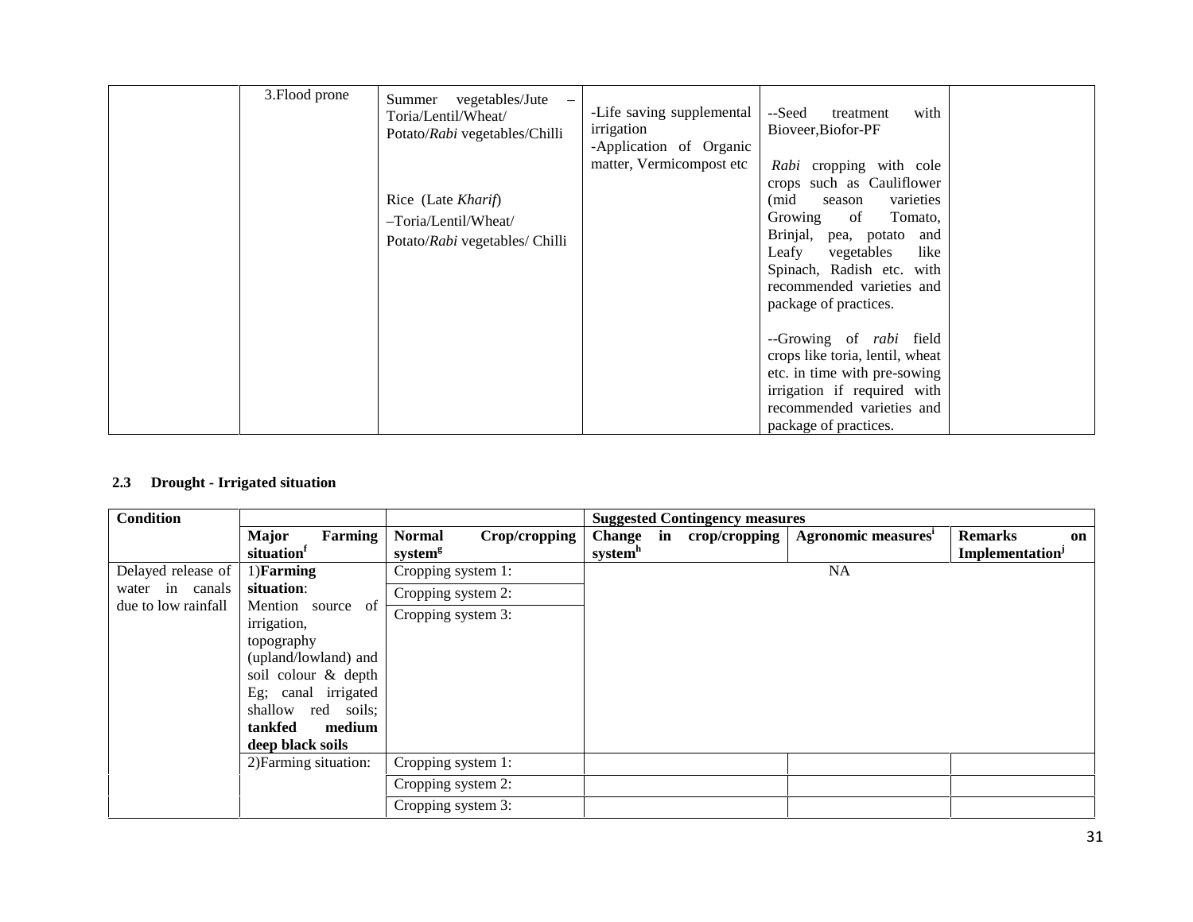| | 3.Flood prone | Summer vegetables/Jute – Toria/Lentil/Wheat/ Potato/*Rabi* vegetables/Chilli<br><br>Rice (Late *Kharif*) –Toria/Lentil/Wheat/ Potato/*Rabi* vegetables/ Chilli | -Life saving supplemental irrigation<br>-Application of Organic matter, Vermicompost etc | --Seed treatment with Bioveer,Biofor-PF<br><br>*Rabi* cropping with cole crops such as Cauliflower (mid season varieties Growing of Tomato, Brinjal, pea, potato and Leafy vegetables like Spinach, Radish etc. with recommended varieties and package of practices.<br><br>--Growing of *rabi* field crops like toria, lentil, wheat etc. in time with pre-sowing irrigation if required with recommended varieties and package of practices. | |
|---|---|---|---|---|---|

**2.3 Drought - Irrigated situation**

| Condition | | | Suggested Contingency measures | | |
|---|---|---|---|---|---|
| | **Major Farming situation[f]** | **Normal Crop/cropping system[g]** | **Change in crop/cropping system[h]** | **Agronomic measures[i]** | **Remarks on Implementation[j]** |
| Delayed release of water in canals due to low rainfall | 1)**Farming situation**: Mention source of irrigation, topography (upland/lowland) and soil colour & depth Eg; canal irrigated shallow red soils; **tankfed medium deep black soils** | Cropping system 1: | NA | | |
| | | Cropping system 2: | | | |
| | | Cropping system 3: | | | |
| | 2)Farming situation: | Cropping system 1: | | | |
| | | Cropping system 2: | | | |
| | | Cropping system 3: | | | |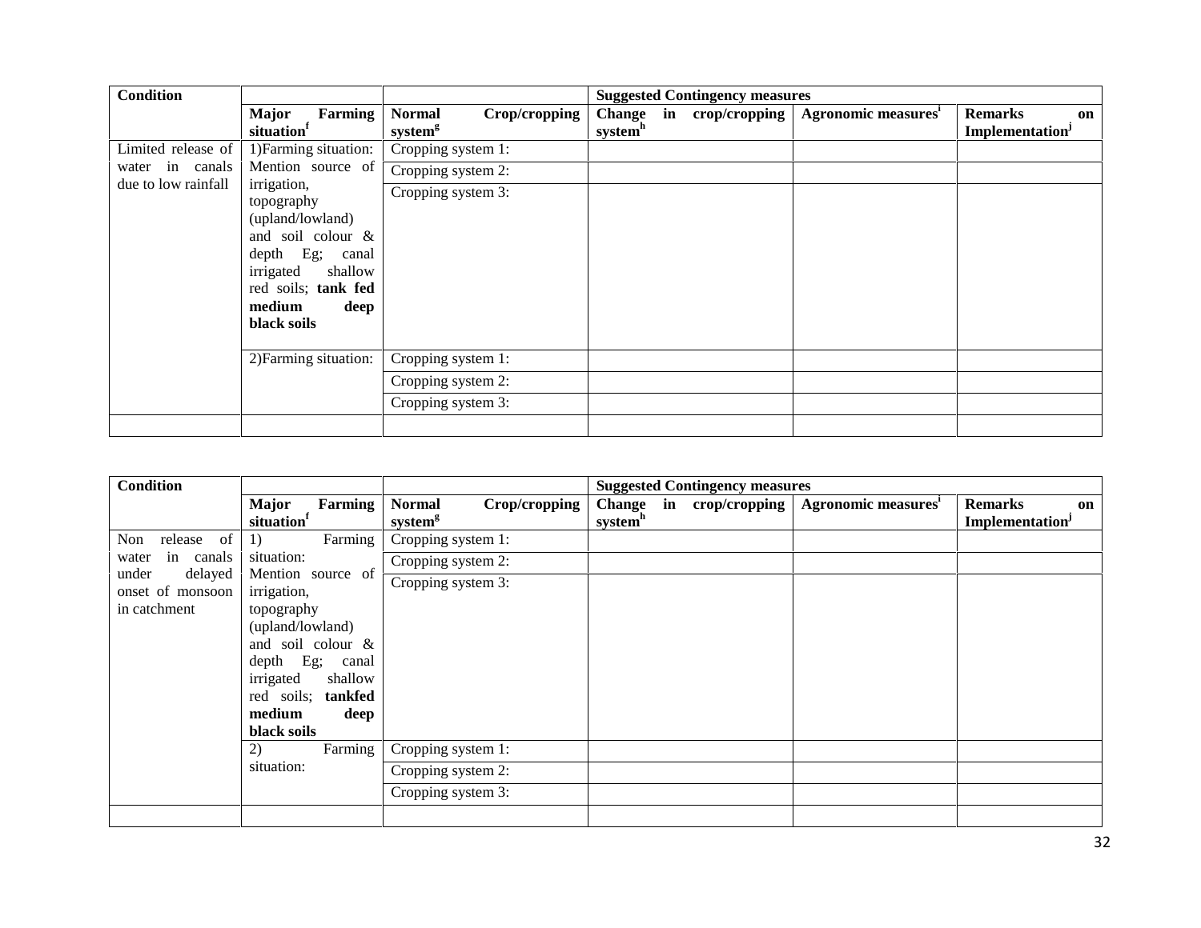| Condition | | | Suggested Contingency measures | | |
|---|---|---|---|---|---|
| | **Major Farming situation**[f] | **Normal Crop/cropping system**[g] | **Change in crop/cropping system**[h] | **Agronomic measures**[i] | **Remarks on Implementation**[j] |
| Limited release of water in canals due to low rainfall | 1)Farming situation: Mention source of irrigation, topography (upland/lowland) and soil colour & depth Eg; canal irrigated shallow red soils; **tank fed medium deep black soils** | Cropping system 1: | | | |
| | | Cropping system 2: | | | |
| | | Cropping system 3: | | | |
| | 2)Farming situation: | Cropping system 1: | | | |
| | | Cropping system 2: | | | |
| | | Cropping system 3: | | | |
| | | | | | |

| Condition | | | Suggested Contingency measures | | |
|---|---|---|---|---|---|
| | **Major Farming situation**[f] | **Normal Crop/cropping system**[g] | **Change in crop/cropping system**[h] | **Agronomic measures**[i] | **Remarks on Implementation**[j] |
| Non release of water in canals under delayed onset of monsoon in catchment | 1) Farming situation: Mention source of irrigation, topography (upland/lowland) and soil colour & depth Eg; canal irrigated shallow red soils; **tankfed medium deep black soils** | Cropping system 1: | | | |
| | | Cropping system 2: | | | |
| | | Cropping system 3: | | | |
| | 2) Farming situation: | Cropping system 1: | | | |
| | | Cropping system 2: | | | |
| | | Cropping system 3: | | | |
| | | | | | |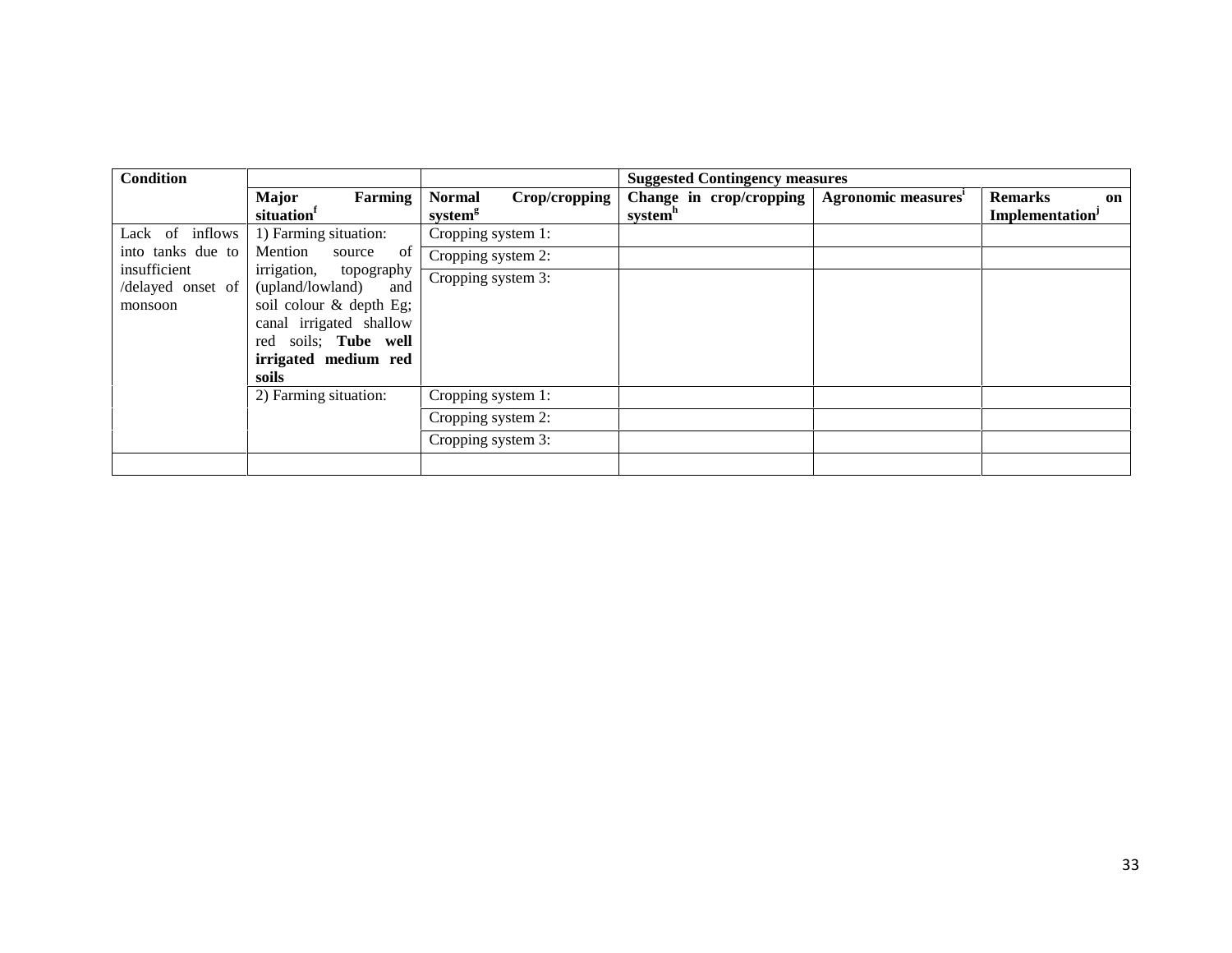| Condition | | | Suggested Contingency measures | | |
|---|---|---|---|---|---|
| | Major Farming situation[f] | Normal Crop/cropping system[g] | Change in crop/cropping system[h] | Agronomic measures[i] | Remarks on Implementation[j] |
| Lack of inflows into tanks due to insufficient /delayed onset of monsoon | 1) Farming situation: Mention source of irrigation, topography (upland/lowland) and soil colour & depth Eg; canal irrigated shallow red soils; **Tube well irrigated medium red soils** | Cropping system 1: | | | |
| | | Cropping system 2: | | | |
| | | Cropping system 3: | | | |
| | 2) Farming situation: | Cropping system 1: | | | |
| | | Cropping system 2: | | | |
| | | Cropping system 3: | | | |
| | | | | | |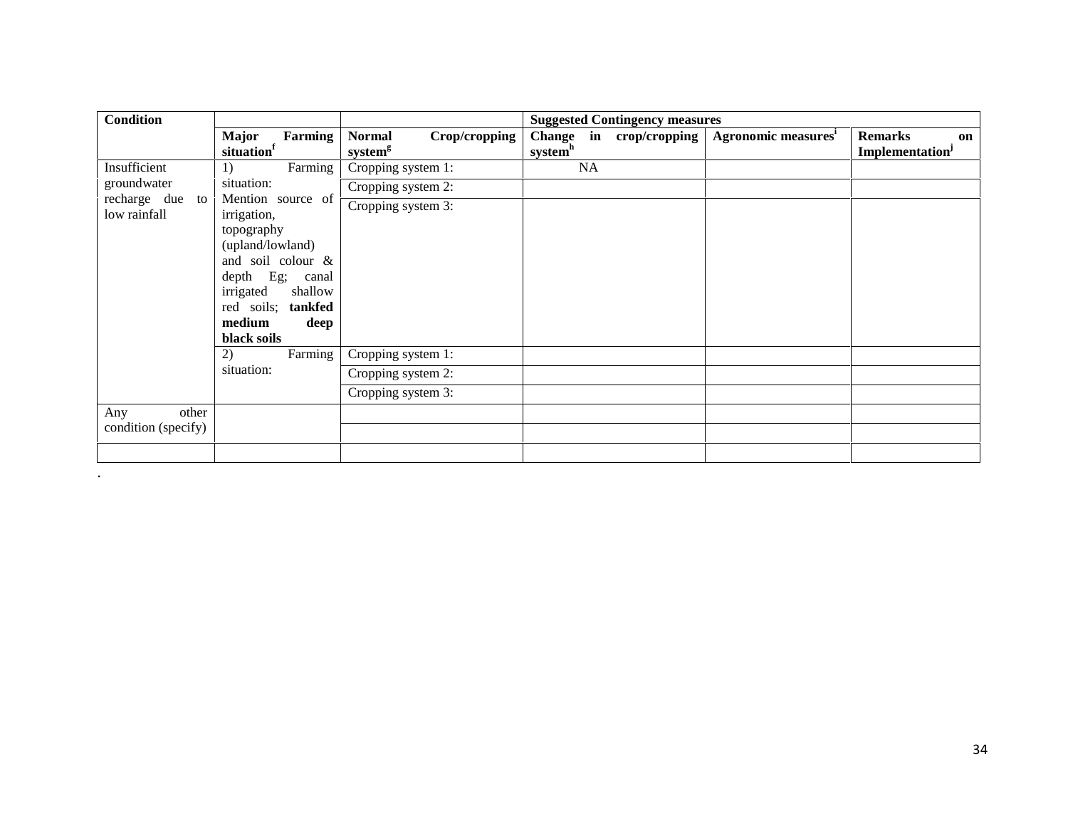| Condition | | | Suggested Contingency measures | | |
|---|---|---|---|---|---|
| | Major Farming situation[f] | Normal Crop/cropping system[g] | Change in crop/cropping system[h] | Agronomic measures[i] | Remarks on Implementation[j] |
| Insufficient groundwater recharge due to low rainfall | 1) Farming situation: Mention source of irrigation, topography (upland/lowland) and soil colour & depth Eg; canal irrigated shallow red soils; **tankfed medium deep black soils** | Cropping system 1: | NA | | |
| | | Cropping system 2: | | | |
| | | Cropping system 3: | | | |
| | 2) Farming situation: | Cropping system 1: | | | |
| | | Cropping system 2: | | | |
| | | Cropping system 3: | | | |
| Any other condition (specify) | | | | | |
| | | | | | |
| | | | | | |

.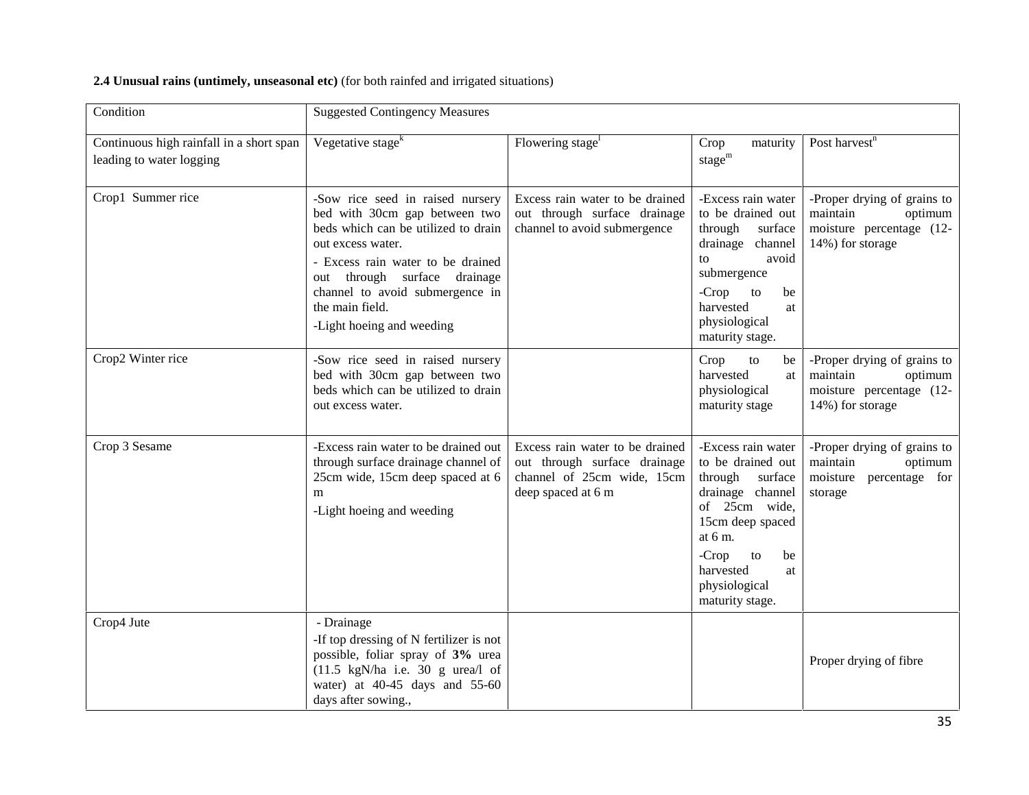**2.4 Unusual rains (untimely, unseasonal etc)** (for both rainfed and irrigated situations)

| Condition | Suggested Contingency Measures | | | |
|---|---|---|---|---|
| Continuous high rainfall in a short span leading to water logging | Vegetative stage[k] | Flowering stage[l] | Crop maturity stage[m] | Post harvest[n] |
| Crop1 Summer rice | -Sow rice seed in raised nursery bed with 30cm gap between two beds which can be utilized to drain out excess water.<br>- Excess rain water to be drained out through surface drainage channel to avoid submergence in the main field.<br>-Light hoeing and weeding | Excess rain water to be drained out through surface drainage channel to avoid submergence | -Excess rain water to be drained out through surface drainage channel to avoid submergence<br>-Crop to be harvested at physiological maturity stage. | -Proper drying of grains to maintain optimum moisture percentage (12-14%) for storage |
| Crop2 Winter rice | -Sow rice seed in raised nursery bed with 30cm gap between two beds which can be utilized to drain out excess water. | | Crop to be harvested at physiological maturity stage | -Proper drying of grains to maintain optimum moisture percentage (12-14%) for storage |
| Crop 3 Sesame | -Excess rain water to be drained out through surface drainage channel of 25cm wide, 15cm deep spaced at 6 m<br>-Light hoeing and weeding | Excess rain water to be drained out through surface drainage channel of 25cm wide, 15cm deep spaced at 6 m | -Excess rain water to be drained out through surface drainage channel of 25cm wide, 15cm deep spaced at 6 m.<br>-Crop to be harvested at physiological maturity stage. | -Proper drying of grains to maintain optimum moisture percentage for storage |
| Crop4 Jute | - Drainage<br>-If top dressing of N fertilizer is not possible, foliar spray of **3%** urea (11.5 kgN/ha i.e. 30 g urea/l of water) at 40-45 days and 55-60 days after sowing., | | | Proper drying of fibre |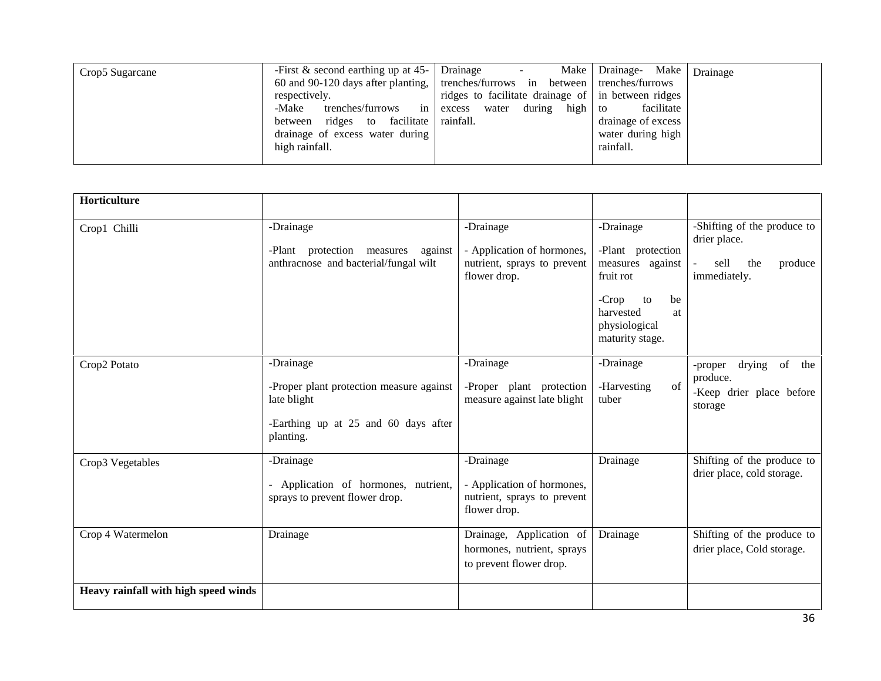| | | | | |
|---|---|---|---|---|
| Crop5 Sugarcane | -First & second earthing up at 45-60 and 90-120 days after planting, respectively.<br>-Make trenches/furrows in between ridges to facilitate drainage of excess water during high rainfall. | Drainage - Make trenches/furrows in between ridges to facilitate drainage of excess water during high rainfall. | Drainage- Make trenches/furrows in between ridges to facilitate drainage of excess water during high rainfall. | Drainage |

| | | | | |
|---|---|---|---|---|
| **Horticulture** | | | | |
| Crop1 Chilli | -Drainage<br>-Plant protection measures against anthracnose and bacterial/fungal wilt | -Drainage<br>- Application of hormones, nutrient, sprays to prevent flower drop. | -Drainage<br>-Plant protection measures against fruit rot<br>-Crop to be harvested at physiological maturity stage. | -Shifting of the produce to drier place.<br>- sell the produce immediately. |
| Crop2 Potato | -Drainage<br>-Proper plant protection measure against late blight<br>-Earthing up at 25 and 60 days after planting. | -Drainage<br>-Proper plant protection measure against late blight | -Drainage<br>-Harvesting of tuber | -proper drying of the produce.<br>-Keep drier place before storage |
| Crop3 Vegetables | -Drainage<br>- Application of hormones, nutrient, sprays to prevent flower drop. | -Drainage<br>- Application of hormones, nutrient, sprays to prevent flower drop. | Drainage | Shifting of the produce to drier place, cold storage. |
| Crop 4 Watermelon | Drainage | Drainage, Application of hormones, nutrient, sprays to prevent flower drop. | Drainage | Shifting of the produce to drier place, Cold storage. |
| **Heavy rainfall with high speed winds** | | | | |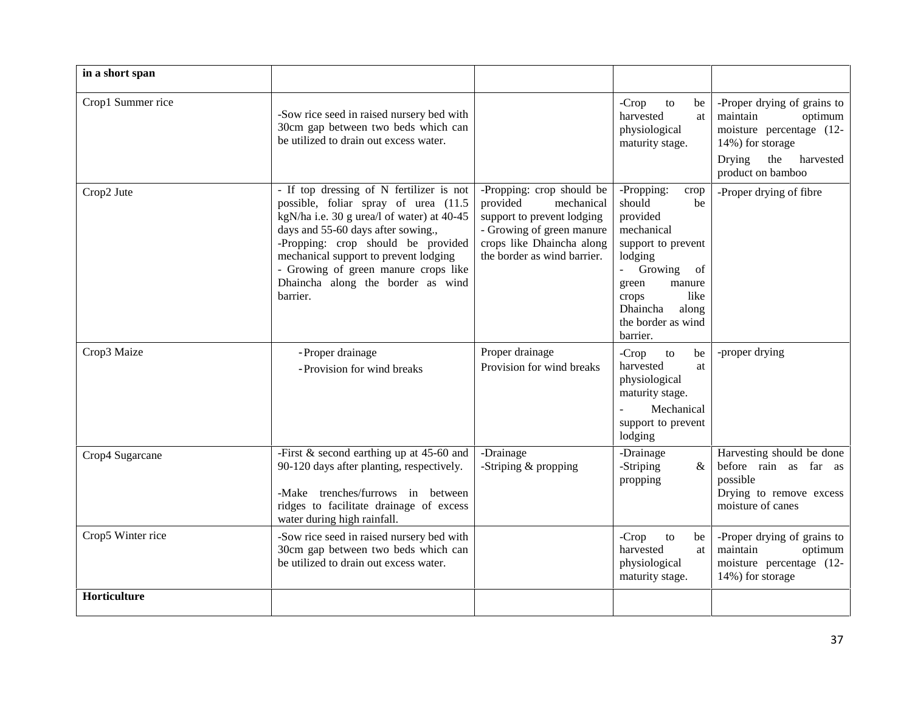| **in a short span** | | | | |
|---|---|---|---|---|
| Crop1 Summer rice | -Sow rice seed in raised nursery bed with 30cm gap between two beds which can be utilized to drain out excess water. | | -Crop to be harvested at physiological maturity stage. | -Proper drying of grains to maintain optimum moisture percentage (12-14%) for storage<br>Drying the harvested product on bamboo |
| Crop2 Jute | - If top dressing of N fertilizer is not possible, foliar spray of urea (11.5 kgN/ha i.e. 30 g urea/l of water) at 40-45 days and 55-60 days after sowing.,<br>-Propping: crop should be provided mechanical support to prevent lodging<br>- Growing of green manure crops like Dhaincha along the border as wind barrier. | -Propping: crop should be provided mechanical support to prevent lodging<br>- Growing of green manure crops like Dhaincha along the border as wind barrier. | -Propping: crop should be provided mechanical support to prevent lodging<br>- Growing of green manure crops like Dhaincha along the border as wind barrier. | -Proper drying of fibre |
| Crop3 Maize | - Proper drainage<br>- Provision for wind breaks | Proper drainage<br>Provision for wind breaks | -Crop to be harvested at physiological maturity stage.<br>- Mechanical support to prevent lodging | -proper drying |
| Crop4 Sugarcane | -First & second earthing up at 45-60 and 90-120 days after planting, respectively.<br>-Make trenches/furrows in between ridges to facilitate drainage of excess water during high rainfall. | -Drainage<br>-Striping & propping | -Drainage<br>-Striping & propping | Harvesting should be done before rain as far as possible<br>Drying to remove excess moisture of canes |
| Crop5 Winter rice | -Sow rice seed in raised nursery bed with 30cm gap between two beds which can be utilized to drain out excess water. | | -Crop to be harvested at physiological maturity stage. | -Proper drying of grains to maintain optimum moisture percentage (12-14%) for storage |
| **Horticulture** | | | | |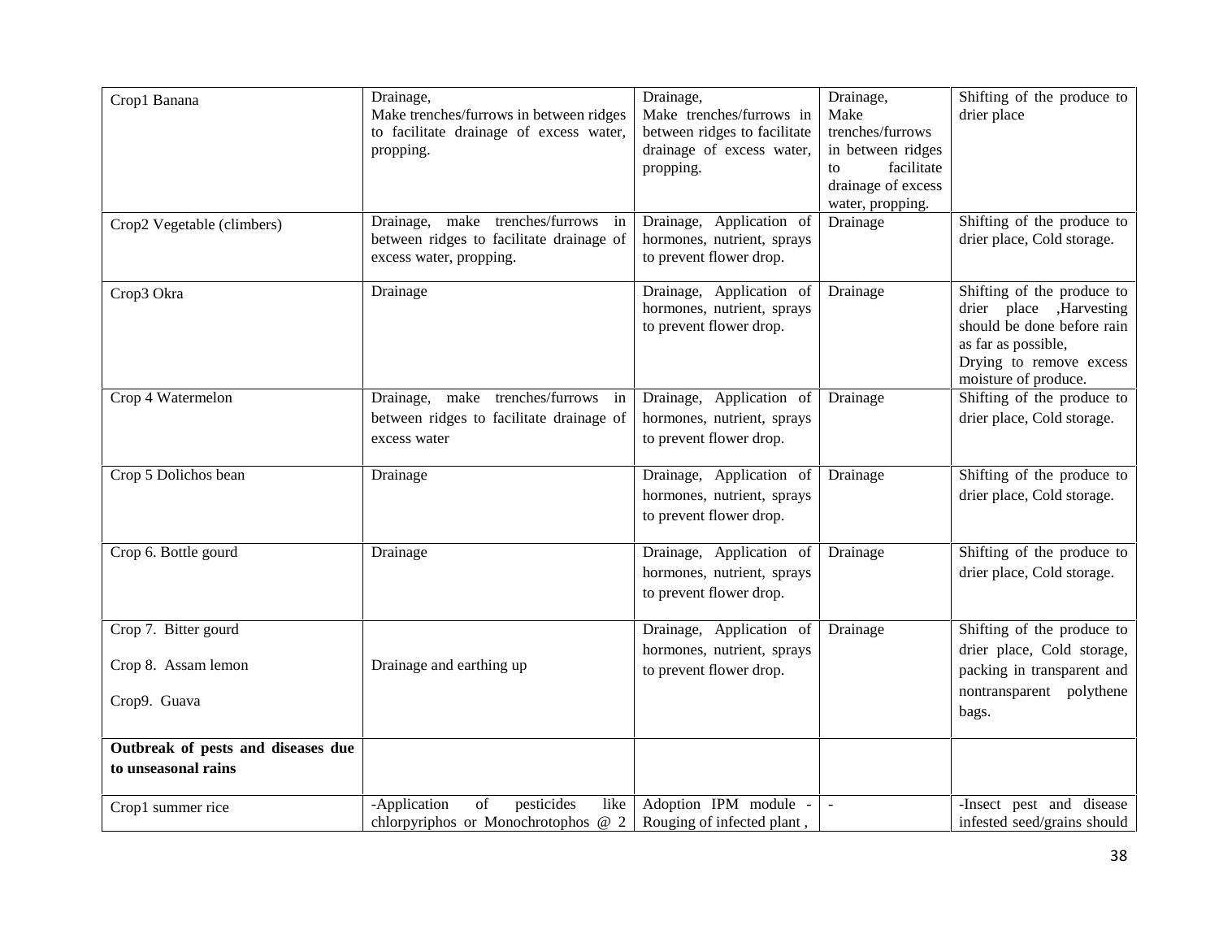| | | | | |
|---|---|---|---|---|
| Crop1 Banana | Drainage, Make trenches/furrows in between ridges to facilitate drainage of excess water, propping. | Drainage, Make trenches/furrows in between ridges to facilitate drainage of excess water, propping. | Drainage, Make trenches/furrows in between ridges to facilitate drainage of excess water, propping. | Shifting of the produce to drier place |
| Crop2 Vegetable (climbers) | Drainage, make trenches/furrows in between ridges to facilitate drainage of excess water, propping. | Drainage, Application of hormones, nutrient, sprays to prevent flower drop. | Drainage | Shifting of the produce to drier place, Cold storage. |
| Crop3 Okra | Drainage | Drainage, Application of hormones, nutrient, sprays to prevent flower drop. | Drainage | Shifting of the produce to drier place ,Harvesting should be done before rain as far as possible, Drying to remove excess moisture of produce. |
| Crop 4 Watermelon | Drainage, make trenches/furrows in between ridges to facilitate drainage of excess water | Drainage, Application of hormones, nutrient, sprays to prevent flower drop. | Drainage | Shifting of the produce to drier place, Cold storage. |
| Crop 5 Dolichos bean | Drainage | Drainage, Application of hormones, nutrient, sprays to prevent flower drop. | Drainage | Shifting of the produce to drier place, Cold storage. |
| Crop 6. Bottle gourd | Drainage | Drainage, Application of hormones, nutrient, sprays to prevent flower drop. | Drainage | Shifting of the produce to drier place, Cold storage. |
| Crop 7. Bitter gourd<br>Crop 8. Assam lemon<br>Crop9. Guava | Drainage and earthing up | Drainage, Application of hormones, nutrient, sprays to prevent flower drop. | Drainage | Shifting of the produce to drier place, Cold storage, packing in transparent and nontransparent polythene bags. |
| **Outbreak of pests and diseases due to unseasonal rains** | | | | |
| Crop1 summer rice | -Application of pesticides like chlorpyriphos or Monochrotophos @ 2 | Adoption IPM module - Rouging of infected plant , | - | -Insect pest and disease infested seed/grains should |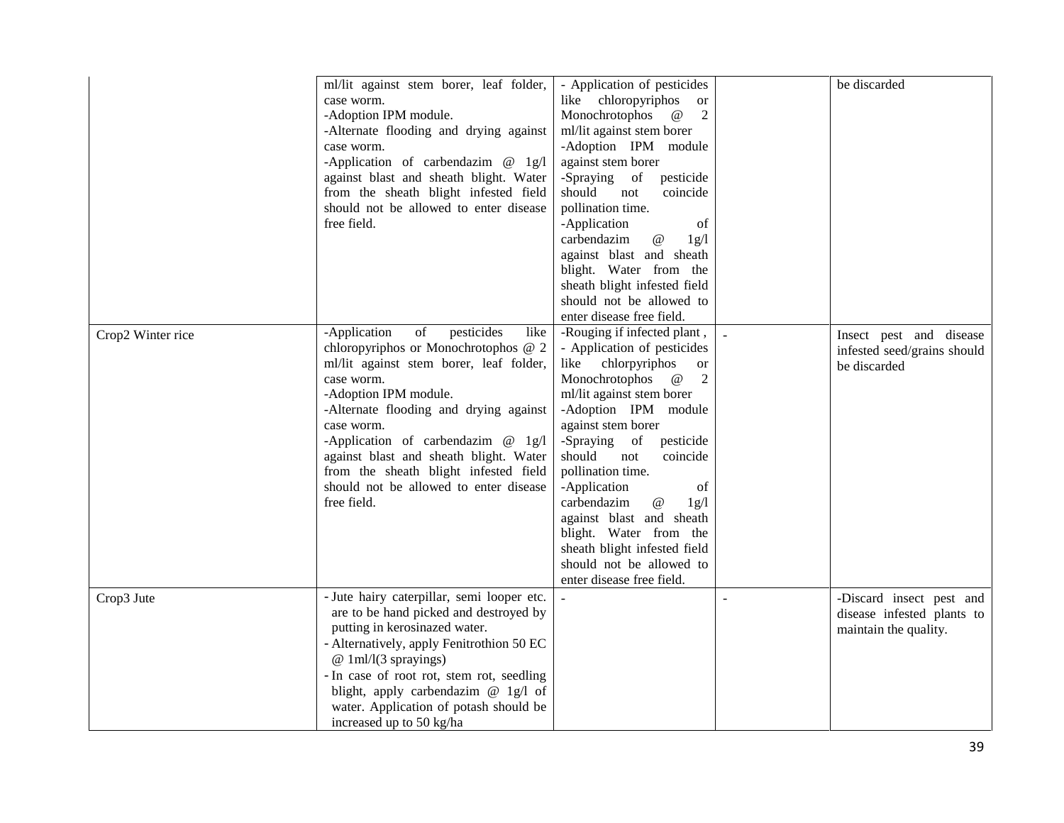| | | | | |
|---|---|---|---|---|
| | ml/lit against stem borer, leaf folder, case worm.<br>-Adoption IPM module.<br>-Alternate flooding and drying against case worm.<br>-Application of carbendazim @ 1g/l against blast and sheath blight. Water from the sheath blight infested field should not be allowed to enter disease free field. | - Application of pesticides like chloropyriphos or Monochrotophos @ 2 ml/lit against stem borer<br>-Adoption IPM module against stem borer<br>-Spraying of pesticide should not coincide pollination time.<br>-Application of carbendazim @ 1g/l against blast and sheath blight. Water from the sheath blight infested field should not be allowed to enter disease free field. | | be discarded |
| Crop2 Winter rice | -Application of pesticides like chloropyriphos or Monochrotophos @ 2 ml/lit against stem borer, leaf folder, case worm.<br>-Adoption IPM module.<br>-Alternate flooding and drying against case worm.<br>-Application of carbendazim @ 1g/l against blast and sheath blight. Water from the sheath blight infested field should not be allowed to enter disease free field. | -Rouging if infected plant ,<br>- Application of pesticides like chlorpyriphos or Monochrotophos @ 2 ml/lit against stem borer<br>-Adoption IPM module against stem borer<br>-Spraying of pesticide should not coincide pollination time.<br>-Application of carbendazim @ 1g/l against blast and sheath blight. Water from the sheath blight infested field should not be allowed to enter disease free field. | - | Insect pest and disease infested seed/grains should be discarded |
| Crop3 Jute | - Jute hairy caterpillar, semi looper etc. are to be hand picked and destroyed by putting in kerosinazed water.<br>- Alternatively, apply Fenitrothion 50 EC @ 1ml/l(3 sprayings)<br>- In case of root rot, stem rot, seedling blight, apply carbendazim @ 1g/l of water. Application of potash should be increased up to 50 kg/ha | - | - | -Discard insect pest and disease infested plants to maintain the quality. |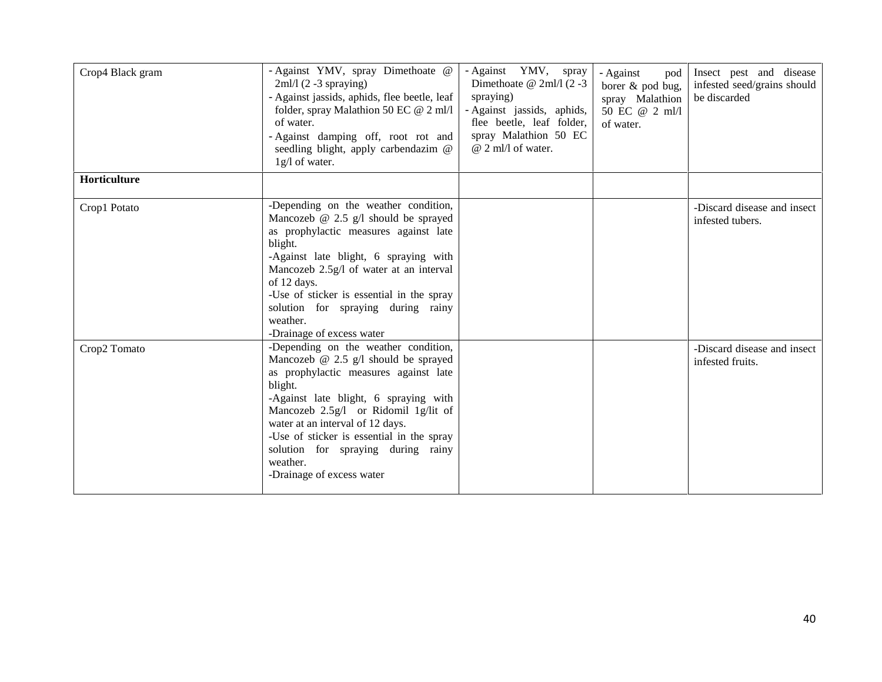| Crop4 Black gram | - Against YMV, spray Dimethoate @ 2ml/l (2 -3 spraying)<br>- Against jassids, aphids, flee beetle, leaf folder, spray Malathion 50 EC @ 2 ml/l of water.<br>- Against damping off, root rot and seedling blight, apply carbendazim @ 1g/l of water. | - Against YMV, spray Dimethoate @ 2ml/l (2 -3 spraying)<br>- Against jassids, aphids, flee beetle, leaf folder, spray Malathion 50 EC @ 2 ml/l of water. | - Against pod borer & pod bug, spray Malathion 50 EC @ 2 ml/l of water. | Insect pest and disease infested seed/grains should be discarded |
|---|---|---|---|---|
| **Horticulture** | | | | |
| Crop1 Potato | -Depending on the weather condition, Mancozeb @ 2.5 g/l should be sprayed as prophylactic measures against late blight.<br>-Against late blight, 6 spraying with Mancozeb 2.5g/l of water at an interval of 12 days.<br>-Use of sticker is essential in the spray solution for spraying during rainy weather.<br>-Drainage of excess water | | | -Discard disease and insect infested tubers. |
| Crop2 Tomato | -Depending on the weather condition, Mancozeb @ 2.5 g/l should be sprayed as prophylactic measures against late blight.<br>-Against late blight, 6 spraying with Mancozeb 2.5g/l or Ridomil 1g/lit of water at an interval of 12 days.<br>-Use of sticker is essential in the spray solution for spraying during rainy weather.<br>-Drainage of excess water | | | -Discard disease and insect infested fruits. |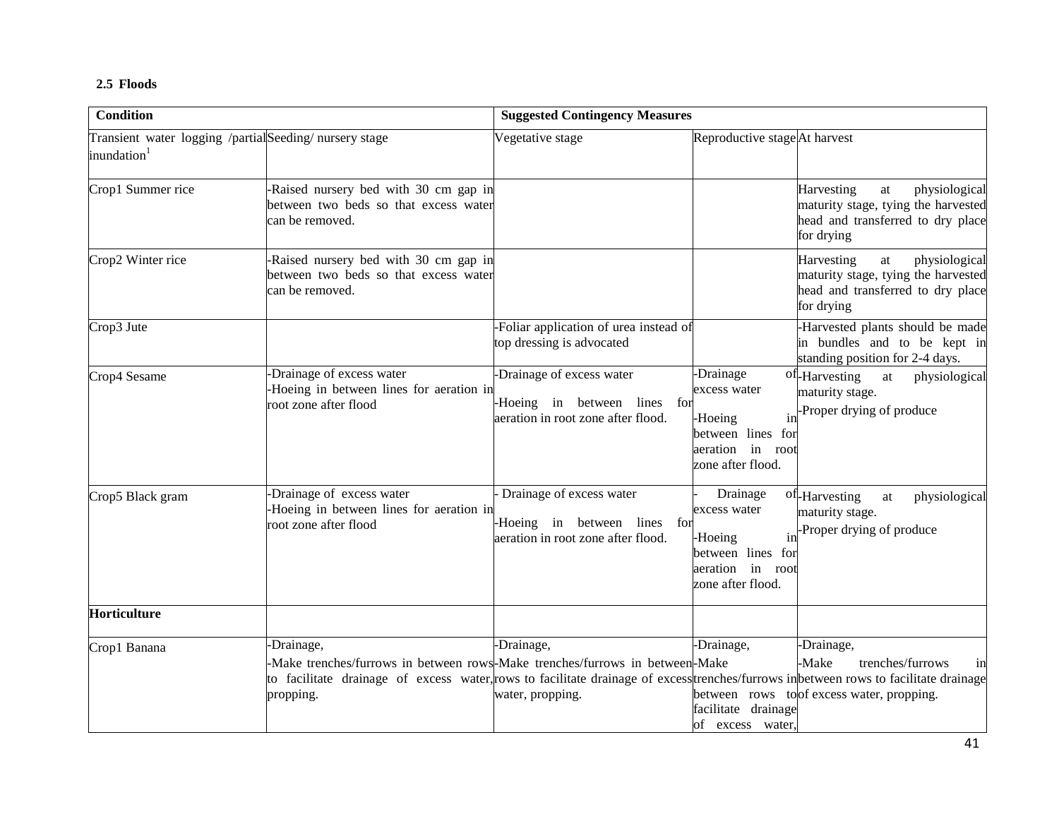**2.5 Floods**

| Condition | Suggested Contingency Measures | | | |
|---|---|---|---|---|
| Transient water logging /partial inundation[1] | Seeding/ nursery stage | Vegetative stage | Reproductive stage | At harvest |
| Crop1 Summer rice | -Raised nursery bed with 30 cm gap in between two beds so that excess water can be removed. | | | Harvesting at physiological maturity stage, tying the harvested head and transferred to dry place for drying |
| Crop2 Winter rice | -Raised nursery bed with 30 cm gap in between two beds so that excess water can be removed. | | | Harvesting at physiological maturity stage, tying the harvested head and transferred to dry place for drying |
| Crop3 Jute | | -Foliar application of urea instead of top dressing is advocated | | -Harvested plants should be made in bundles and to be kept in standing position for 2-4 days. |
| Crop4 Sesame | -Drainage of excess water<br>-Hoeing in between lines for aeration in root zone after flood | -Drainage of excess water<br>-Hoeing in between lines for aeration in root zone after flood. | -Drainage of excess water<br>-Hoeing in between lines for aeration in root zone after flood. | -Harvesting at physiological maturity stage.<br>-Proper drying of produce |
| Crop5 Black gram | -Drainage of excess water<br>-Hoeing in between lines for aeration in root zone after flood | - Drainage of excess water<br>-Hoeing in between lines for aeration in root zone after flood. | - Drainage of excess water<br>-Hoeing in between lines for aeration in root zone after flood. | -Harvesting at physiological maturity stage.<br>-Proper drying of produce |
| **Horticulture** | | | | |
| Crop1 Banana | -Drainage,<br>-Make trenches/furrows in between rows to facilitate drainage of excess water, propping. | -Drainage,<br>-Make trenches/furrows in between rows to facilitate drainage of excess water, propping. | -Drainage,<br>-Make trenches/furrows in between rows to facilitate drainage of excess water, | -Drainage,<br>-Make trenches/furrows in between rows to facilitate drainage of excess water, propping. |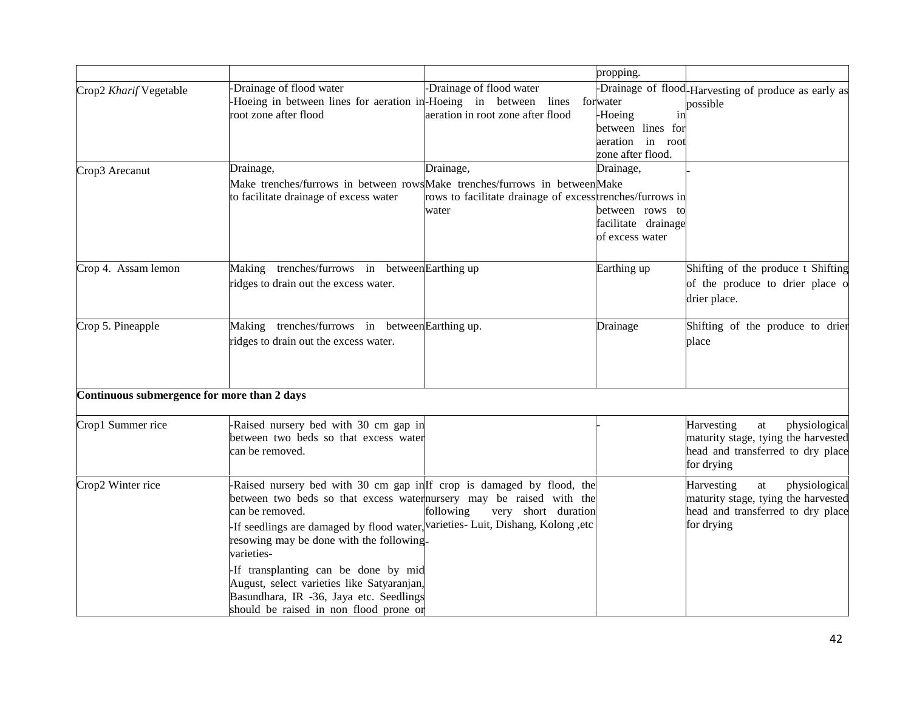| | | | | |
|---|---|---|---|---|
| | | | propping. | |
| Crop2 *Kharif* Vegetable | -Drainage of flood water<br>-Hoeing in between lines for aeration in root zone after flood | -Drainage of flood water<br>-Hoeing in between lines for aeration in root zone after flood | -Drainage of flood water<br>-Hoeing in between lines for aeration in root zone after flood. | -Harvesting of produce as early as possible |
| Crop3 Arecanut | Drainage,<br>Make trenches/furrows in between rows to facilitate drainage of excess water | Drainage,<br>Make trenches/furrows in between rows to facilitate drainage of excess water | Drainage,<br>Make trenches/furrows in between rows to facilitate drainage of excess water | - |
| Crop 4. Assam lemon | Making trenches/furrows in between ridges to drain out the excess water. | Earthing up | Earthing up | Shifting of the produce t Shifting of the produce to drier place o drier place. |
| Crop 5. Pineapple | Making trenches/furrows in between ridges to drain out the excess water. | Earthing up. | Drainage | Shifting of the produce to drier place |
| **Continuous submergence for more than 2 days** | | | | |
| Crop1 Summer rice | -Raised nursery bed with 30 cm gap in between two beds so that excess water can be removed. | | - | Harvesting at physiological maturity stage, tying the harvested head and transferred to dry place for drying |
| Crop2 Winter rice | -Raised nursery bed with 30 cm gap in between two beds so that excess water can be removed.<br>-If seedlings are damaged by flood water, resowing may be done with the following varieties-<br>-If transplanting can be done by mid August, select varieties like Satyaranjan, Basundhara, IR -36, Jaya etc. Seedlings should be raised in non flood prone or | If crop is damaged by flood, the nursery may be raised with the following very short duration varieties- Luit, Dishang, Kolong ,etc<br>- | | Harvesting at physiological maturity stage, tying the harvested head and transferred to dry place for drying |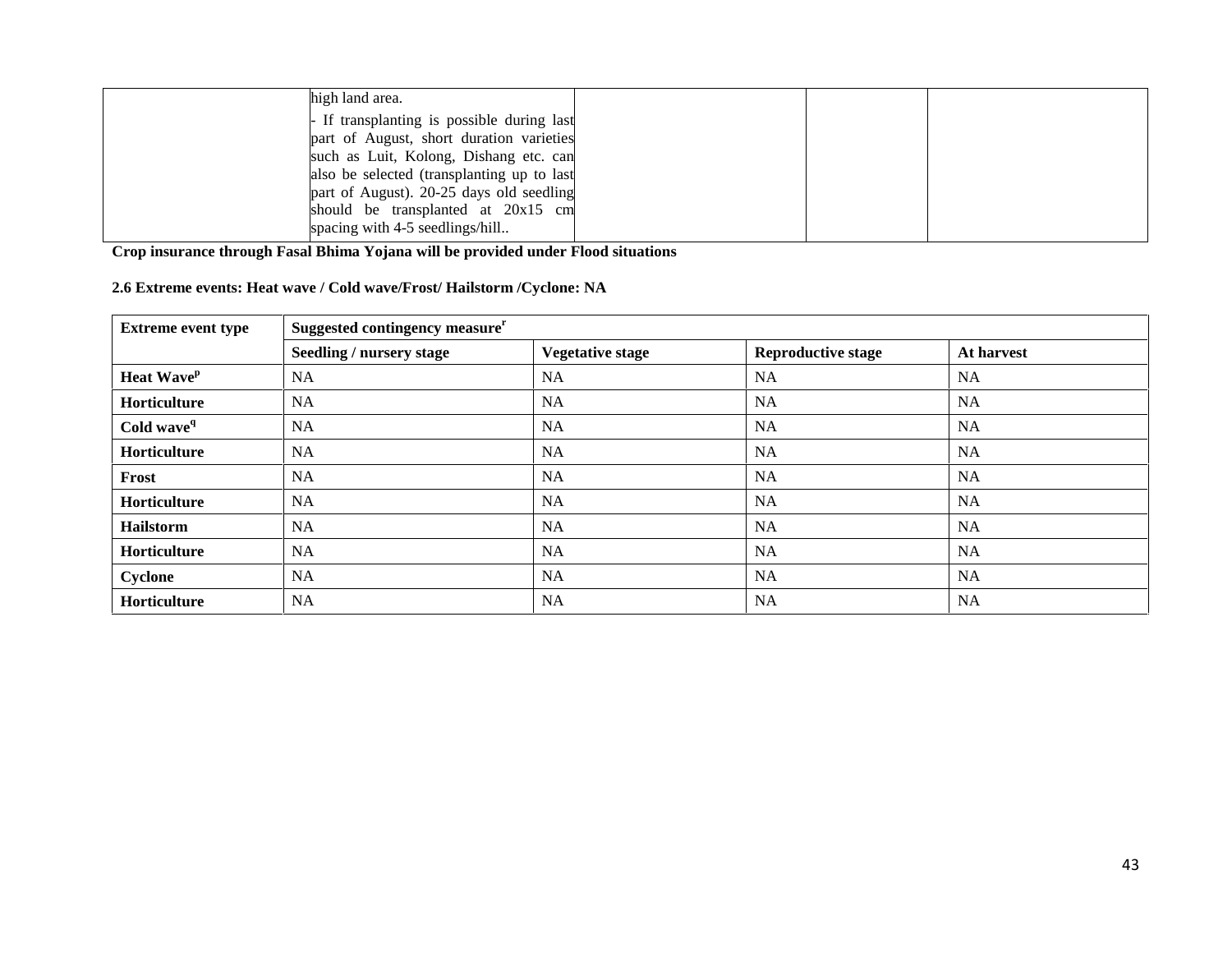| | | | | |
|---|---|---|---|---|
| | high land area.<br>- If transplanting is possible during last part of August, short duration varieties such as Luit, Kolong, Dishang etc. can also be selected (transplanting up to last part of August). 20-25 days old seedling should be transplanted at 20x15 cm spacing with 4-5 seedlings/hill.. | | | |

**Crop insurance through Fasal Bhima Yojana will be provided under Flood situations**

**2.6 Extreme events: Heat wave / Cold wave/Frost/ Hailstorm /Cyclone: NA**

| Extreme event type | Suggested contingency measure[r] | | | |
|---|---|---|---|---|
| | **Seedling / nursery stage** | **Vegetative stage** | **Reproductive stage** | **At harvest** |
| **Heat Wave[p]** | NA | NA | NA | NA |
| **Horticulture** | NA | NA | NA | NA |
| **Cold wave[q]** | NA | NA | NA | NA |
| **Horticulture** | NA | NA | NA | NA |
| **Frost** | NA | NA | NA | NA |
| **Horticulture** | NA | NA | NA | NA |
| **Hailstorm** | NA | NA | NA | NA |
| **Horticulture** | NA | NA | NA | NA |
| **Cyclone** | NA | NA | NA | NA |
| **Horticulture** | NA | NA | NA | NA |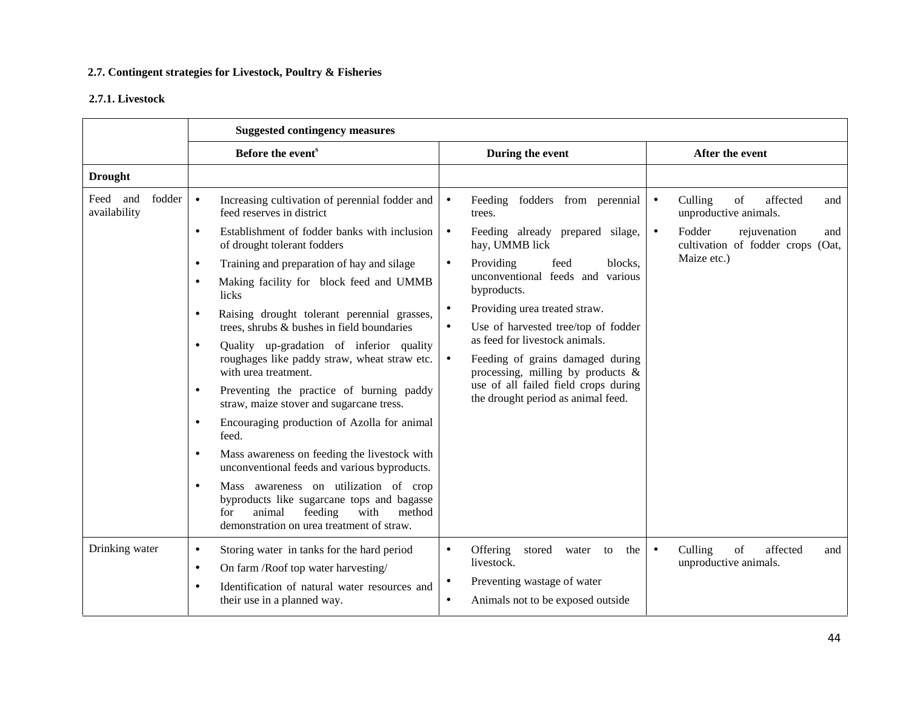### 2.7. Contingent strategies for Livestock, Poultry & Fisheries

#### 2.7.1. Livestock

| | Suggested contingency measures | | |
|---|---|---|---|
| | Before the event[s] | During the event | After the event |
| **Drought** | | | |
| Feed and fodder availability | • Increasing cultivation of perennial fodder and feed reserves in district<br>• Establishment of fodder banks with inclusion of drought tolerant fodders<br>• Training and preparation of hay and silage<br>• Making facility for block feed and UMMB licks<br>• Raising drought tolerant perennial grasses, trees, shrubs & bushes in field boundaries<br>• Quality up-gradation of inferior quality roughages like paddy straw, wheat straw etc. with urea treatment.<br>• Preventing the practice of burning paddy straw, maize stover and sugarcane tress.<br>• Encouraging production of Azolla for animal feed.<br>• Mass awareness on feeding the livestock with unconventional feeds and various byproducts.<br>• Mass awareness on utilization of crop byproducts like sugarcane tops and bagasse for animal feeding with method demonstration on urea treatment of straw. | • Feeding fodders from perennial trees.<br>• Feeding already prepared silage, hay, UMMB lick<br>• Providing feed blocks, unconventional feeds and various byproducts.<br>• Providing urea treated straw.<br>• Use of harvested tree/top of fodder as feed for livestock animals.<br>• Feeding of grains damaged during processing, milling by products & use of all failed field crops during the drought period as animal feed. | • Culling of affected and unproductive animals.<br>• Fodder rejuvenation and cultivation of fodder crops (Oat, Maize etc.) |
| Drinking water | • Storing water in tanks for the hard period<br>• On farm /Roof top water harvesting/<br>• Identification of natural water resources and their use in a planned way. | • Offering stored water to the livestock.<br>• Preventing wastage of water<br>• Animals not to be exposed outside | • Culling of affected and unproductive animals. |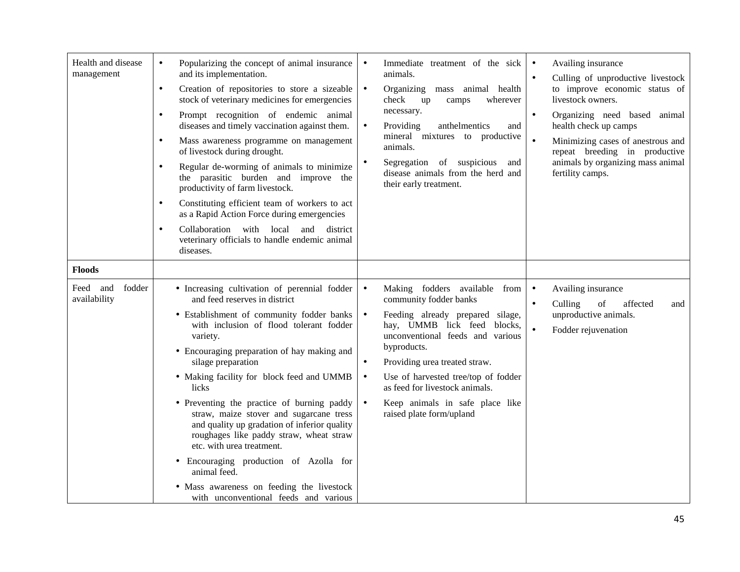| | | | |
|---|---|---|---|
| Health and disease management | • Popularizing the concept of animal insurance and its implementation.<br>• Creation of repositories to store a sizeable stock of veterinary medicines for emergencies<br>• Prompt recognition of endemic animal diseases and timely vaccination against them.<br>• Mass awareness programme on management of livestock during drought.<br>• Regular de-worming of animals to minimize the parasitic burden and improve the productivity of farm livestock.<br>• Constituting efficient team of workers to act as a Rapid Action Force during emergencies<br>• Collaboration with local and district veterinary officials to handle endemic animal diseases. | • Immediate treatment of the sick animals.<br>• Organizing mass animal health check up camps wherever necessary.<br>• Providing anthelmentics and mineral mixtures to productive animals.<br>• Segregation of suspicious and disease animals from the herd and their early treatment. | • Availing insurance<br>• Culling of unproductive livestock to improve economic status of livestock owners.<br>• Organizing need based animal health check up camps<br>• Minimizing cases of anestrous and repeat breeding in productive animals by organizing mass animal fertility camps. |
| **Floods** | | | |
| Feed and fodder availability | • Increasing cultivation of perennial fodder and feed reserves in district<br>• Establishment of community fodder banks with inclusion of flood tolerant fodder variety.<br>• Encouraging preparation of hay making and silage preparation<br>• Making facility for block feed and UMMB licks<br>• Preventing the practice of burning paddy straw, maize stover and sugarcane tress and quality up gradation of inferior quality roughages like paddy straw, wheat straw etc. with urea treatment.<br>• Encouraging production of Azolla for animal feed.<br>• Mass awareness on feeding the livestock with unconventional feeds and various | • Making fodders available from community fodder banks<br>• Feeding already prepared silage, hay, UMMB lick feed blocks, unconventional feeds and various byproducts.<br>• Providing urea treated straw.<br>• Use of harvested tree/top of fodder as feed for livestock animals.<br>• Keep animals in safe place like raised plate form/upland | • Availing insurance<br>• Culling of affected and unproductive animals.<br>• Fodder rejuvenation |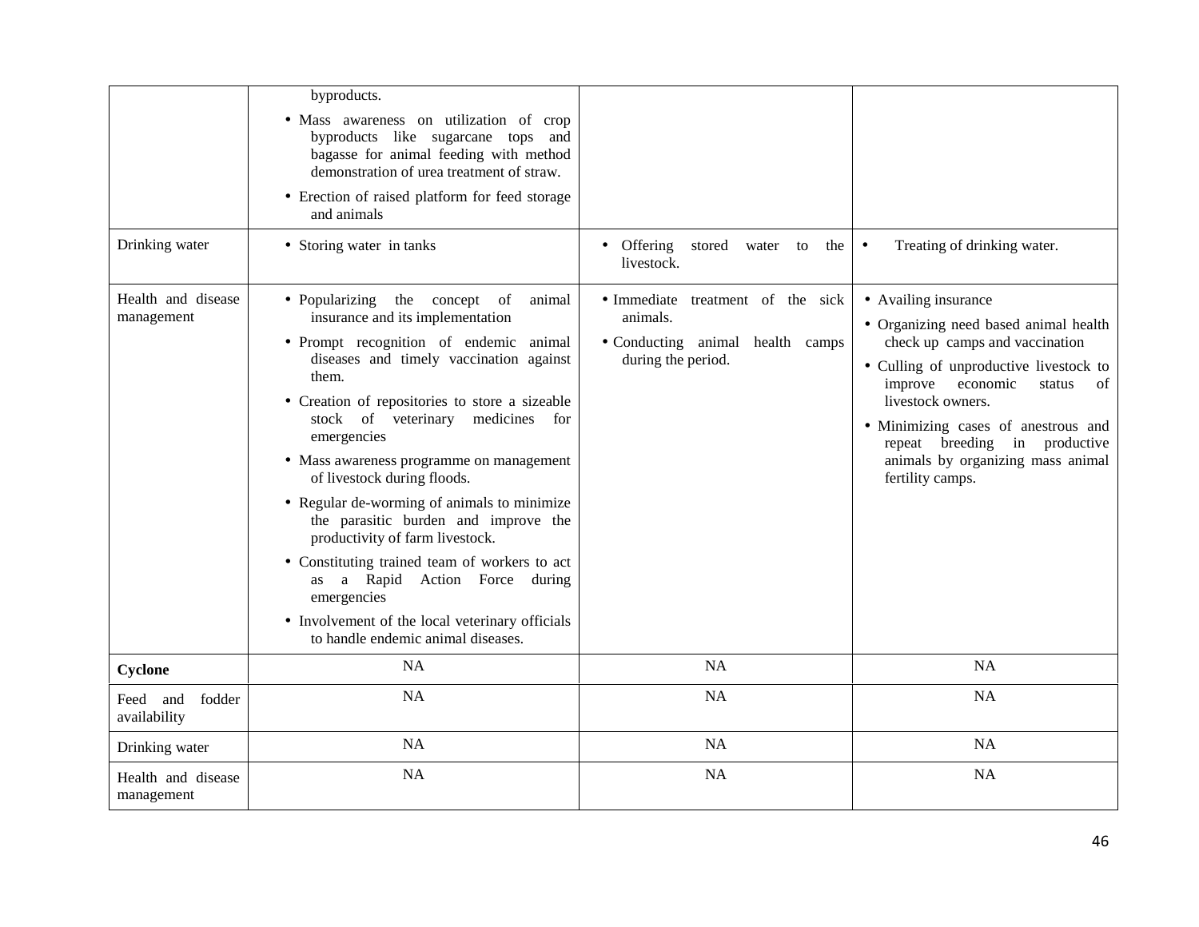| | | | |
|---|---|---|---|
| | byproducts.<br>• Mass awareness on utilization of crop byproducts like sugarcane tops and bagasse for animal feeding with method demonstration of urea treatment of straw.<br>• Erection of raised platform for feed storage and animals | | |
| Drinking water | • Storing water in tanks | • Offering stored water to the livestock. | • Treating of drinking water. |
| Health and disease management | • Popularizing the concept of animal insurance and its implementation<br>• Prompt recognition of endemic animal diseases and timely vaccination against them.<br>• Creation of repositories to store a sizeable stock of veterinary medicines for emergencies<br>• Mass awareness programme on management of livestock during floods.<br>• Regular de-worming of animals to minimize the parasitic burden and improve the productivity of farm livestock.<br>• Constituting trained team of workers to act as a Rapid Action Force during emergencies<br>• Involvement of the local veterinary officials to handle endemic animal diseases. | • Immediate treatment of the sick animals.<br>• Conducting animal health camps during the period. | • Availing insurance<br>• Organizing need based animal health check up camps and vaccination<br>• Culling of unproductive livestock to improve economic status of livestock owners.<br>• Minimizing cases of anestrous and repeat breeding in productive animals by organizing mass animal fertility camps. |
| **Cyclone** | NA | NA | NA |
| Feed and fodder availability | NA | NA | NA |
| Drinking water | NA | NA | NA |
| Health and disease management | NA | NA | NA |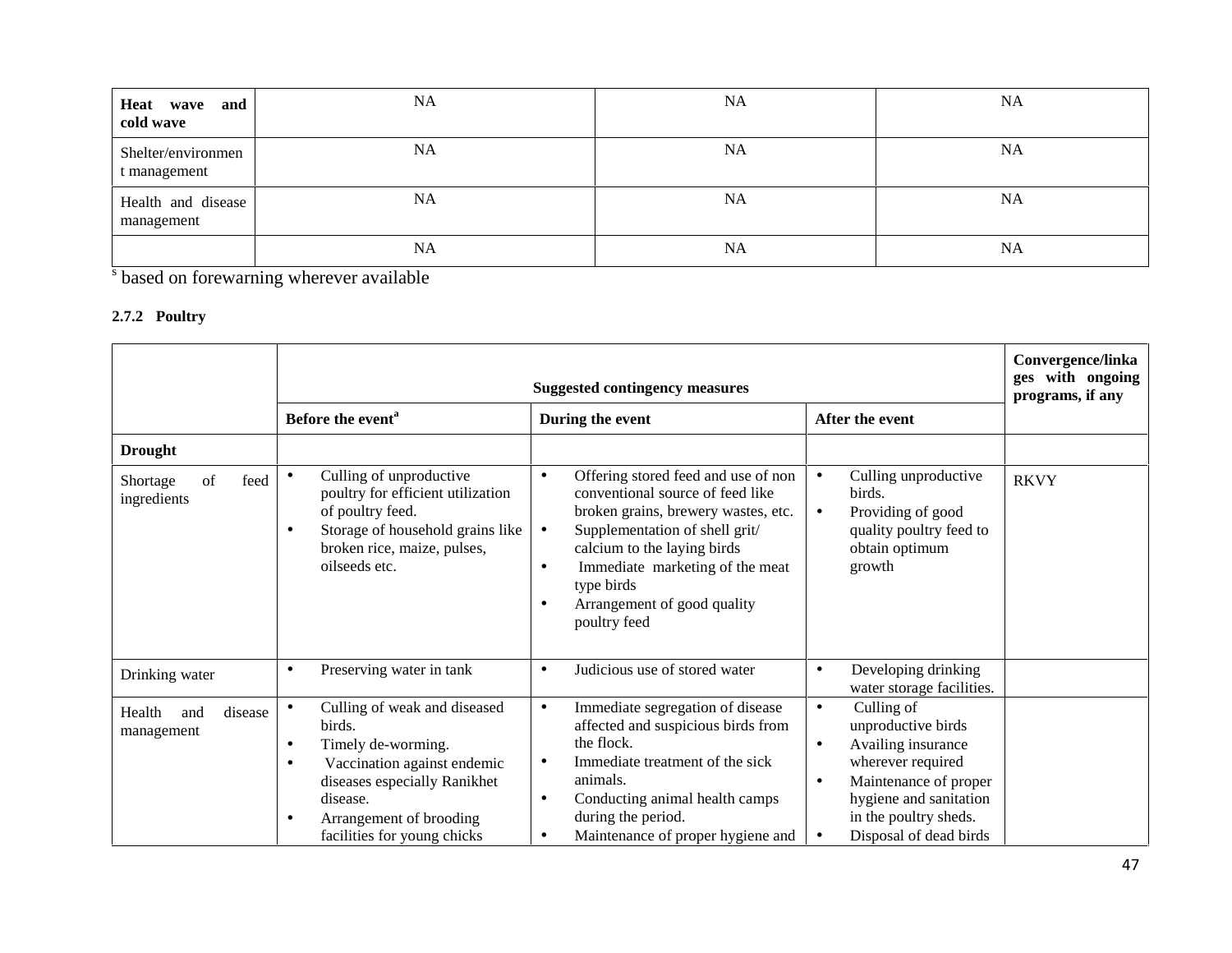| Heat wave and cold wave | NA | NA | NA |
|---|---|---|---|
| Shelter/environment management | NA | NA | NA |
| Health and disease management | NA | NA | NA |
| | NA | NA | NA |

[s] based on forewarning wherever available

### 2.7.2 Poultry

| | Suggested contingency measures | | | Convergence/linkages with ongoing programs, if any |
|---|---|---|---|---|
| | Before the event[a] | During the event | After the event | |
| **Drought** | | | | |
| Shortage of feed ingredients | • Culling of unproductive poultry for efficient utilization of poultry feed.<br>• Storage of household grains like broken rice, maize, pulses, oilseeds etc. | • Offering stored feed and use of non conventional source of feed like broken grains, brewery wastes, etc.<br>• Supplementation of shell grit/ calcium to the laying birds<br>• Immediate marketing of the meat type birds<br>• Arrangement of good quality poultry feed | • Culling unproductive birds.<br>• Providing of good quality poultry feed to obtain optimum growth | RKVY |
| Drinking water | • Preserving water in tank | • Judicious use of stored water | • Developing drinking water storage facilities. | |
| Health and disease management | • Culling of weak and diseased birds.<br>• Timely de-worming.<br>• Vaccination against endemic diseases especially Ranikhet disease.<br>• Arrangement of brooding facilities for young chicks | • Immediate segregation of disease affected and suspicious birds from the flock.<br>• Immediate treatment of the sick animals.<br>• Conducting animal health camps during the period.<br>• Maintenance of proper hygiene and | • Culling of unproductive birds<br>• Availing insurance wherever required<br>• Maintenance of proper hygiene and sanitation in the poultry sheds.<br>• Disposal of dead birds | |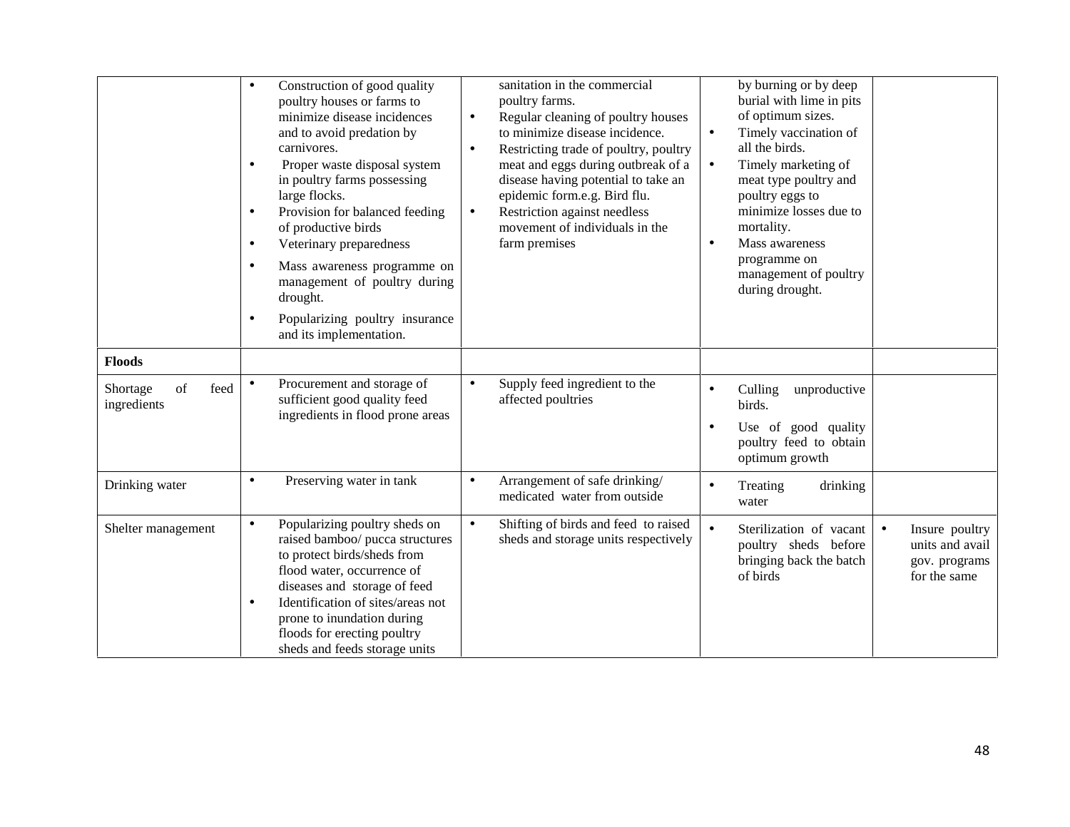| | | | | |
|---|---|---|---|---|
| | • Construction of good quality poultry houses or farms to minimize disease incidences and to avoid predation by carnivores.<br>• Proper waste disposal system in poultry farms possessing large flocks.<br>• Provision for balanced feeding of productive birds<br>• Veterinary preparedness<br>• Mass awareness programme on management of poultry during drought.<br>• Popularizing poultry insurance and its implementation. | sanitation in the commercial poultry farms.<br>• Regular cleaning of poultry houses to minimize disease incidence.<br>• Restricting trade of poultry, poultry meat and eggs during outbreak of a disease having potential to take an epidemic form.e.g. Bird flu.<br>• Restriction against needless movement of individuals in the farm premises | by burning or by deep burial with lime in pits of optimum sizes.<br>• Timely vaccination of all the birds.<br>• Timely marketing of meat type poultry and poultry eggs to minimize losses due to mortality.<br>• Mass awareness programme on management of poultry during drought. | |
| **Floods** | | | | |
| Shortage of feed ingredients | • Procurement and storage of sufficient good quality feed ingredients in flood prone areas | • Supply feed ingredient to the affected poultries | • Culling unproductive birds.<br>• Use of good quality poultry feed to obtain optimum growth | |
| Drinking water | • Preserving water in tank | • Arrangement of safe drinking/ medicated water from outside | • Treating drinking water | |
| Shelter management | • Popularizing poultry sheds on raised bamboo/ pucca structures to protect birds/sheds from flood water, occurrence of diseases and storage of feed<br>• Identification of sites/areas not prone to inundation during floods for erecting poultry sheds and feeds storage units | • Shifting of birds and feed to raised sheds and storage units respectively | • Sterilization of vacant poultry sheds before bringing back the batch of birds | • Insure poultry units and avail gov. programs for the same |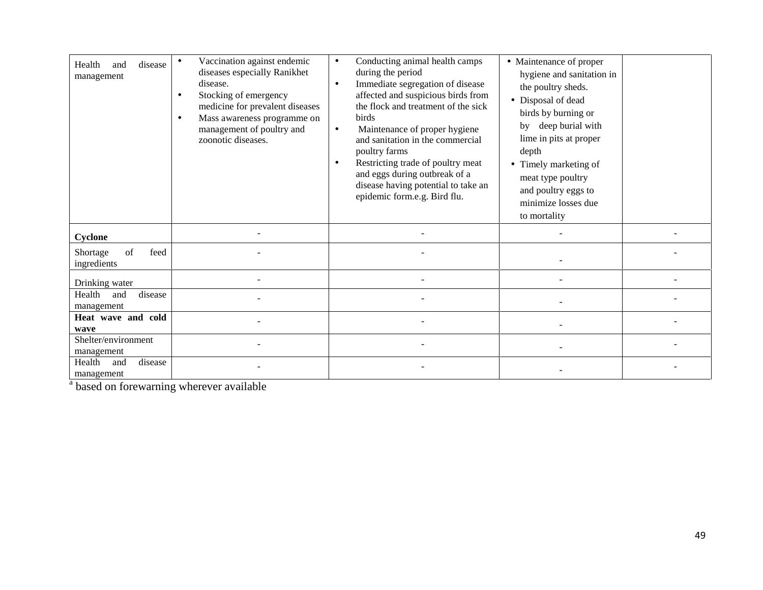| | | | | |
|---|---|---|---|---|
| Health and disease management | • Vaccination against endemic diseases especially Ranikhet disease.<br>• Stocking of emergency medicine for prevalent diseases<br>• Mass awareness programme on management of poultry and zoonotic diseases. | • Conducting animal health camps during the period<br>• Immediate segregation of disease affected and suspicious birds from the flock and treatment of the sick birds<br>• Maintenance of proper hygiene and sanitation in the commercial poultry farms<br>• Restricting trade of poultry meat and eggs during outbreak of a disease having potential to take an epidemic form.e.g. Bird flu. | • Maintenance of proper hygiene and sanitation in the poultry sheds.<br>• Disposal of dead birds by burning or by deep burial with lime in pits at proper depth<br>• Timely marketing of meat type poultry and poultry eggs to minimize losses due to mortality | |
| **Cyclone** | - | - | - | - |
| Shortage of feed ingredients | - | - | - | - |
| Drinking water | - | - | - | - |
| Health and disease management | - | - | - | - |
| **Heat wave and cold wave** | - | - | - | - |
| Shelter/environment management | - | - | - | - |
| Health and disease management | - | - | - | - |

[a] based on forewarning wherever available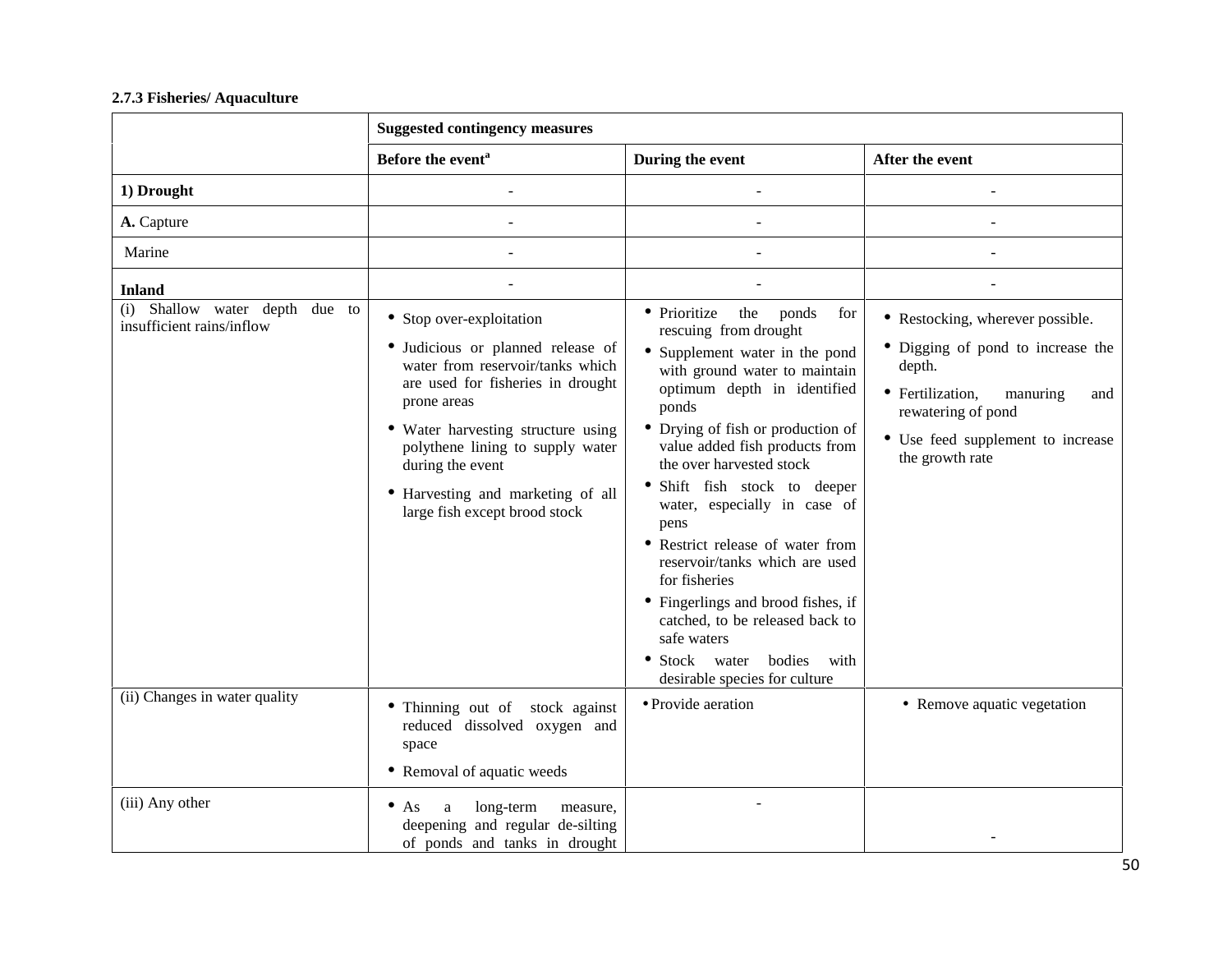**2.7.3 Fisheries/ Aquaculture**

| | Suggested contingency measures | | |
|---|---|---|---|
| | Before the event[a] | During the event | After the event |
| **1) Drought** | - | - | - |
| **A.** Capture | - | - | - |
| Marine | - | - | - |
| **Inland** | - | - | - |
| (i) Shallow water depth due to insufficient rains/inflow | • Stop over-exploitation<br>• Judicious or planned release of water from reservoir/tanks which are used for fisheries in drought prone areas<br>• Water harvesting structure using polythene lining to supply water during the event<br>• Harvesting and marketing of all large fish except brood stock | • Prioritize the ponds for rescuing from drought<br>• Supplement water in the pond with ground water to maintain optimum depth in identified ponds<br>• Drying of fish or production of value added fish products from the over harvested stock<br>• Shift fish stock to deeper water, especially in case of pens<br>• Restrict release of water from reservoir/tanks which are used for fisheries<br>• Fingerlings and brood fishes, if catched, to be released back to safe waters<br>• Stock water bodies with desirable species for culture | • Restocking, wherever possible.<br>• Digging of pond to increase the depth.<br>• Fertilization, manuring and rewatering of pond<br>• Use feed supplement to increase the growth rate |
| (ii) Changes in water quality | • Thinning out of stock against reduced dissolved oxygen and space<br>• Removal of aquatic weeds | • Provide aeration | • Remove aquatic vegetation |
| (iii) Any other | • As a long-term measure, deepening and regular de-silting of ponds and tanks in drought | - | - |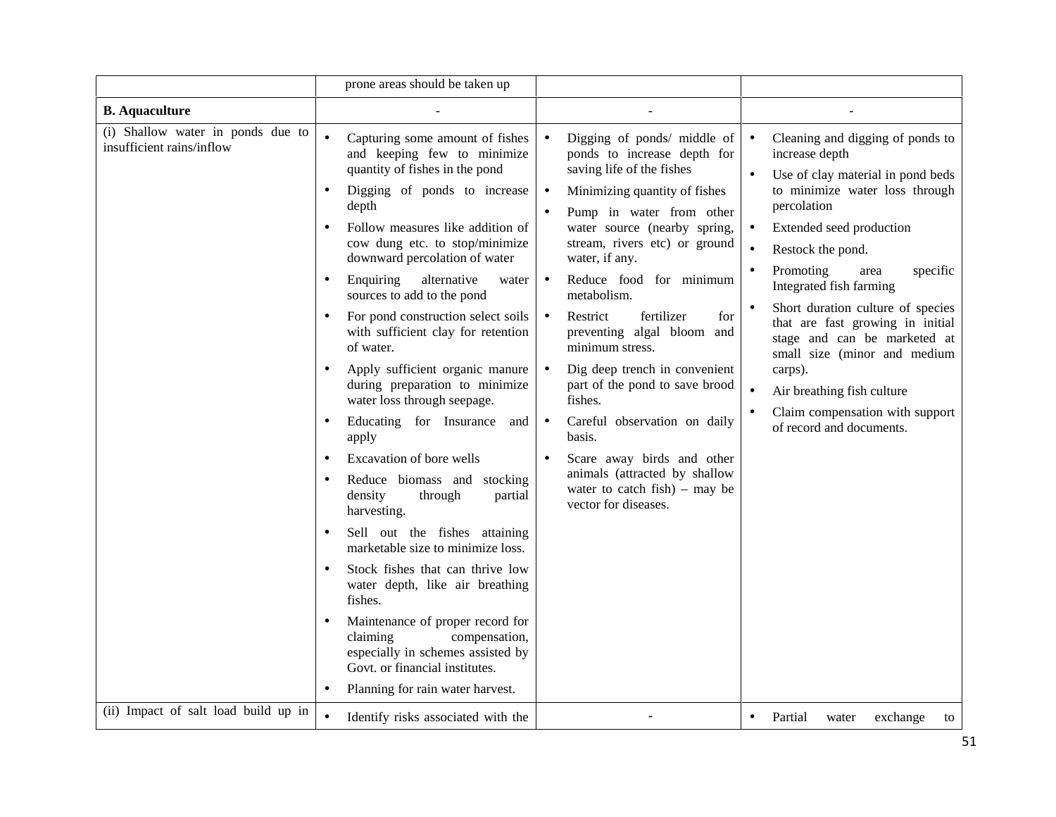| | | | |
|---|---|---|---|
| | prone areas should be taken up | | |
| **B. Aquaculture** | - | - | - |
| (i) Shallow water in ponds due to insufficient rains/inflow | • Capturing some amount of fishes and keeping few to minimize quantity of fishes in the pond<br>• Digging of ponds to increase depth<br>• Follow measures like addition of cow dung etc. to stop/minimize downward percolation of water<br>• Enquiring alternative water sources to add to the pond<br>• For pond construction select soils with sufficient clay for retention of water.<br>• Apply sufficient organic manure during preparation to minimize water loss through seepage.<br>• Educating for Insurance and apply<br>• Excavation of bore wells<br>• Reduce biomass and stocking density through partial harvesting.<br>• Sell out the fishes attaining marketable size to minimize loss.<br>• Stock fishes that can thrive low water depth, like air breathing fishes.<br>• Maintenance of proper record for claiming compensation, especially in schemes assisted by Govt. or financial institutes.<br>• Planning for rain water harvest. | • Digging of ponds/ middle of ponds to increase depth for saving life of the fishes<br>• Minimizing quantity of fishes<br>• Pump in water from other water source (nearby spring, stream, rivers etc) or ground water, if any.<br>• Reduce food for minimum metabolism.<br>• Restrict fertilizer for preventing algal bloom and minimum stress.<br>• Dig deep trench in convenient part of the pond to save brood fishes.<br>• Careful observation on daily basis.<br>• Scare away birds and other animals (attracted by shallow water to catch fish) – may be vector for diseases. | • Cleaning and digging of ponds to increase depth<br>• Use of clay material in pond beds to minimize water loss through percolation<br>• Extended seed production<br>• Restock the pond.<br>• Promoting area specific Integrated fish farming<br>• Short duration culture of species that are fast growing in initial stage and can be marketed at small size (minor and medium carps).<br>• Air breathing fish culture<br>• Claim compensation with support of record and documents. |
| (ii) Impact of salt load build up in | • Identify risks associated with the | - | • Partial water exchange to |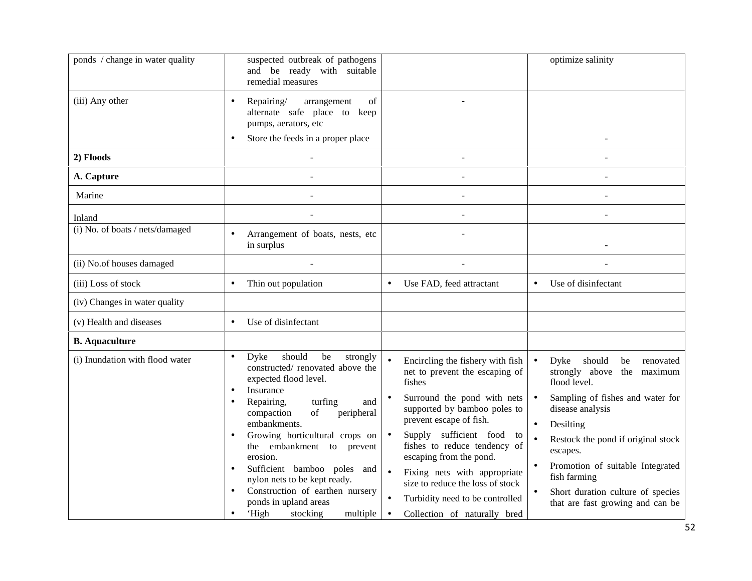| ponds / change in water quality | suspected outbreak of pathogens and be ready with suitable remedial measures | | optimize salinity |
|---|---|---|---|
| (iii) Any other | • Repairing/ arrangement of alternate safe place to keep pumps, aerators, etc<br>• Store the feeds in a proper place | - | - |
| **2) Floods** | - | - | - |
| **A. Capture** | - | - | - |
| Marine | - | - | - |
| Inland | - | - | - |
| (i) No. of boats / nets/damaged | • Arrangement of boats, nests, etc in surplus | - | - |
| (ii) No.of houses damaged | - | - | - |
| (iii) Loss of stock | • Thin out population | • Use FAD, feed attractant | • Use of disinfectant |
| (iv) Changes in water quality | | | |
| (v) Health and diseases | • Use of disinfectant | | |
| **B. Aquaculture** | | | |
| (i) Inundation with flood water | • Dyke should be strongly constructed/ renovated above the expected flood level.<br>• Insurance<br>• Repairing, turfing and compaction of peripheral embankments.<br>• Growing horticultural crops on the embankment to prevent erosion.<br>• Sufficient bamboo poles and nylon nets to be kept ready.<br>• Construction of earthen nursery ponds in upland areas<br>• 'High stocking multiple | • Encircling the fishery with fish net to prevent the escaping of fishes<br>• Surround the pond with nets supported by bamboo poles to prevent escape of fish.<br>• Supply sufficient food to fishes to reduce tendency of escaping from the pond.<br>• Fixing nets with appropriate size to reduce the loss of stock<br>• Turbidity need to be controlled<br>• Collection of naturally bred | • Dyke should be renovated strongly above the maximum flood level.<br>• Sampling of fishes and water for disease analysis<br>• Desilting<br>• Restock the pond if original stock escapes.<br>• Promotion of suitable Integrated fish farming<br>• Short duration culture of species that are fast growing and can be |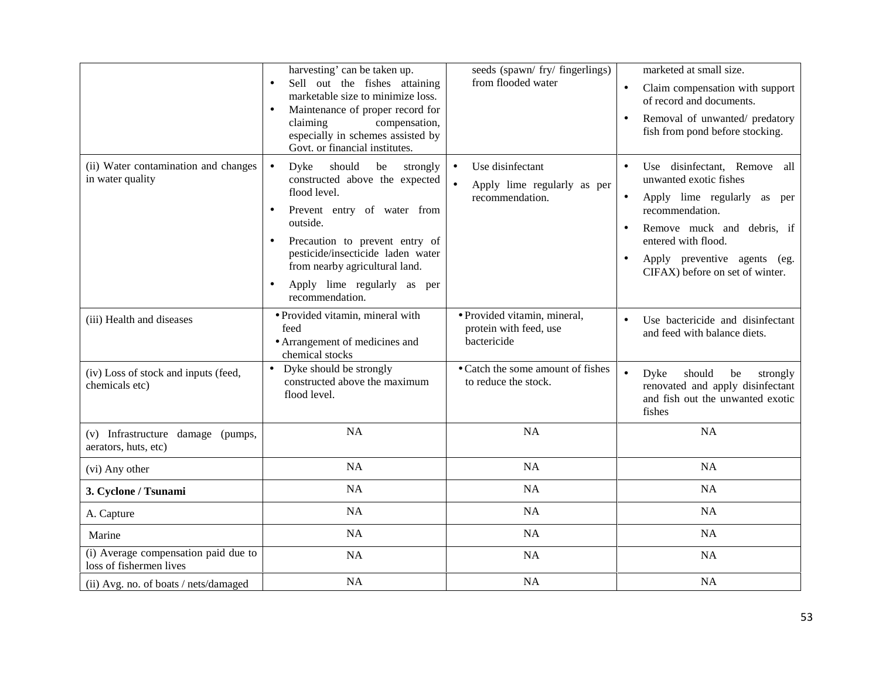| | | | |
|---|---|---|---|
| | harvesting' can be taken up.<br>• Sell out the fishes attaining marketable size to minimize loss.<br>• Maintenance of proper record for claiming compensation, especially in schemes assisted by Govt. or financial institutes. | seeds (spawn/ fry/ fingerlings) from flooded water | marketed at small size.<br>• Claim compensation with support of record and documents.<br>• Removal of unwanted/ predatory fish from pond before stocking. |
| (ii) Water contamination and changes in water quality | • Dyke should be strongly constructed above the expected flood level.<br>• Prevent entry of water from outside.<br>• Precaution to prevent entry of pesticide/insecticide laden water from nearby agricultural land.<br>• Apply lime regularly as per recommendation. | • Use disinfectant<br>• Apply lime regularly as per recommendation. | • Use disinfectant, Remove all unwanted exotic fishes<br>• Apply lime regularly as per recommendation.<br>• Remove muck and debris, if entered with flood.<br>• Apply preventive agents (eg. CIFAX) before on set of winter. |
| (iii) Health and diseases | • Provided vitamin, mineral with feed<br>• Arrangement of medicines and chemical stocks | • Provided vitamin, mineral, protein with feed, use bactericide | • Use bactericide and disinfectant and feed with balance diets. |
| (iv) Loss of stock and inputs (feed, chemicals etc) | • Dyke should be strongly constructed above the maximum flood level. | • Catch the some amount of fishes to reduce the stock. | • Dyke should be strongly renovated and apply disinfectant and fish out the unwanted exotic fishes |
| (v) Infrastructure damage (pumps, aerators, huts, etc) | NA | NA | NA |
| (vi) Any other | NA | NA | NA |
| **3. Cyclone / Tsunami** | NA | NA | NA |
| A. Capture | NA | NA | NA |
| Marine | NA | NA | NA |
| (i) Average compensation paid due to loss of fishermen lives | NA | NA | NA |
| (ii) Avg. no. of boats / nets/damaged | NA | NA | NA |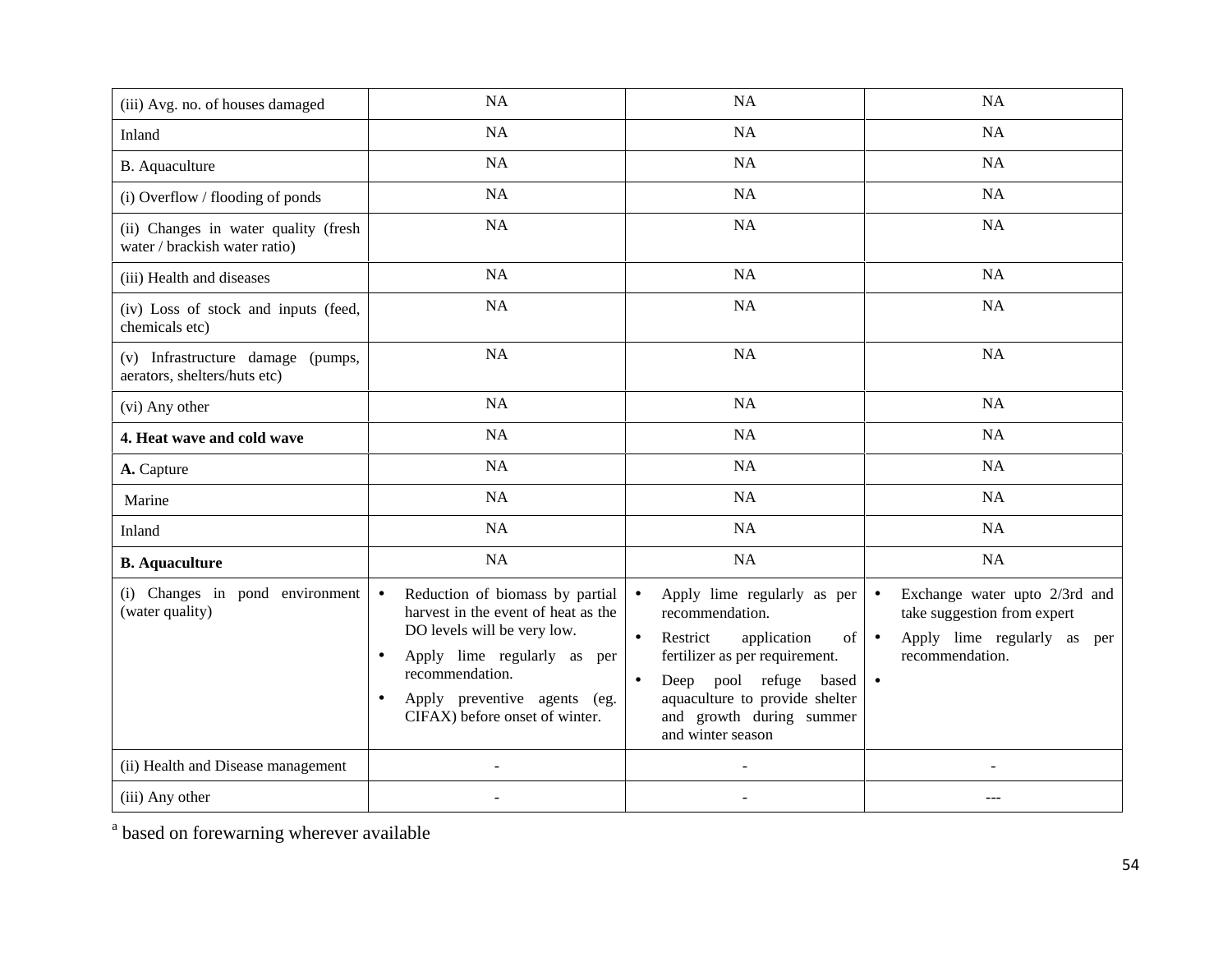| | | | |
|---|---|---|---|
| (iii) Avg. no. of houses damaged | NA | NA | NA |
| Inland | NA | NA | NA |
| B. Aquaculture | NA | NA | NA |
| (i) Overflow / flooding of ponds | NA | NA | NA |
| (ii) Changes in water quality (fresh water / brackish water ratio) | NA | NA | NA |
| (iii) Health and diseases | NA | NA | NA |
| (iv) Loss of stock and inputs (feed, chemicals etc) | NA | NA | NA |
| (v) Infrastructure damage (pumps, aerators, shelters/huts etc) | NA | NA | NA |
| (vi) Any other | NA | NA | NA |
| **4. Heat wave and cold wave** | NA | NA | NA |
| **A.** Capture | NA | NA | NA |
| Marine | NA | NA | NA |
| Inland | NA | NA | NA |
| **B. Aquaculture** | NA | NA | NA |
| (i) Changes in pond environment (water quality) | • Reduction of biomass by partial harvest in the event of heat as the DO levels will be very low.<br>• Apply lime regularly as per recommendation.<br>• Apply preventive agents (eg. CIFAX) before onset of winter. | • Apply lime regularly as per recommendation.<br>• Restrict application of fertilizer as per requirement.<br>• Deep pool refuge based aquaculture to provide shelter and growth during summer and winter season | • Exchange water upto 2/3rd and take suggestion from expert<br>• Apply lime regularly as per recommendation.<br>• |
| (ii) Health and Disease management | - | - | - |
| (iii) Any other | - | - | --- |

[a] based on forewarning wherever available